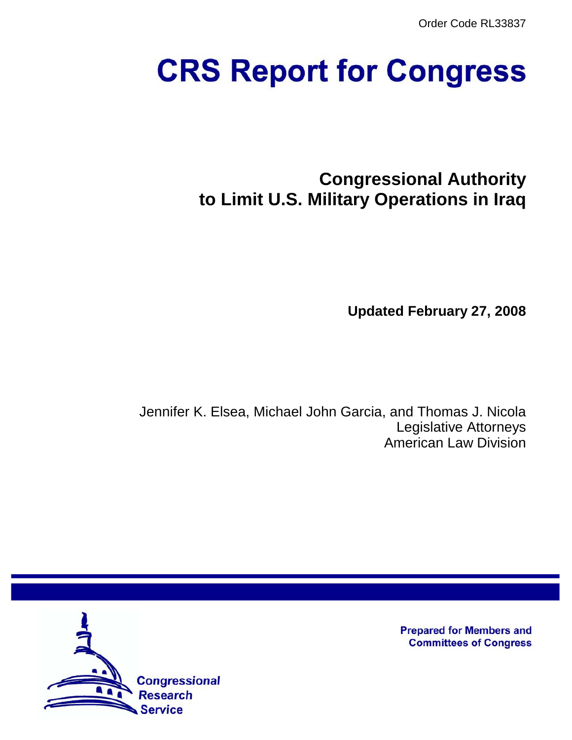Order Code RL33837

# CRS Report for Congress

## Congressional Authority to Limit U.S. Military Operations in Iraq

**Updated February 27, 2008**

Jennifer K. Elsea, Michael John Garcia, and Thomas J. Nicola
Legislative Attorneys
American Law Division

Prepared for Members and Committees of Congress

Congressional Research Service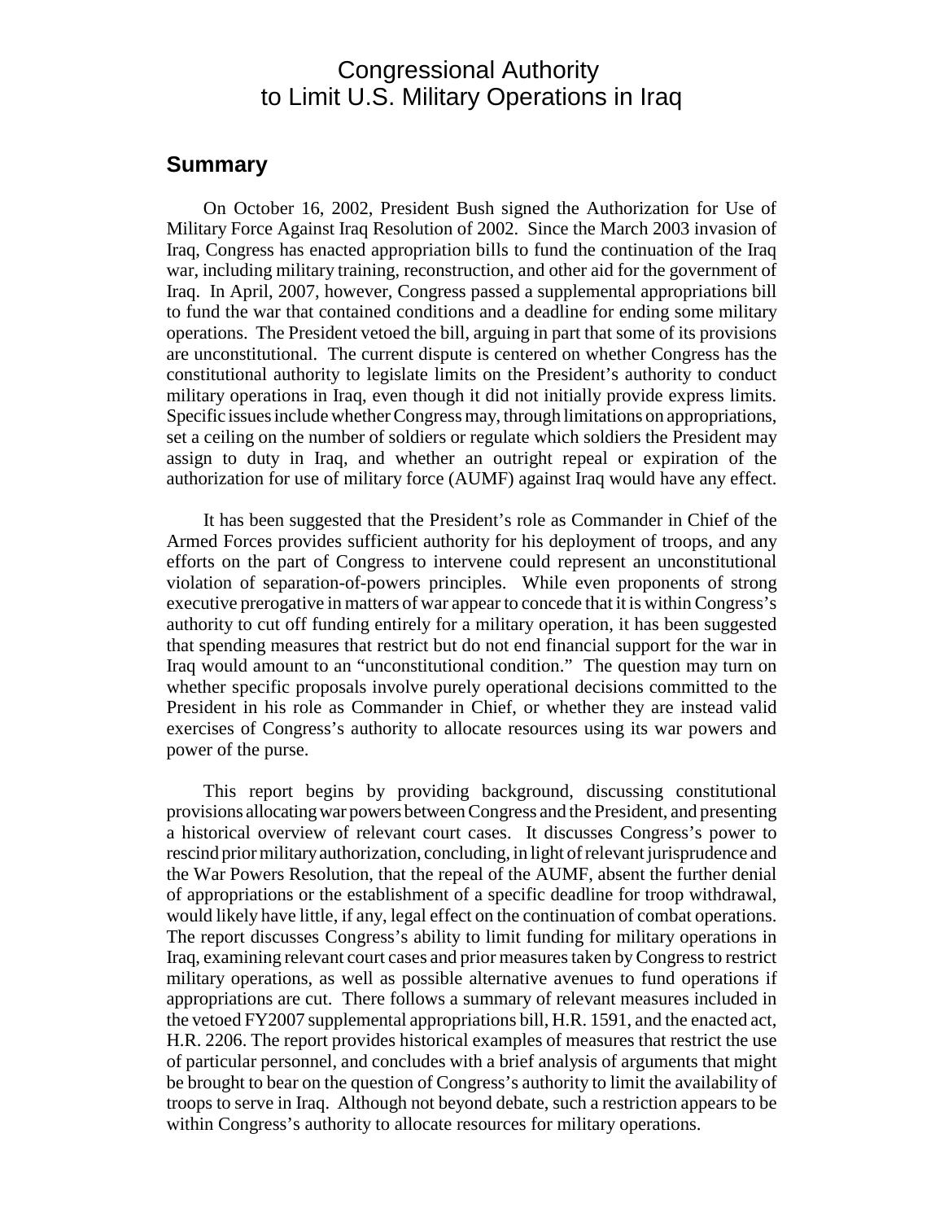# Congressional Authority to Limit U.S. Military Operations in Iraq

## Summary

On October 16, 2002, President Bush signed the Authorization for Use of Military Force Against Iraq Resolution of 2002. Since the March 2003 invasion of Iraq, Congress has enacted appropriation bills to fund the continuation of the Iraq war, including military training, reconstruction, and other aid for the government of Iraq. In April, 2007, however, Congress passed a supplemental appropriations bill to fund the war that contained conditions and a deadline for ending some military operations. The President vetoed the bill, arguing in part that some of its provisions are unconstitutional. The current dispute is centered on whether Congress has the constitutional authority to legislate limits on the President's authority to conduct military operations in Iraq, even though it did not initially provide express limits. Specific issues include whether Congress may, through limitations on appropriations, set a ceiling on the number of soldiers or regulate which soldiers the President may assign to duty in Iraq, and whether an outright repeal or expiration of the authorization for use of military force (AUMF) against Iraq would have any effect.

It has been suggested that the President's role as Commander in Chief of the Armed Forces provides sufficient authority for his deployment of troops, and any efforts on the part of Congress to intervene could represent an unconstitutional violation of separation-of-powers principles. While even proponents of strong executive prerogative in matters of war appear to concede that it is within Congress's authority to cut off funding entirely for a military operation, it has been suggested that spending measures that restrict but do not end financial support for the war in Iraq would amount to an "unconstitutional condition." The question may turn on whether specific proposals involve purely operational decisions committed to the President in his role as Commander in Chief, or whether they are instead valid exercises of Congress's authority to allocate resources using its war powers and power of the purse.

This report begins by providing background, discussing constitutional provisions allocating war powers between Congress and the President, and presenting a historical overview of relevant court cases. It discusses Congress's power to rescind prior military authorization, concluding, in light of relevant jurisprudence and the War Powers Resolution, that the repeal of the AUMF, absent the further denial of appropriations or the establishment of a specific deadline for troop withdrawal, would likely have little, if any, legal effect on the continuation of combat operations. The report discusses Congress's ability to limit funding for military operations in Iraq, examining relevant court cases and prior measures taken by Congress to restrict military operations, as well as possible alternative avenues to fund operations if appropriations are cut. There follows a summary of relevant measures included in the vetoed FY2007 supplemental appropriations bill, H.R. 1591, and the enacted act, H.R. 2206. The report provides historical examples of measures that restrict the use of particular personnel, and concludes with a brief analysis of arguments that might be brought to bear on the question of Congress's authority to limit the availability of troops to serve in Iraq. Although not beyond debate, such a restriction appears to be within Congress's authority to allocate resources for military operations.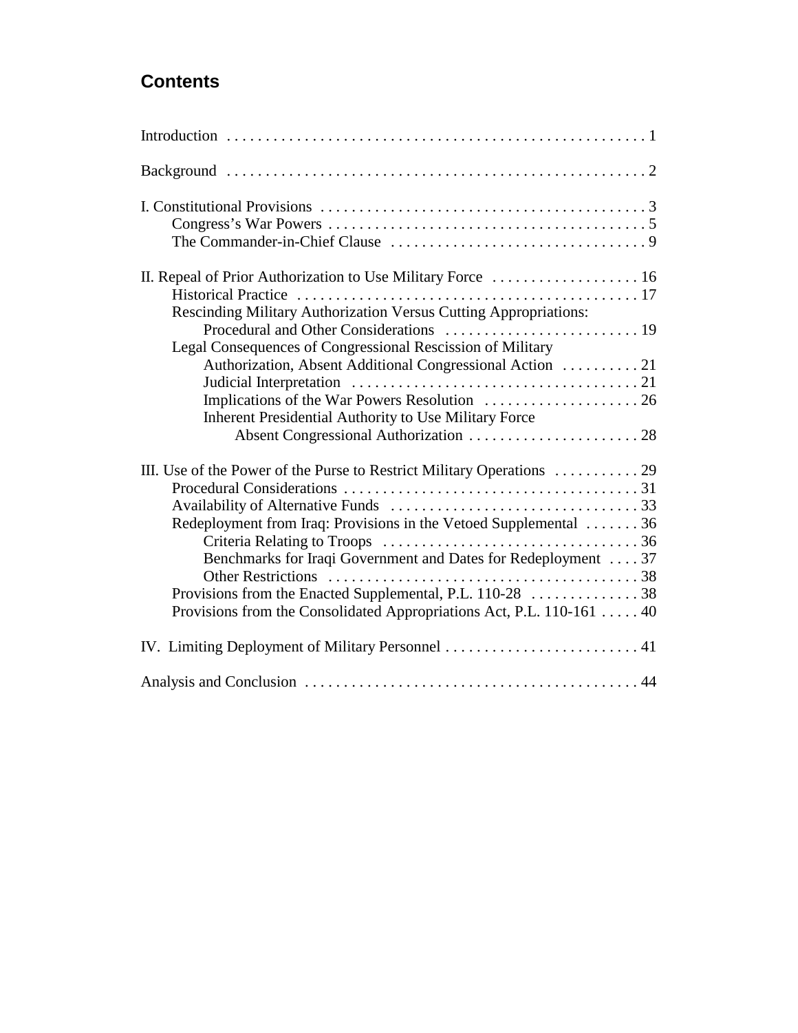## Contents

Introduction . . . . . . . . . . . . . . . . . . . . . . . . . . . . . . . . . . . . . . . . . . . . . . . . . . . . . . 1

Background . . . . . . . . . . . . . . . . . . . . . . . . . . . . . . . . . . . . . . . . . . . . . . . . . . . . . . 2

I. Constitutional Provisions . . . . . . . . . . . . . . . . . . . . . . . . . . . . . . . . . . . . . . . . . . 3
- Congress's War Powers . . . . . . . . . . . . . . . . . . . . . . . . . . . . . . . . . . . . . . . . . 5
- The Commander-in-Chief Clause . . . . . . . . . . . . . . . . . . . . . . . . . . . . . . . . . 9

II. Repeal of Prior Authorization to Use Military Force . . . . . . . . . . . . . . . . . . . 16
- Historical Practice . . . . . . . . . . . . . . . . . . . . . . . . . . . . . . . . . . . . . . . . . . . . 17
- Rescinding Military Authorization Versus Cutting Appropriations: Procedural and Other Considerations . . . . . . . . . . . . . . . . . . . . . . . . . 19
- Legal Consequences of Congressional Rescission of Military Authorization, Absent Additional Congressional Action . . . . . . . . . . 21
  - Judicial Interpretation . . . . . . . . . . . . . . . . . . . . . . . . . . . . . . . . . . . . . 21
  - Implications of the War Powers Resolution . . . . . . . . . . . . . . . . . . . . 26
  - Inherent Presidential Authority to Use Military Force Absent Congressional Authorization . . . . . . . . . . . . . . . . . . . . . . 28

III. Use of the Power of the Purse to Restrict Military Operations . . . . . . . . . . . 29
- Procedural Considerations . . . . . . . . . . . . . . . . . . . . . . . . . . . . . . . . . . . . . . 31
- Availability of Alternative Funds . . . . . . . . . . . . . . . . . . . . . . . . . . . . . . . . 33
- Redeployment from Iraq: Provisions in the Vetoed Supplemental . . . . . . . 36
  - Criteria Relating to Troops . . . . . . . . . . . . . . . . . . . . . . . . . . . . . . . . . 36
  - Benchmarks for Iraqi Government and Dates for Redeployment . . . . 37
  - Other Restrictions . . . . . . . . . . . . . . . . . . . . . . . . . . . . . . . . . . . . . . . . 38
- Provisions from the Enacted Supplemental, P.L. 110-28 . . . . . . . . . . . . . . 38
- Provisions from the Consolidated Appropriations Act, P.L. 110-161 . . . . . 40

IV. Limiting Deployment of Military Personnel . . . . . . . . . . . . . . . . . . . . . . . . . 41

Analysis and Conclusion . . . . . . . . . . . . . . . . . . . . . . . . . . . . . . . . . . . . . . . . . . . 44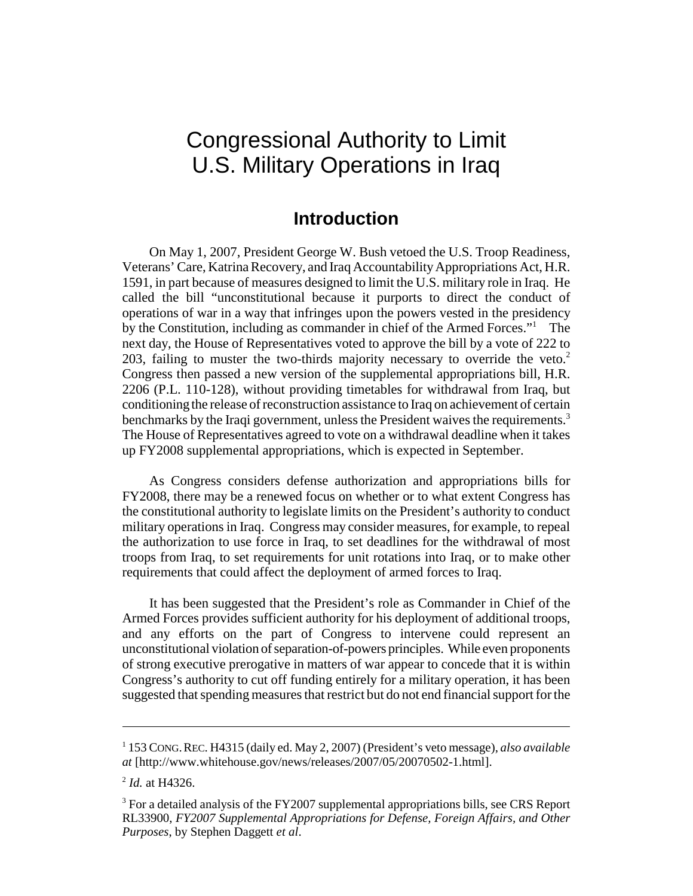# Congressional Authority to Limit U.S. Military Operations in Iraq

## Introduction

On May 1, 2007, President George W. Bush vetoed the U.S. Troop Readiness, Veterans' Care, Katrina Recovery, and Iraq Accountability Appropriations Act, H.R. 1591, in part because of measures designed to limit the U.S. military role in Iraq. He called the bill "unconstitutional because it purports to direct the conduct of operations of war in a way that infringes upon the powers vested in the presidency by the Constitution, including as commander in chief of the Armed Forces."[1] The next day, the House of Representatives voted to approve the bill by a vote of 222 to 203, failing to muster the two-thirds majority necessary to override the veto.[2] Congress then passed a new version of the supplemental appropriations bill, H.R. 2206 (P.L. 110-128), without providing timetables for withdrawal from Iraq, but conditioning the release of reconstruction assistance to Iraq on achievement of certain benchmarks by the Iraqi government, unless the President waives the requirements.[3] The House of Representatives agreed to vote on a withdrawal deadline when it takes up FY2008 supplemental appropriations, which is expected in September.

As Congress considers defense authorization and appropriations bills for FY2008, there may be a renewed focus on whether or to what extent Congress has the constitutional authority to legislate limits on the President's authority to conduct military operations in Iraq. Congress may consider measures, for example, to repeal the authorization to use force in Iraq, to set deadlines for the withdrawal of most troops from Iraq, to set requirements for unit rotations into Iraq, or to make other requirements that could affect the deployment of armed forces to Iraq.

It has been suggested that the President's role as Commander in Chief of the Armed Forces provides sufficient authority for his deployment of additional troops, and any efforts on the part of Congress to intervene could represent an unconstitutional violation of separation-of-powers principles. While even proponents of strong executive prerogative in matters of war appear to concede that it is within Congress's authority to cut off funding entirely for a military operation, it has been suggested that spending measures that restrict but do not end financial support for the

---

[1] 153 CONG. REC. H4315 (daily ed. May 2, 2007) (President's veto message), *also available at* [http://www.whitehouse.gov/news/releases/2007/05/20070502-1.html].

[2] *Id.* at H4326.

[3] For a detailed analysis of the FY2007 supplemental appropriations bills, see CRS Report RL33900, *FY2007 Supplemental Appropriations for Defense, Foreign Affairs, and Other Purposes*, by Stephen Daggett *et al*.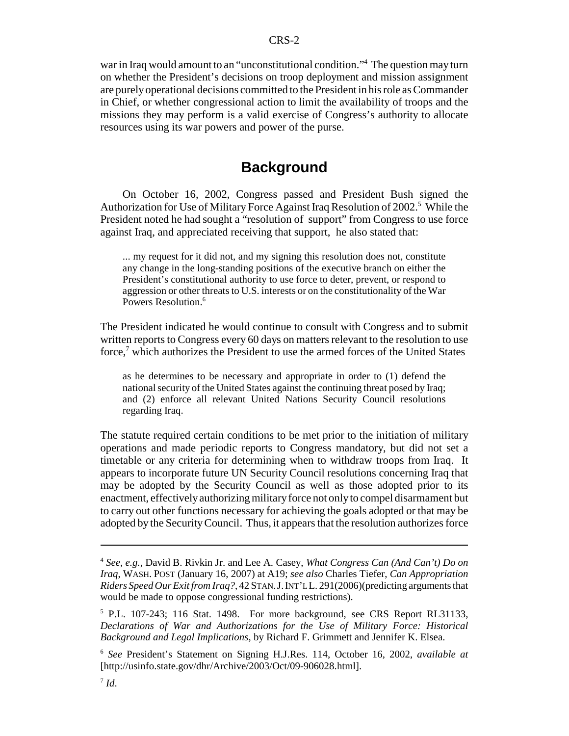war in Iraq would amount to an "unconstitutional condition."[4] The question may turn on whether the President's decisions on troop deployment and mission assignment are purely operational decisions committed to the President in his role as Commander in Chief, or whether congressional action to limit the availability of troops and the missions they may perform is a valid exercise of Congress's authority to allocate resources using its war powers and power of the purse.

## Background

On October 16, 2002, Congress passed and President Bush signed the Authorization for Use of Military Force Against Iraq Resolution of 2002.[5] While the President noted he had sought a "resolution of support" from Congress to use force against Iraq, and appreciated receiving that support, he also stated that:

> ... my request for it did not, and my signing this resolution does not, constitute any change in the long-standing positions of the executive branch on either the President's constitutional authority to use force to deter, prevent, or respond to aggression or other threats to U.S. interests or on the constitutionality of the War Powers Resolution.[6]

The President indicated he would continue to consult with Congress and to submit written reports to Congress every 60 days on matters relevant to the resolution to use force,[7] which authorizes the President to use the armed forces of the United States

> as he determines to be necessary and appropriate in order to (1) defend the national security of the United States against the continuing threat posed by Iraq; and (2) enforce all relevant United Nations Security Council resolutions regarding Iraq.

The statute required certain conditions to be met prior to the initiation of military operations and made periodic reports to Congress mandatory, but did not set a timetable or any criteria for determining when to withdraw troops from Iraq. It appears to incorporate future UN Security Council resolutions concerning Iraq that may be adopted by the Security Council as well as those adopted prior to its enactment, effectively authorizing military force not only to compel disarmament but to carry out other functions necessary for achieving the goals adopted or that may be adopted by the Security Council. Thus, it appears that the resolution authorizes force

---

[4] *See, e.g.*, David B. Rivkin Jr. and Lee A. Casey, *What Congress Can (And Can't) Do on Iraq*, WASH. POST (January 16, 2007) at A19; *see also* Charles Tiefer, *Can Appropriation Riders Speed Our Exit from Iraq?*, 42 STAN. J. INT'L L. 291(2006)(predicting arguments that would be made to oppose congressional funding restrictions).

[5] P.L. 107-243; 116 Stat. 1498. For more background, see CRS Report RL31133, *Declarations of War and Authorizations for the Use of Military Force: Historical Background and Legal Implications*, by Richard F. Grimmett and Jennifer K. Elsea.

[6] *See* President's Statement on Signing H.J.Res. 114, October 16, 2002, *available at* [http://usinfo.state.gov/dhr/Archive/2003/Oct/09-906028.html].

[7] *Id*.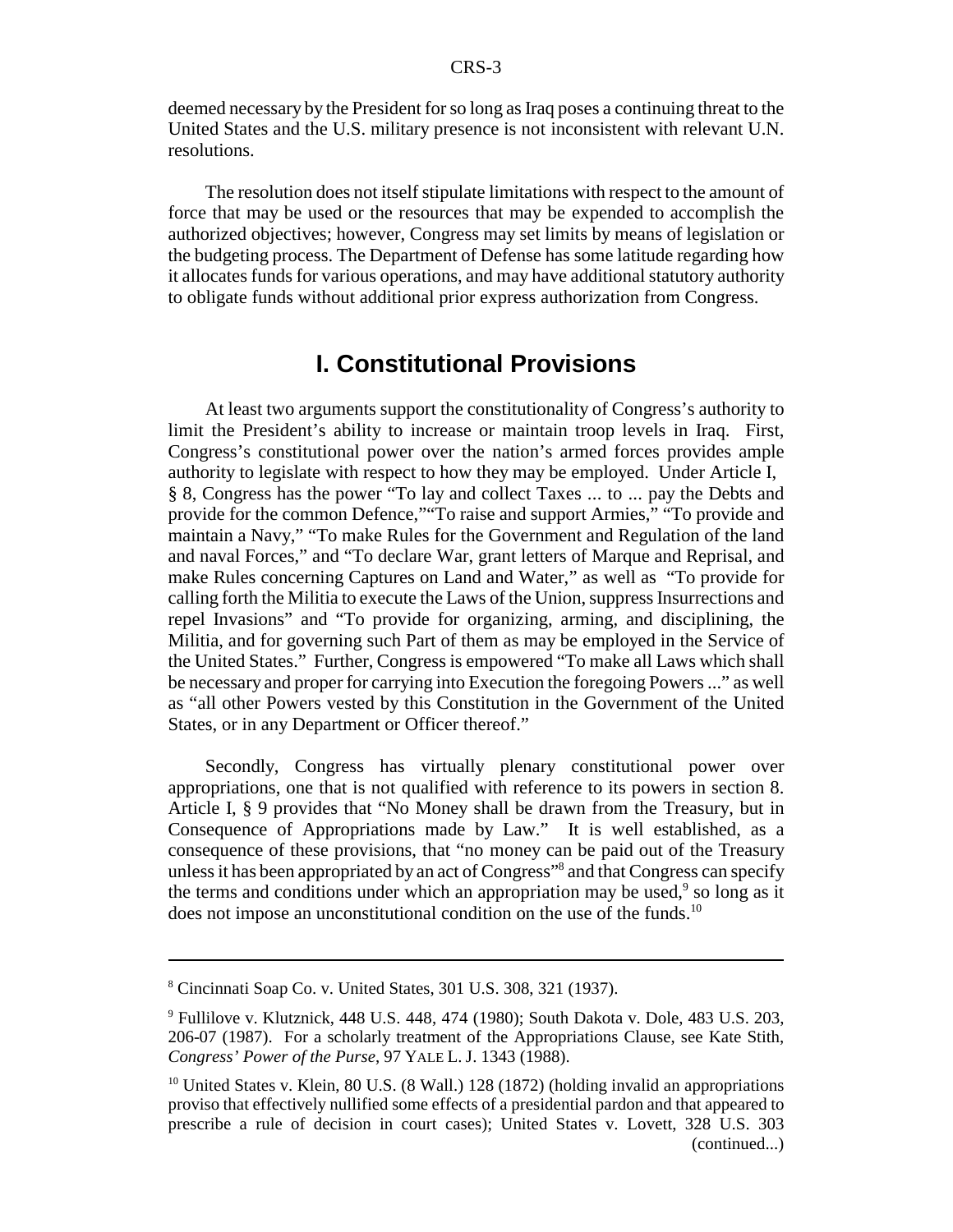deemed necessary by the President for so long as Iraq poses a continuing threat to the United States and the U.S. military presence is not inconsistent with relevant U.N. resolutions.

The resolution does not itself stipulate limitations with respect to the amount of force that may be used or the resources that may be expended to accomplish the authorized objectives; however, Congress may set limits by means of legislation or the budgeting process. The Department of Defense has some latitude regarding how it allocates funds for various operations, and may have additional statutory authority to obligate funds without additional prior express authorization from Congress.

## I. Constitutional Provisions

At least two arguments support the constitutionality of Congress's authority to limit the President's ability to increase or maintain troop levels in Iraq. First, Congress's constitutional power over the nation's armed forces provides ample authority to legislate with respect to how they may be employed. Under Article I, § 8, Congress has the power "To lay and collect Taxes ... to ... pay the Debts and provide for the common Defence,""To raise and support Armies," "To provide and maintain a Navy," "To make Rules for the Government and Regulation of the land and naval Forces," and "To declare War, grant letters of Marque and Reprisal, and make Rules concerning Captures on Land and Water," as well as "To provide for calling forth the Militia to execute the Laws of the Union, suppress Insurrections and repel Invasions" and "To provide for organizing, arming, and disciplining, the Militia, and for governing such Part of them as may be employed in the Service of the United States." Further, Congress is empowered "To make all Laws which shall be necessary and proper for carrying into Execution the foregoing Powers ..." as well as "all other Powers vested by this Constitution in the Government of the United States, or in any Department or Officer thereof."

Secondly, Congress has virtually plenary constitutional power over appropriations, one that is not qualified with reference to its powers in section 8. Article I, § 9 provides that "No Money shall be drawn from the Treasury, but in Consequence of Appropriations made by Law." It is well established, as a consequence of these provisions, that "no money can be paid out of the Treasury unless it has been appropriated by an act of Congress"[8] and that Congress can specify the terms and conditions under which an appropriation may be used,[9] so long as it does not impose an unconstitutional condition on the use of the funds.[10]

---

[8] Cincinnati Soap Co. v. United States, 301 U.S. 308, 321 (1937).

[9] Fullilove v. Klutznick, 448 U.S. 448, 474 (1980); South Dakota v. Dole, 483 U.S. 203, 206-07 (1987). For a scholarly treatment of the Appropriations Clause, see Kate Stith, *Congress' Power of the Purse*, 97 YALE L. J. 1343 (1988).

[10] United States v. Klein, 80 U.S. (8 Wall.) 128 (1872) (holding invalid an appropriations proviso that effectively nullified some effects of a presidential pardon and that appeared to prescribe a rule of decision in court cases); United States v. Lovett, 328 U.S. 303 (continued...)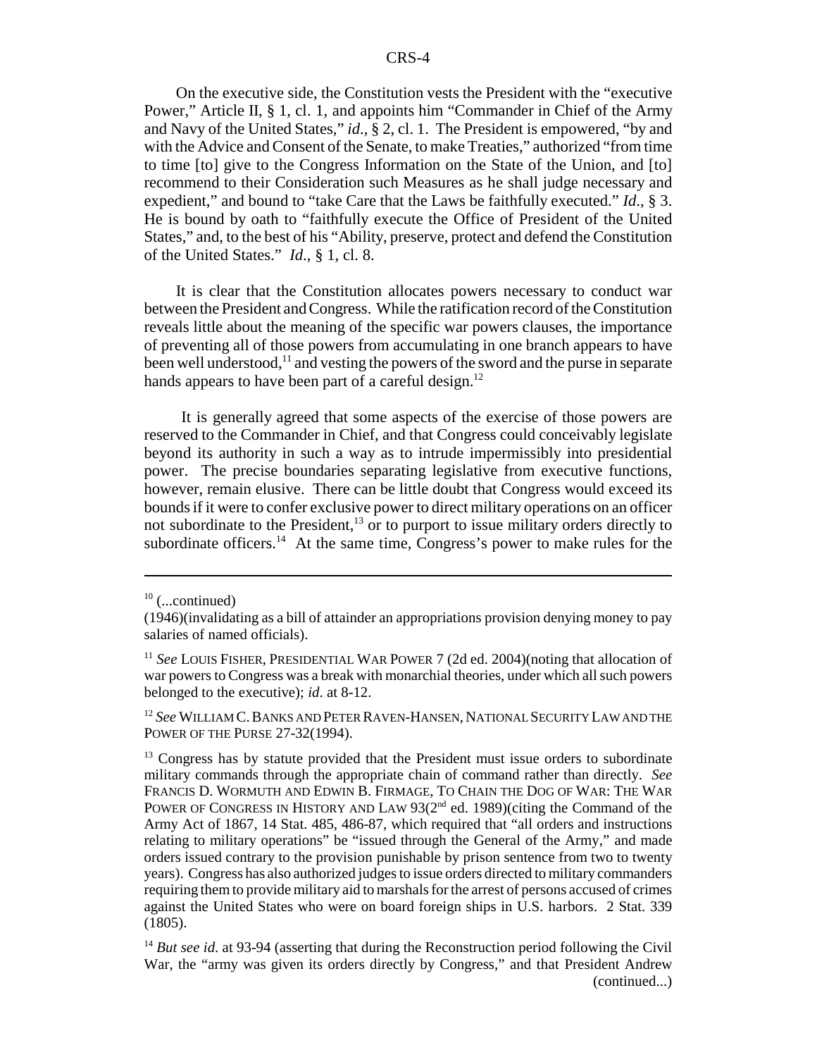On the executive side, the Constitution vests the President with the "executive Power," Article II, § 1, cl. 1, and appoints him "Commander in Chief of the Army and Navy of the United States," *id*., § 2, cl. 1. The President is empowered, "by and with the Advice and Consent of the Senate, to make Treaties," authorized "from time to time [to] give to the Congress Information on the State of the Union, and [to] recommend to their Consideration such Measures as he shall judge necessary and expedient," and bound to "take Care that the Laws be faithfully executed." *Id*., § 3. He is bound by oath to "faithfully execute the Office of President of the United States," and, to the best of his "Ability, preserve, protect and defend the Constitution of the United States." *Id*., § 1, cl. 8.

It is clear that the Constitution allocates powers necessary to conduct war between the President and Congress. While the ratification record of the Constitution reveals little about the meaning of the specific war powers clauses, the importance of preventing all of those powers from accumulating in one branch appears to have been well understood,[11] and vesting the powers of the sword and the purse in separate hands appears to have been part of a careful design.[12]

It is generally agreed that some aspects of the exercise of those powers are reserved to the Commander in Chief, and that Congress could conceivably legislate beyond its authority in such a way as to intrude impermissibly into presidential power. The precise boundaries separating legislative from executive functions, however, remain elusive. There can be little doubt that Congress would exceed its bounds if it were to confer exclusive power to direct military operations on an officer not subordinate to the President,[13] or to purport to issue military orders directly to subordinate officers.[14] At the same time, Congress's power to make rules for the

---

[10] (...continued)
(1946)(invalidating as a bill of attainder an appropriations provision denying money to pay salaries of named officials).

[11] *See* LOUIS FISHER, PRESIDENTIAL WAR POWER 7 (2d ed. 2004)(noting that allocation of war powers to Congress was a break with monarchial theories, under which all such powers belonged to the executive); *id*. at 8-12.

[12] *See* WILLIAM C. BANKS AND PETER RAVEN-HANSEN, NATIONAL SECURITY LAW AND THE POWER OF THE PURSE 27-32(1994).

[13] Congress has by statute provided that the President must issue orders to subordinate military commands through the appropriate chain of command rather than directly. *See* FRANCIS D. WORMUTH AND EDWIN B. FIRMAGE, TO CHAIN THE DOG OF WAR: THE WAR POWER OF CONGRESS IN HISTORY AND LAW 93(2nd ed. 1989)(citing the Command of the Army Act of 1867, 14 Stat. 485, 486-87, which required that "all orders and instructions relating to military operations" be "issued through the General of the Army," and made orders issued contrary to the provision punishable by prison sentence from two to twenty years). Congress has also authorized judges to issue orders directed to military commanders requiring them to provide military aid to marshals for the arrest of persons accused of crimes against the United States who were on board foreign ships in U.S. harbors. 2 Stat. 339 (1805).

[14] *But see id.* at 93-94 (asserting that during the Reconstruction period following the Civil War, the "army was given its orders directly by Congress," and that President Andrew (continued...)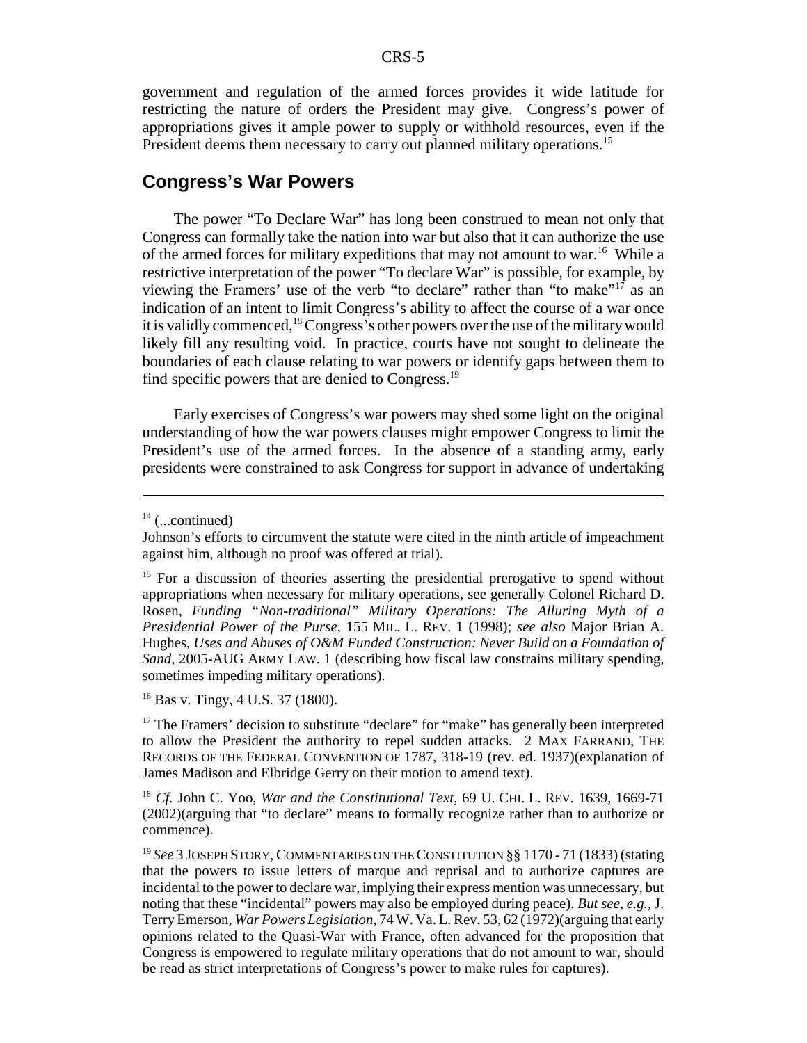government and regulation of the armed forces provides it wide latitude for restricting the nature of orders the President may give. Congress's power of appropriations gives it ample power to supply or withhold resources, even if the President deems them necessary to carry out planned military operations.[15]

## Congress's War Powers

The power "To Declare War" has long been construed to mean not only that Congress can formally take the nation into war but also that it can authorize the use of the armed forces for military expeditions that may not amount to war.[16] While a restrictive interpretation of the power "To declare War" is possible, for example, by viewing the Framers' use of the verb "to declare" rather than "to make"[17] as an indication of an intent to limit Congress's ability to affect the course of a war once it is validly commenced,[18] Congress's other powers over the use of the military would likely fill any resulting void. In practice, courts have not sought to delineate the boundaries of each clause relating to war powers or identify gaps between them to find specific powers that are denied to Congress.[19]

Early exercises of Congress's war powers may shed some light on the original understanding of how the war powers clauses might empower Congress to limit the President's use of the armed forces. In the absence of a standing army, early presidents were constrained to ask Congress for support in advance of undertaking

---

[14] (...continued)
Johnson's efforts to circumvent the statute were cited in the ninth article of impeachment against him, although no proof was offered at trial).

[15] For a discussion of theories asserting the presidential prerogative to spend without appropriations when necessary for military operations, see generally Colonel Richard D. Rosen, *Funding "Non-traditional" Military Operations: The Alluring Myth of a Presidential Power of the Purse*, 155 MIL. L. REV. 1 (1998); *see also* Major Brian A. Hughes, *Uses and Abuses of O&M Funded Construction: Never Build on a Foundation of Sand*, 2005-AUG ARMY LAW. 1 (describing how fiscal law constrains military spending, sometimes impeding military operations).

[16] Bas v. Tingy, 4 U.S. 37 (1800).

[17] The Framers' decision to substitute "declare" for "make" has generally been interpreted to allow the President the authority to repel sudden attacks. 2 MAX FARRAND, THE RECORDS OF THE FEDERAL CONVENTION OF 1787, 318-19 (rev. ed. 1937)(explanation of James Madison and Elbridge Gerry on their motion to amend text).

[18] *Cf.* John C. Yoo, *War and the Constitutional Text*, 69 U. CHI. L. REV. 1639, 1669-71 (2002)(arguing that "to declare" means to formally recognize rather than to authorize or commence).

[19] *See* 3 JOSEPH STORY, COMMENTARIES ON THE CONSTITUTION §§ 1170 - 71 (1833) (stating that the powers to issue letters of marque and reprisal and to authorize captures are incidental to the power to declare war, implying their express mention was unnecessary, but noting that these "incidental" powers may also be employed during peace). *But see, e.g.,* J. Terry Emerson, *War Powers Legislation*, 74 W. Va. L. Rev. 53, 62 (1972)(arguing that early opinions related to the Quasi-War with France, often advanced for the proposition that Congress is empowered to regulate military operations that do not amount to war, should be read as strict interpretations of Congress's power to make rules for captures).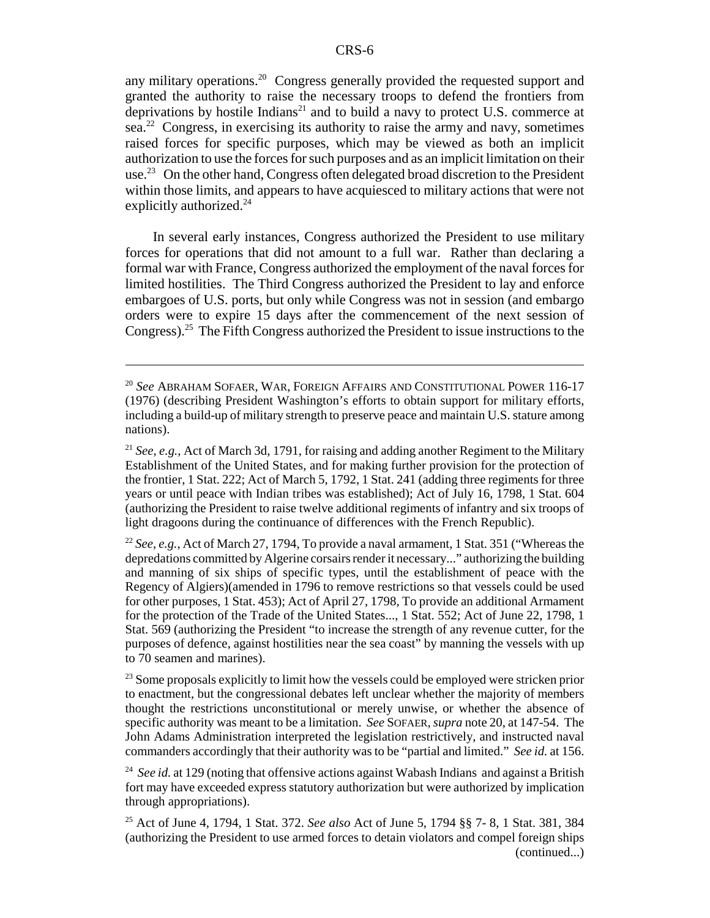any military operations.[20] Congress generally provided the requested support and granted the authority to raise the necessary troops to defend the frontiers from deprivations by hostile Indians[21] and to build a navy to protect U.S. commerce at sea.[22] Congress, in exercising its authority to raise the army and navy, sometimes raised forces for specific purposes, which may be viewed as both an implicit authorization to use the forces for such purposes and as an implicit limitation on their use.[23] On the other hand, Congress often delegated broad discretion to the President within those limits, and appears to have acquiesced to military actions that were not explicitly authorized.[24]

In several early instances, Congress authorized the President to use military forces for operations that did not amount to a full war. Rather than declaring a formal war with France, Congress authorized the employment of the naval forces for limited hostilities. The Third Congress authorized the President to lay and enforce embargoes of U.S. ports, but only while Congress was not in session (and embargo orders were to expire 15 days after the commencement of the next session of Congress).[25] The Fifth Congress authorized the President to issue instructions to the

---

[20] *See* ABRAHAM SOFAER, WAR, FOREIGN AFFAIRS AND CONSTITUTIONAL POWER 116-17 (1976) (describing President Washington's efforts to obtain support for military efforts, including a build-up of military strength to preserve peace and maintain U.S. stature among nations).

[21] *See, e.g.*, Act of March 3d, 1791, for raising and adding another Regiment to the Military Establishment of the United States, and for making further provision for the protection of the frontier, 1 Stat. 222; Act of March 5, 1792, 1 Stat. 241 (adding three regiments for three years or until peace with Indian tribes was established); Act of July 16, 1798, 1 Stat. 604 (authorizing the President to raise twelve additional regiments of infantry and six troops of light dragoons during the continuance of differences with the French Republic).

[22] *See, e.g.*, Act of March 27, 1794, To provide a naval armament, 1 Stat. 351 ("Whereas the depredations committed by Algerine corsairs render it necessary..." authorizing the building and manning of six ships of specific types, until the establishment of peace with the Regency of Algiers)(amended in 1796 to remove restrictions so that vessels could be used for other purposes, 1 Stat. 453); Act of April 27, 1798, To provide an additional Armament for the protection of the Trade of the United States..., 1 Stat. 552; Act of June 22, 1798, 1 Stat. 569 (authorizing the President "to increase the strength of any revenue cutter, for the purposes of defence, against hostilities near the sea coast" by manning the vessels with up to 70 seamen and marines).

[23] Some proposals explicitly to limit how the vessels could be employed were stricken prior to enactment, but the congressional debates left unclear whether the majority of members thought the restrictions unconstitutional or merely unwise, or whether the absence of specific authority was meant to be a limitation. *See* SOFAER, *supra* note 20, at 147-54. The John Adams Administration interpreted the legislation restrictively, and instructed naval commanders accordingly that their authority was to be "partial and limited." *See id.* at 156.

[24] *See id.* at 129 (noting that offensive actions against Wabash Indians and against a British fort may have exceeded express statutory authorization but were authorized by implication through appropriations).

[25] Act of June 4, 1794, 1 Stat. 372. *See also* Act of June 5, 1794 §§ 7- 8, 1 Stat. 381, 384 (authorizing the President to use armed forces to detain violators and compel foreign ships (continued...)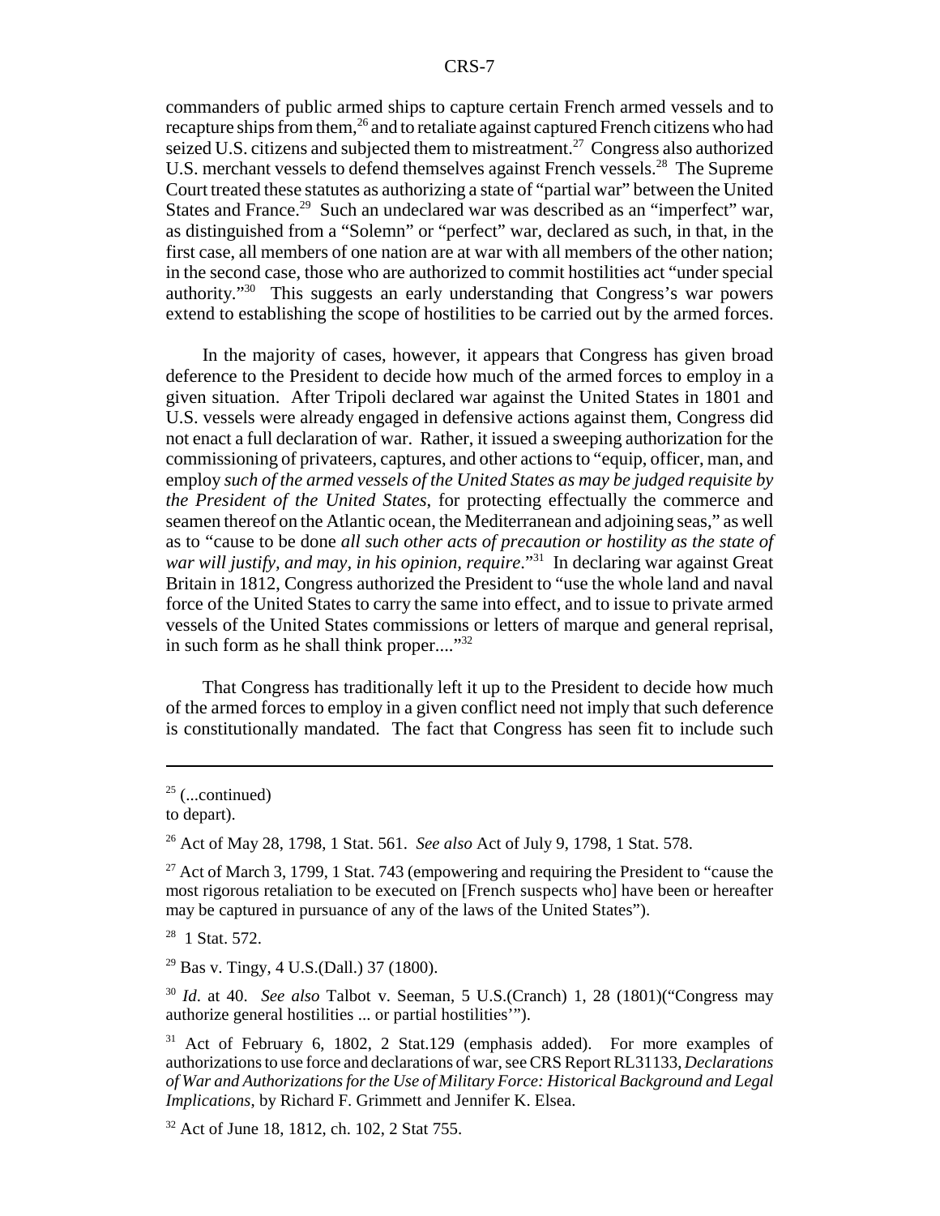commanders of public armed ships to capture certain French armed vessels and to recapture ships from them,[26] and to retaliate against captured French citizens who had seized U.S. citizens and subjected them to mistreatment.[27] Congress also authorized U.S. merchant vessels to defend themselves against French vessels.[28] The Supreme Court treated these statutes as authorizing a state of "partial war" between the United States and France.[29] Such an undeclared war was described as an "imperfect" war, as distinguished from a "Solemn" or "perfect" war, declared as such, in that, in the first case, all members of one nation are at war with all members of the other nation; in the second case, those who are authorized to commit hostilities act "under special authority."[30] This suggests an early understanding that Congress's war powers extend to establishing the scope of hostilities to be carried out by the armed forces.

In the majority of cases, however, it appears that Congress has given broad deference to the President to decide how much of the armed forces to employ in a given situation. After Tripoli declared war against the United States in 1801 and U.S. vessels were already engaged in defensive actions against them, Congress did not enact a full declaration of war. Rather, it issued a sweeping authorization for the commissioning of privateers, captures, and other actions to "equip, officer, man, and employ *such of the armed vessels of the United States as may be judged requisite by the President of the United States*, for protecting effectually the commerce and seamen thereof on the Atlantic ocean, the Mediterranean and adjoining seas," as well as to "cause to be done *all such other acts of precaution or hostility as the state of war will justify, and may, in his opinion, require*."[31] In declaring war against Great Britain in 1812, Congress authorized the President to "use the whole land and naval force of the United States to carry the same into effect, and to issue to private armed vessels of the United States commissions or letters of marque and general reprisal, in such form as he shall think proper...."[32]

That Congress has traditionally left it up to the President to decide how much of the armed forces to employ in a given conflict need not imply that such deference is constitutionally mandated. The fact that Congress has seen fit to include such

---

[25] (...continued)
to depart).

[26] Act of May 28, 1798, 1 Stat. 561. *See also* Act of July 9, 1798, 1 Stat. 578.

[27] Act of March 3, 1799, 1 Stat. 743 (empowering and requiring the President to "cause the most rigorous retaliation to be executed on [French suspects who] have been or hereafter may be captured in pursuance of any of the laws of the United States").

[28] 1 Stat. 572.

[29] Bas v. Tingy, 4 U.S.(Dall.) 37 (1800).

[30] *Id*. at 40. *See also* Talbot v. Seeman, 5 U.S.(Cranch) 1, 28 (1801)("Congress may authorize general hostilities ... or partial hostilities'").

[31] Act of February 6, 1802, 2 Stat.129 (emphasis added). For more examples of authorizations to use force and declarations of war, see CRS Report RL31133, *Declarations of War and Authorizations for the Use of Military Force: Historical Background and Legal Implications*, by Richard F. Grimmett and Jennifer K. Elsea.

[32] Act of June 18, 1812, ch. 102, 2 Stat 755.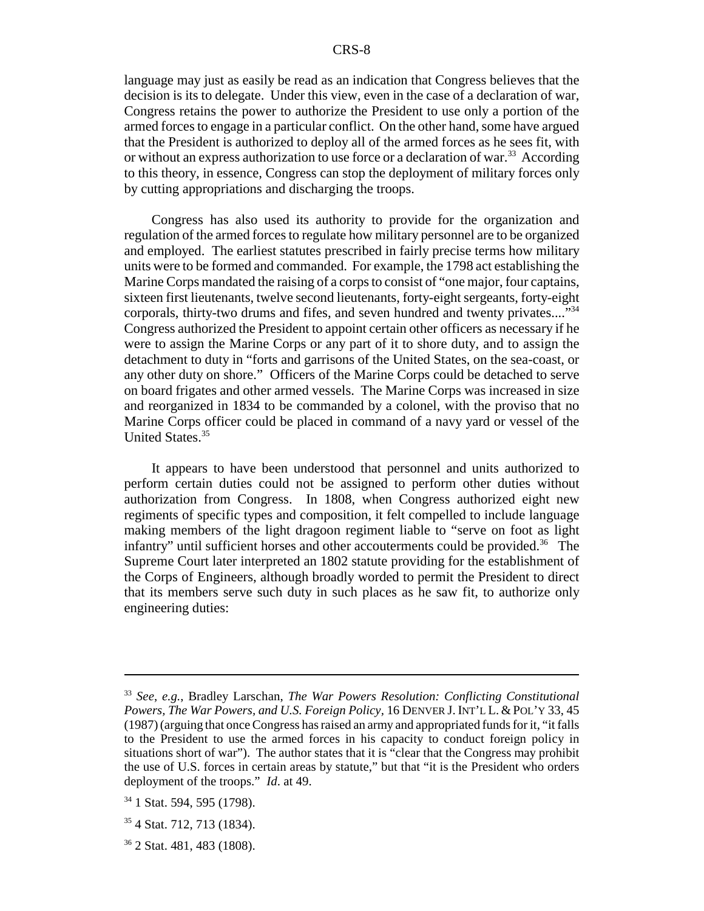language may just as easily be read as an indication that Congress believes that the decision is its to delegate. Under this view, even in the case of a declaration of war, Congress retains the power to authorize the President to use only a portion of the armed forces to engage in a particular conflict. On the other hand, some have argued that the President is authorized to deploy all of the armed forces as he sees fit, with or without an express authorization to use force or a declaration of war.[33] According to this theory, in essence, Congress can stop the deployment of military forces only by cutting appropriations and discharging the troops.

Congress has also used its authority to provide for the organization and regulation of the armed forces to regulate how military personnel are to be organized and employed. The earliest statutes prescribed in fairly precise terms how military units were to be formed and commanded. For example, the 1798 act establishing the Marine Corps mandated the raising of a corps to consist of "one major, four captains, sixteen first lieutenants, twelve second lieutenants, forty-eight sergeants, forty-eight corporals, thirty-two drums and fifes, and seven hundred and twenty privates...."[34] Congress authorized the President to appoint certain other officers as necessary if he were to assign the Marine Corps or any part of it to shore duty, and to assign the detachment to duty in "forts and garrisons of the United States, on the sea-coast, or any other duty on shore." Officers of the Marine Corps could be detached to serve on board frigates and other armed vessels. The Marine Corps was increased in size and reorganized in 1834 to be commanded by a colonel, with the proviso that no Marine Corps officer could be placed in command of a navy yard or vessel of the United States.[35]

It appears to have been understood that personnel and units authorized to perform certain duties could not be assigned to perform other duties without authorization from Congress. In 1808, when Congress authorized eight new regiments of specific types and composition, it felt compelled to include language making members of the light dragoon regiment liable to "serve on foot as light infantry" until sufficient horses and other accouterments could be provided.[36] The Supreme Court later interpreted an 1802 statute providing for the establishment of the Corps of Engineers, although broadly worded to permit the President to direct that its members serve such duty in such places as he saw fit, to authorize only engineering duties:

---

[33] *See, e.g.*, Bradley Larschan, *The War Powers Resolution: Conflicting Constitutional Powers, The War Powers, and U.S. Foreign Policy*, 16 DENVER J. INT'L L. & POL'Y 33, 45 (1987) (arguing that once Congress has raised an army and appropriated funds for it, "it falls to the President to use the armed forces in his capacity to conduct foreign policy in situations short of war"). The author states that it is "clear that the Congress may prohibit the use of U.S. forces in certain areas by statute," but that "it is the President who orders deployment of the troops." *Id*. at 49.

[34] 1 Stat. 594, 595 (1798).

[35] 4 Stat. 712, 713 (1834).

[36] 2 Stat. 481, 483 (1808).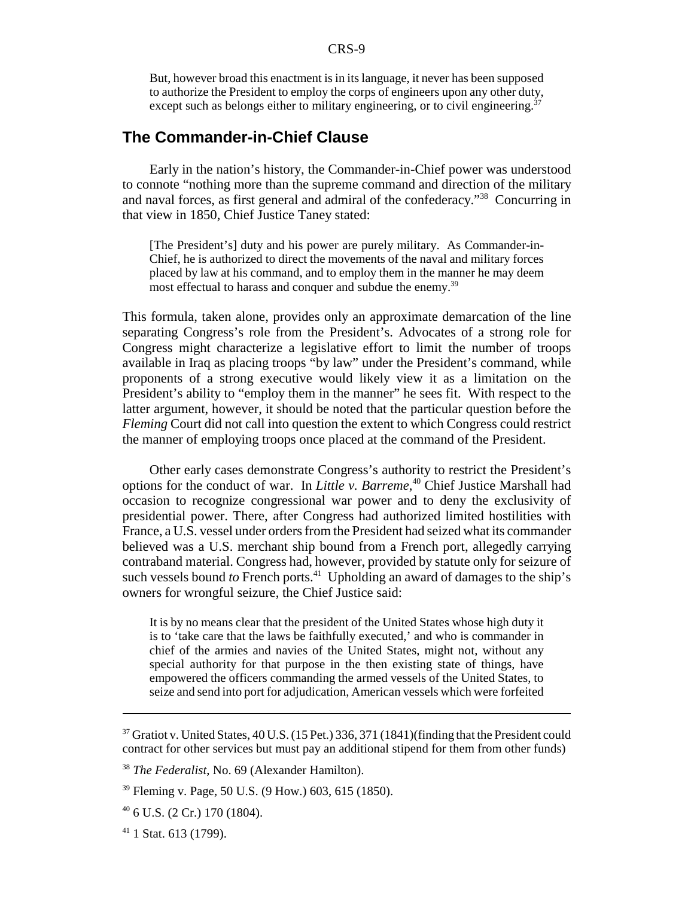> But, however broad this enactment is in its language, it never has been supposed to authorize the President to employ the corps of engineers upon any other duty, except such as belongs either to military engineering, or to civil engineering.[37]

## The Commander-in-Chief Clause

Early in the nation's history, the Commander-in-Chief power was understood to connote "nothing more than the supreme command and direction of the military and naval forces, as first general and admiral of the confederacy."[38] Concurring in that view in 1850, Chief Justice Taney stated:

> [The President's] duty and his power are purely military. As Commander-in-Chief, he is authorized to direct the movements of the naval and military forces placed by law at his command, and to employ them in the manner he may deem most effectual to harass and conquer and subdue the enemy.[39]

This formula, taken alone, provides only an approximate demarcation of the line separating Congress's role from the President's. Advocates of a strong role for Congress might characterize a legislative effort to limit the number of troops available in Iraq as placing troops "by law" under the President's command, while proponents of a strong executive would likely view it as a limitation on the President's ability to "employ them in the manner" he sees fit. With respect to the latter argument, however, it should be noted that the particular question before the *Fleming* Court did not call into question the extent to which Congress could restrict the manner of employing troops once placed at the command of the President.

Other early cases demonstrate Congress's authority to restrict the President's options for the conduct of war. In *Little v. Barreme*,[40] Chief Justice Marshall had occasion to recognize congressional war power and to deny the exclusivity of presidential power. There, after Congress had authorized limited hostilities with France, a U.S. vessel under orders from the President had seized what its commander believed was a U.S. merchant ship bound from a French port, allegedly carrying contraband material. Congress had, however, provided by statute only for seizure of such vessels bound *to* French ports.[41] Upholding an award of damages to the ship's owners for wrongful seizure, the Chief Justice said:

> It is by no means clear that the president of the United States whose high duty it is to 'take care that the laws be faithfully executed,' and who is commander in chief of the armies and navies of the United States, might not, without any special authority for that purpose in the then existing state of things, have empowered the officers commanding the armed vessels of the United States, to seize and send into port for adjudication, American vessels which were forfeited

---

[37] Gratiot v. United States, 40 U.S. (15 Pet.) 336, 371 (1841)(finding that the President could contract for other services but must pay an additional stipend for them from other funds)

[38] *The Federalist*, No. 69 (Alexander Hamilton).

[39] Fleming v. Page, 50 U.S. (9 How.) 603, 615 (1850).

[40] 6 U.S. (2 Cr.) 170 (1804).

[41] 1 Stat. 613 (1799).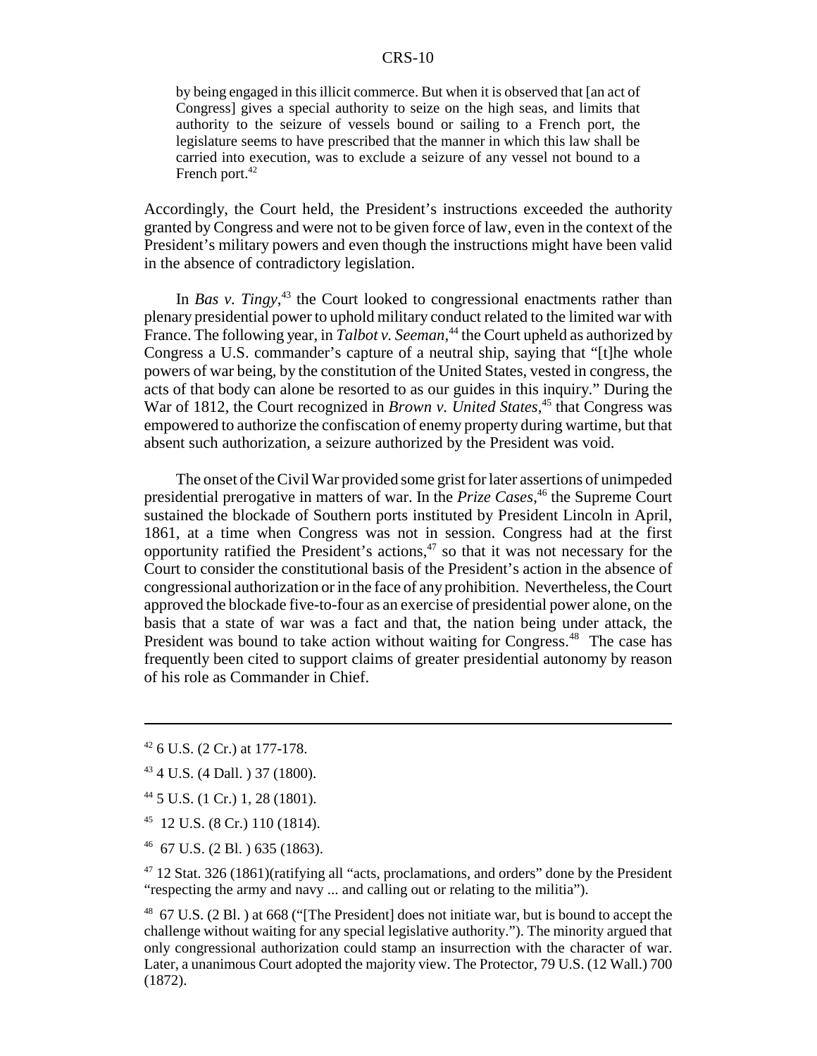> by being engaged in this illicit commerce. But when it is observed that [an act of Congress] gives a special authority to seize on the high seas, and limits that authority to the seizure of vessels bound or sailing to a French port, the legislature seems to have prescribed that the manner in which this law shall be carried into execution, was to exclude a seizure of any vessel not bound to a French port.[42]

Accordingly, the Court held, the President's instructions exceeded the authority granted by Congress and were not to be given force of law, even in the context of the President's military powers and even though the instructions might have been valid in the absence of contradictory legislation.

In *Bas v. Tingy*,[43] the Court looked to congressional enactments rather than plenary presidential power to uphold military conduct related to the limited war with France. The following year, in *Talbot v. Seeman*,[44] the Court upheld as authorized by Congress a U.S. commander's capture of a neutral ship, saying that "[t]he whole powers of war being, by the constitution of the United States, vested in congress, the acts of that body can alone be resorted to as our guides in this inquiry." During the War of 1812, the Court recognized in *Brown v. United States*,[45] that Congress was empowered to authorize the confiscation of enemy property during wartime, but that absent such authorization, a seizure authorized by the President was void.

The onset of the Civil War provided some grist for later assertions of unimpeded presidential prerogative in matters of war. In the *Prize Cases*,[46] the Supreme Court sustained the blockade of Southern ports instituted by President Lincoln in April, 1861, at a time when Congress was not in session. Congress had at the first opportunity ratified the President's actions,[47] so that it was not necessary for the Court to consider the constitutional basis of the President's action in the absence of congressional authorization or in the face of any prohibition. Nevertheless, the Court approved the blockade five-to-four as an exercise of presidential power alone, on the basis that a state of war was a fact and that, the nation being under attack, the President was bound to take action without waiting for Congress.[48] The case has frequently been cited to support claims of greater presidential autonomy by reason of his role as Commander in Chief.

---

[42] 6 U.S. (2 Cr.) at 177-178.

[43] 4 U.S. (4 Dall. ) 37 (1800).

[44] 5 U.S. (1 Cr.) 1, 28 (1801).

[45] 12 U.S. (8 Cr.) 110 (1814).

[46] 67 U.S. (2 Bl. ) 635 (1863).

[47] 12 Stat. 326 (1861)(ratifying all "acts, proclamations, and orders" done by the President "respecting the army and navy ... and calling out or relating to the militia").

[48] 67 U.S. (2 Bl. ) at 668 ("[The President] does not initiate war, but is bound to accept the challenge without waiting for any special legislative authority."). The minority argued that only congressional authorization could stamp an insurrection with the character of war. Later, a unanimous Court adopted the majority view. The Protector, 79 U.S. (12 Wall.) 700 (1872).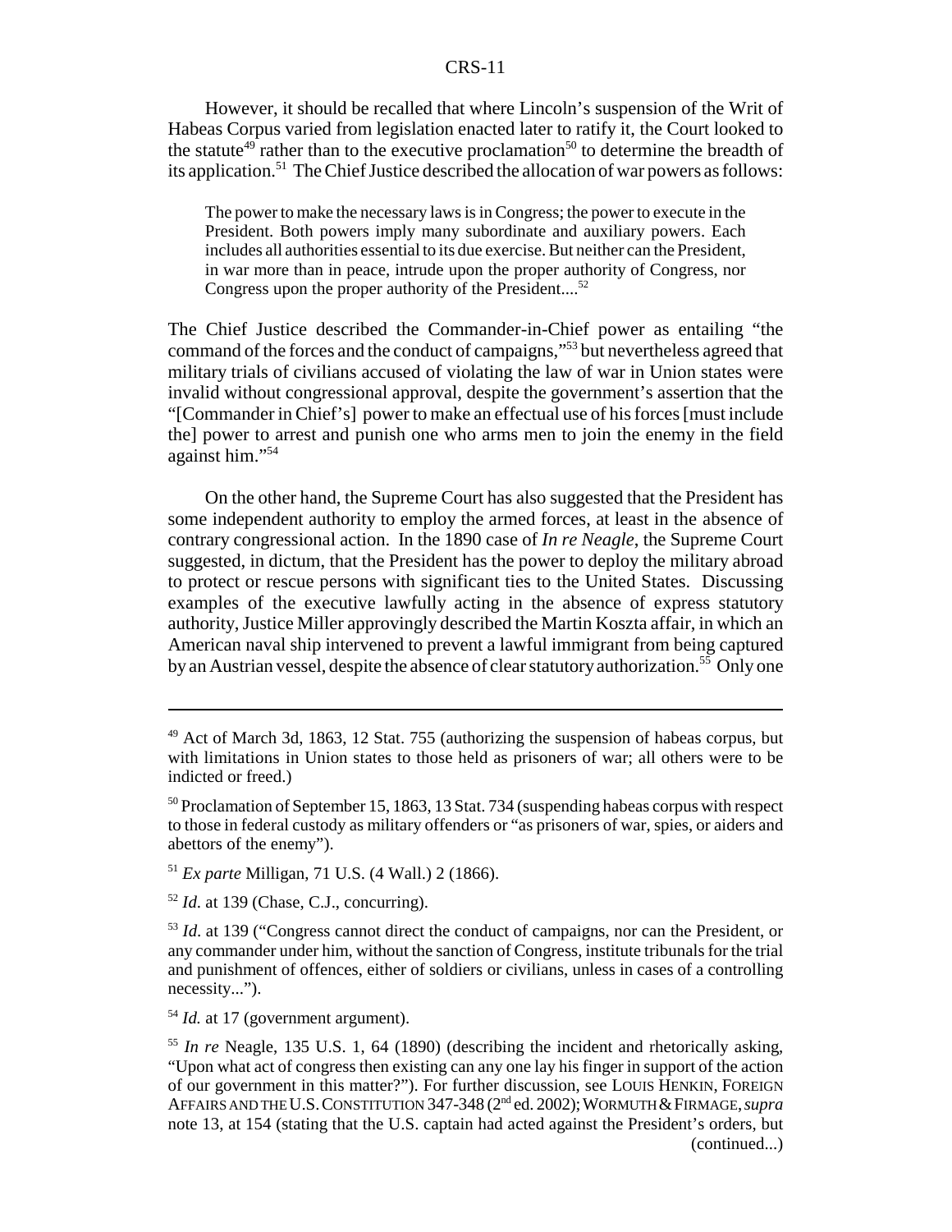However, it should be recalled that where Lincoln's suspension of the Writ of Habeas Corpus varied from legislation enacted later to ratify it, the Court looked to the statute[49] rather than to the executive proclamation[50] to determine the breadth of its application.[51] The Chief Justice described the allocation of war powers as follows:

> The power to make the necessary laws is in Congress; the power to execute in the President. Both powers imply many subordinate and auxiliary powers. Each includes all authorities essential to its due exercise. But neither can the President, in war more than in peace, intrude upon the proper authority of Congress, nor Congress upon the proper authority of the President....[52]

The Chief Justice described the Commander-in-Chief power as entailing "the command of the forces and the conduct of campaigns,"[53] but nevertheless agreed that military trials of civilians accused of violating the law of war in Union states were invalid without congressional approval, despite the government's assertion that the "[Commander in Chief's] power to make an effectual use of his forces [must include the] power to arrest and punish one who arms men to join the enemy in the field against him."[54]

On the other hand, the Supreme Court has also suggested that the President has some independent authority to employ the armed forces, at least in the absence of contrary congressional action. In the 1890 case of *In re Neagle*, the Supreme Court suggested, in dictum, that the President has the power to deploy the military abroad to protect or rescue persons with significant ties to the United States. Discussing examples of the executive lawfully acting in the absence of express statutory authority, Justice Miller approvingly described the Martin Koszta affair, in which an American naval ship intervened to prevent a lawful immigrant from being captured by an Austrian vessel, despite the absence of clear statutory authorization.[55] Only one

---

[49] Act of March 3d, 1863, 12 Stat. 755 (authorizing the suspension of habeas corpus, but with limitations in Union states to those held as prisoners of war; all others were to be indicted or freed.)

[50] Proclamation of September 15, 1863, 13 Stat. 734 (suspending habeas corpus with respect to those in federal custody as military offenders or "as prisoners of war, spies, or aiders and abettors of the enemy").

[51] *Ex parte* Milligan, 71 U.S. (4 Wall.) 2 (1866).

[52] *Id.* at 139 (Chase, C.J., concurring).

[53] *Id.* at 139 ("Congress cannot direct the conduct of campaigns, nor can the President, or any commander under him, without the sanction of Congress, institute tribunals for the trial and punishment of offences, either of soldiers or civilians, unless in cases of a controlling necessity...").

[54] *Id.* at 17 (government argument).

[55] *In re* Neagle, 135 U.S. 1, 64 (1890) (describing the incident and rhetorically asking, "Upon what act of congress then existing can any one lay his finger in support of the action of our government in this matter?"). For further discussion, see LOUIS HENKIN, FOREIGN AFFAIRS AND THE U.S. CONSTITUTION 347-348 (2nd ed. 2002); WORMUTH & FIRMAGE, *supra* note 13, at 154 (stating that the U.S. captain had acted against the President's orders, but (continued...)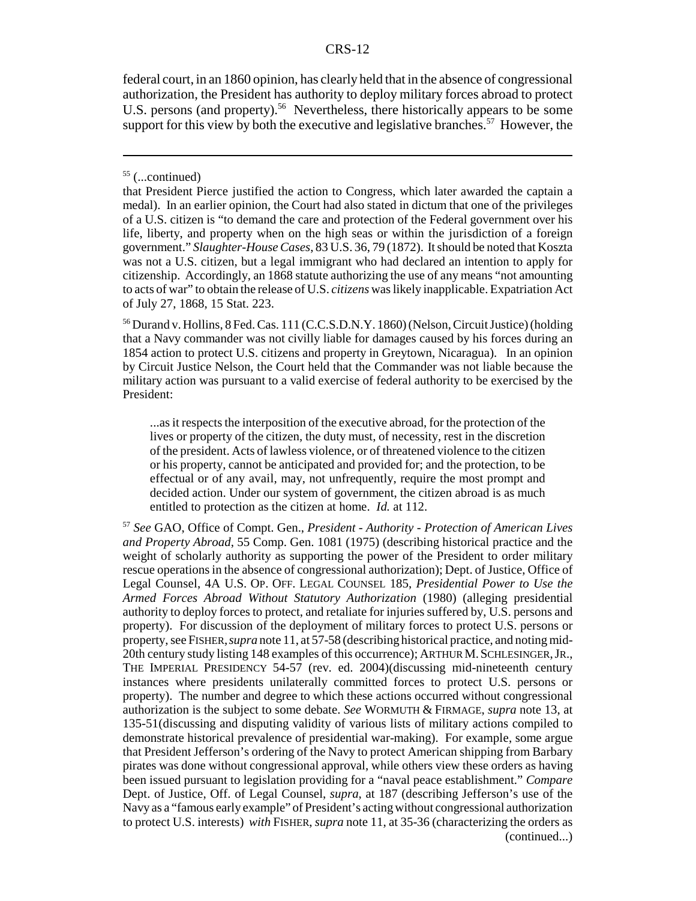federal court, in an 1860 opinion, has clearly held that in the absence of congressional authorization, the President has authority to deploy military forces abroad to protect U.S. persons (and property).[56] Nevertheless, there historically appears to be some support for this view by both the executive and legislative branches.[57] However, the

---

[55] (...continued)

that President Pierce justified the action to Congress, which later awarded the captain a medal). In an earlier opinion, the Court had also stated in dictum that one of the privileges of a U.S. citizen is "to demand the care and protection of the Federal government over his life, liberty, and property when on the high seas or within the jurisdiction of a foreign government." *Slaughter-House Cases*, 83 U.S. 36, 79 (1872). It should be noted that Koszta was not a U.S. citizen, but a legal immigrant who had declared an intention to apply for citizenship. Accordingly, an 1868 statute authorizing the use of any means "not amounting to acts of war" to obtain the release of U.S. *citizens* was likely inapplicable. Expatriation Act of July 27, 1868, 15 Stat. 223.

[56] Durand v. Hollins, 8 Fed. Cas. 111 (C.C.S.D.N.Y. 1860) (Nelson, Circuit Justice) (holding that a Navy commander was not civilly liable for damages caused by his forces during an 1854 action to protect U.S. citizens and property in Greytown, Nicaragua). In an opinion by Circuit Justice Nelson, the Court held that the Commander was not liable because the military action was pursuant to a valid exercise of federal authority to be exercised by the President:

> ...as it respects the interposition of the executive abroad, for the protection of the lives or property of the citizen, the duty must, of necessity, rest in the discretion of the president. Acts of lawless violence, or of threatened violence to the citizen or his property, cannot be anticipated and provided for; and the protection, to be effectual or of any avail, may, not unfrequently, require the most prompt and decided action. Under our system of government, the citizen abroad is as much entitled to protection as the citizen at home. *Id.* at 112.

[57] *See* GAO, Office of Compt. Gen., *President - Authority - Protection of American Lives and Property Abroad*, 55 Comp. Gen. 1081 (1975) (describing historical practice and the weight of scholarly authority as supporting the power of the President to order military rescue operations in the absence of congressional authorization); Dept. of Justice, Office of Legal Counsel, 4A U.S. OP. OFF. LEGAL COUNSEL 185, *Presidential Power to Use the Armed Forces Abroad Without Statutory Authorization* (1980) (alleging presidential authority to deploy forces to protect, and retaliate for injuries suffered by, U.S. persons and property). For discussion of the deployment of military forces to protect U.S. persons or property, see FISHER, *supra* note 11, at 57-58 (describing historical practice, and noting mid-20th century study listing 148 examples of this occurrence); ARTHUR M. SCHLESINGER, JR., THE IMPERIAL PRESIDENCY 54-57 (rev. ed. 2004)(discussing mid-nineteenth century instances where presidents unilaterally committed forces to protect U.S. persons or property). The number and degree to which these actions occurred without congressional authorization is the subject to some debate. *See* WORMUTH & FIRMAGE, *supra* note 13, at 135-51(discussing and disputing validity of various lists of military actions compiled to demonstrate historical prevalence of presidential war-making). For example, some argue that President Jefferson's ordering of the Navy to protect American shipping from Barbary pirates was done without congressional approval, while others view these orders as having been issued pursuant to legislation providing for a "naval peace establishment." *Compare* Dept. of Justice, Off. of Legal Counsel, *supra*, at 187 (describing Jefferson's use of the Navy as a "famous early example" of President's acting without congressional authorization to protect U.S. interests) *with* FISHER, *supra* note 11, at 35-36 (characterizing the orders as (continued...)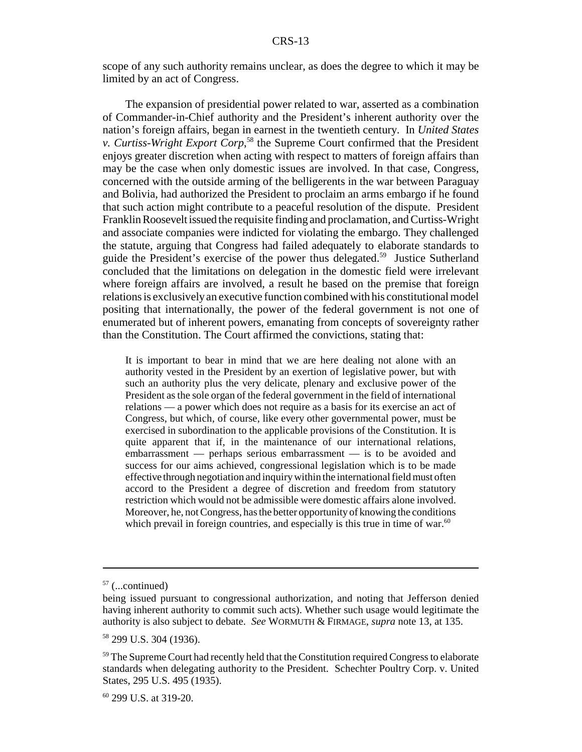scope of any such authority remains unclear, as does the degree to which it may be limited by an act of Congress.

The expansion of presidential power related to war, asserted as a combination of Commander-in-Chief authority and the President's inherent authority over the nation's foreign affairs, began in earnest in the twentieth century. In *United States v. Curtiss-Wright Export Corp*,[58] the Supreme Court confirmed that the President enjoys greater discretion when acting with respect to matters of foreign affairs than may be the case when only domestic issues are involved. In that case, Congress, concerned with the outside arming of the belligerents in the war between Paraguay and Bolivia, had authorized the President to proclaim an arms embargo if he found that such action might contribute to a peaceful resolution of the dispute. President Franklin Roosevelt issued the requisite finding and proclamation, and Curtiss-Wright and associate companies were indicted for violating the embargo. They challenged the statute, arguing that Congress had failed adequately to elaborate standards to guide the President's exercise of the power thus delegated.[59] Justice Sutherland concluded that the limitations on delegation in the domestic field were irrelevant where foreign affairs are involved, a result he based on the premise that foreign relations is exclusively an executive function combined with his constitutional model positing that internationally, the power of the federal government is not one of enumerated but of inherent powers, emanating from concepts of sovereignty rather than the Constitution. The Court affirmed the convictions, stating that:

> It is important to bear in mind that we are here dealing not alone with an authority vested in the President by an exertion of legislative power, but with such an authority plus the very delicate, plenary and exclusive power of the President as the sole organ of the federal government in the field of international relations — a power which does not require as a basis for its exercise an act of Congress, but which, of course, like every other governmental power, must be exercised in subordination to the applicable provisions of the Constitution. It is quite apparent that if, in the maintenance of our international relations, embarrassment — perhaps serious embarrassment — is to be avoided and success for our aims achieved, congressional legislation which is to be made effective through negotiation and inquiry within the international field must often accord to the President a degree of discretion and freedom from statutory restriction which would not be admissible were domestic affairs alone involved. Moreover, he, not Congress, has the better opportunity of knowing the conditions which prevail in foreign countries, and especially is this true in time of war.[60]

---

[57] (...continued)
being issued pursuant to congressional authorization, and noting that Jefferson denied having inherent authority to commit such acts). Whether such usage would legitimate the authority is also subject to debate. *See* WORMUTH & FIRMAGE, *supra* note 13, at 135.

[58] 299 U.S. 304 (1936).

[59] The Supreme Court had recently held that the Constitution required Congress to elaborate standards when delegating authority to the President. Schechter Poultry Corp. v. United States, 295 U.S. 495 (1935).

[60] 299 U.S. at 319-20.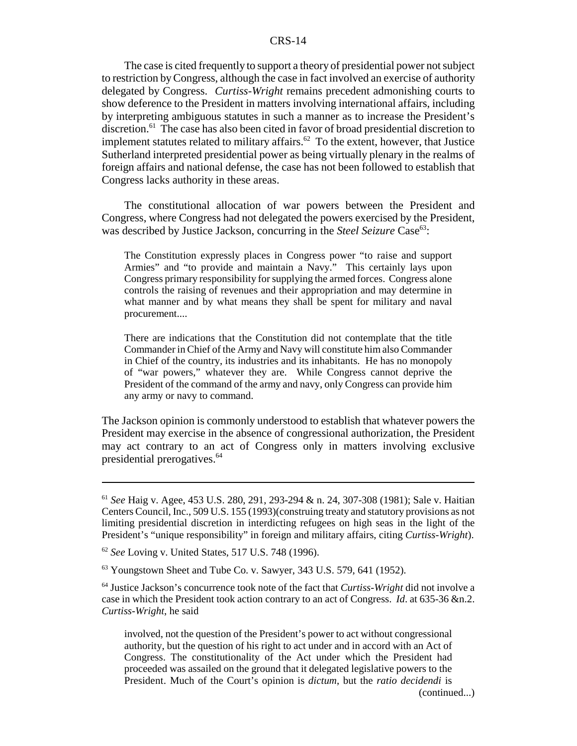The case is cited frequently to support a theory of presidential power not subject to restriction by Congress, although the case in fact involved an exercise of authority delegated by Congress. *Curtiss-Wright* remains precedent admonishing courts to show deference to the President in matters involving international affairs, including by interpreting ambiguous statutes in such a manner as to increase the President's discretion.[61] The case has also been cited in favor of broad presidential discretion to implement statutes related to military affairs.[62] To the extent, however, that Justice Sutherland interpreted presidential power as being virtually plenary in the realms of foreign affairs and national defense, the case has not been followed to establish that Congress lacks authority in these areas.

The constitutional allocation of war powers between the President and Congress, where Congress had not delegated the powers exercised by the President, was described by Justice Jackson, concurring in the *Steel Seizure* Case[63]:

> The Constitution expressly places in Congress power "to raise and support Armies" and "to provide and maintain a Navy." This certainly lays upon Congress primary responsibility for supplying the armed forces. Congress alone controls the raising of revenues and their appropriation and may determine in what manner and by what means they shall be spent for military and naval procurement....
>
> There are indications that the Constitution did not contemplate that the title Commander in Chief of the Army and Navy will constitute him also Commander in Chief of the country, its industries and its inhabitants. He has no monopoly of "war powers," whatever they are. While Congress cannot deprive the President of the command of the army and navy, only Congress can provide him any army or navy to command.

The Jackson opinion is commonly understood to establish that whatever powers the President may exercise in the absence of congressional authorization, the President may act contrary to an act of Congress only in matters involving exclusive presidential prerogatives.[64]

---

[61] *See* Haig v. Agee, 453 U.S. 280, 291, 293-294 & n. 24, 307-308 (1981); Sale v. Haitian Centers Council, Inc., 509 U.S. 155 (1993)(construing treaty and statutory provisions as not limiting presidential discretion in interdicting refugees on high seas in the light of the President's "unique responsibility" in foreign and military affairs, citing *Curtiss-Wright*).

[62] *See* Loving v. United States, 517 U.S. 748 (1996).

[63] Youngstown Sheet and Tube Co. v. Sawyer, 343 U.S. 579, 641 (1952).

[64] Justice Jackson's concurrence took note of the fact that *Curtiss-Wright* did not involve a case in which the President took action contrary to an act of Congress. *Id*. at 635-36 &n.2. *Curtiss-Wright*, he said

> involved, not the question of the President's power to act without congressional authority, but the question of his right to act under and in accord with an Act of Congress. The constitutionality of the Act under which the President had proceeded was assailed on the ground that it delegated legislative powers to the President. Much of the Court's opinion is *dictum*, but the *ratio decidendi* is

(continued...)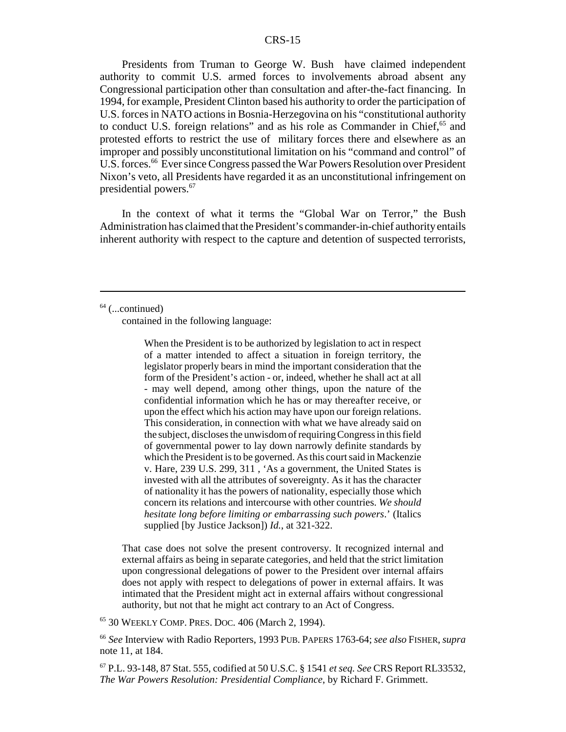Presidents from Truman to George W. Bush have claimed independent authority to commit U.S. armed forces to involvements abroad absent any Congressional participation other than consultation and after-the-fact financing. In 1994, for example, President Clinton based his authority to order the participation of U.S. forces in NATO actions in Bosnia-Herzegovina on his "constitutional authority to conduct U.S. foreign relations" and as his role as Commander in Chief,[65] and protested efforts to restrict the use of military forces there and elsewhere as an improper and possibly unconstitutional limitation on his "command and control" of U.S. forces.[66] Ever since Congress passed the War Powers Resolution over President Nixon's veto, all Presidents have regarded it as an unconstitutional infringement on presidential powers.[67]

In the context of what it terms the "Global War on Terror," the Bush Administration has claimed that the President's commander-in-chief authority entails inherent authority with respect to the capture and detention of suspected terrorists,

---

[64] (...continued)

contained in the following language:

> When the President is to be authorized by legislation to act in respect of a matter intended to affect a situation in foreign territory, the legislator properly bears in mind the important consideration that the form of the President's action - or, indeed, whether he shall act at all - may well depend, among other things, upon the nature of the confidential information which he has or may thereafter receive, or upon the effect which his action may have upon our foreign relations. This consideration, in connection with what we have already said on the subject, discloses the unwisdom of requiring Congress in this field of governmental power to lay down narrowly definite standards by which the President is to be governed. As this court said in Mackenzie v. Hare, 239 U.S. 299, 311 , 'As a government, the United States is invested with all the attributes of sovereignty. As it has the character of nationality it has the powers of nationality, especially those which concern its relations and intercourse with other countries. *We should hesitate long before limiting or embarrassing such powers*.' (Italics supplied [by Justice Jackson]) *Id.*, at 321-322.

That case does not solve the present controversy. It recognized internal and external affairs as being in separate categories, and held that the strict limitation upon congressional delegations of power to the President over internal affairs does not apply with respect to delegations of power in external affairs. It was intimated that the President might act in external affairs without congressional authority, but not that he might act contrary to an Act of Congress.

[65] 30 WEEKLY COMP. PRES. DOC. 406 (March 2, 1994).

[66] *See* Interview with Radio Reporters, 1993 PUB. PAPERS 1763-64; *see also* FISHER, *supra* note 11, at 184.

[67] P.L. 93-148, 87 Stat. 555, codified at 50 U.S.C. § 1541 *et seq. See* CRS Report RL33532, *The War Powers Resolution: Presidential Compliance*, by Richard F. Grimmett.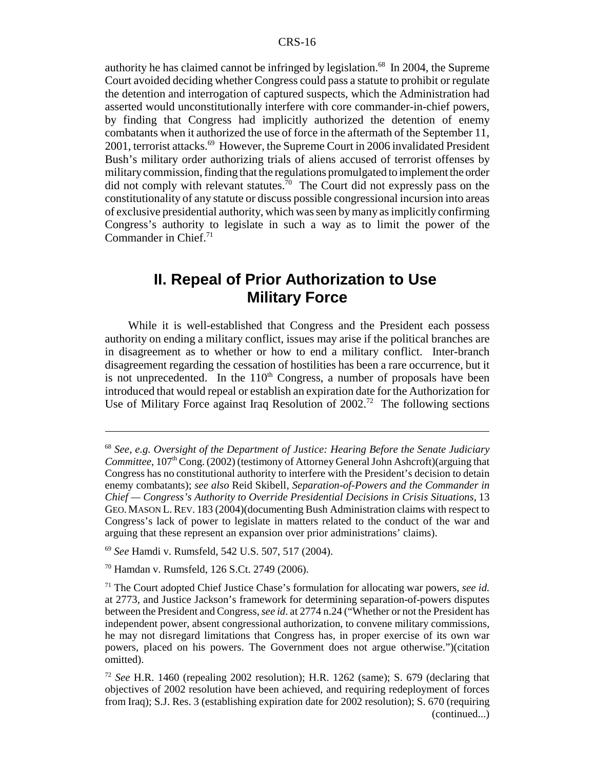authority he has claimed cannot be infringed by legislation.[68] In 2004, the Supreme Court avoided deciding whether Congress could pass a statute to prohibit or regulate the detention and interrogation of captured suspects, which the Administration had asserted would unconstitutionally interfere with core commander-in-chief powers, by finding that Congress had implicitly authorized the detention of enemy combatants when it authorized the use of force in the aftermath of the September 11, 2001, terrorist attacks.[69] However, the Supreme Court in 2006 invalidated President Bush's military order authorizing trials of aliens accused of terrorist offenses by military commission, finding that the regulations promulgated to implement the order did not comply with relevant statutes.[70] The Court did not expressly pass on the constitutionality of any statute or discuss possible congressional incursion into areas of exclusive presidential authority, which was seen by many as implicitly confirming Congress's authority to legislate in such a way as to limit the power of the Commander in Chief.[71]

## II. Repeal of Prior Authorization to Use Military Force

While it is well-established that Congress and the President each possess authority on ending a military conflict, issues may arise if the political branches are in disagreement as to whether or how to end a military conflict. Inter-branch disagreement regarding the cessation of hostilities has been a rare occurrence, but it is not unprecedented. In the 110th Congress, a number of proposals have been introduced that would repeal or establish an expiration date for the Authorization for Use of Military Force against Iraq Resolution of 2002.[72] The following sections

---

[68] *See, e.g. Oversight of the Department of Justice: Hearing Before the Senate Judiciary Committee*, 107th Cong. (2002) (testimony of Attorney General John Ashcroft)(arguing that Congress has no constitutional authority to interfere with the President's decision to detain enemy combatants); *see also* Reid Skibell, *Separation-of-Powers and the Commander in Chief — Congress's Authority to Override Presidential Decisions in Crisis Situations*, 13 GEO. MASON L. REV. 183 (2004)(documenting Bush Administration claims with respect to Congress's lack of power to legislate in matters related to the conduct of the war and arguing that these represent an expansion over prior administrations' claims).

[69] *See* Hamdi v. Rumsfeld, 542 U.S. 507, 517 (2004).

[70] Hamdan v. Rumsfeld, 126 S.Ct. 2749 (2006).

[71] The Court adopted Chief Justice Chase's formulation for allocating war powers, *see id.* at 2773, and Justice Jackson's framework for determining separation-of-powers disputes between the President and Congress, *see id*. at 2774 n.24 ("Whether or not the President has independent power, absent congressional authorization, to convene military commissions, he may not disregard limitations that Congress has, in proper exercise of its own war powers, placed on his powers. The Government does not argue otherwise.")(citation omitted).

[72] *See* H.R. 1460 (repealing 2002 resolution); H.R. 1262 (same); S. 679 (declaring that objectives of 2002 resolution have been achieved, and requiring redeployment of forces from Iraq); S.J. Res. 3 (establishing expiration date for 2002 resolution); S. 670 (requiring (continued...)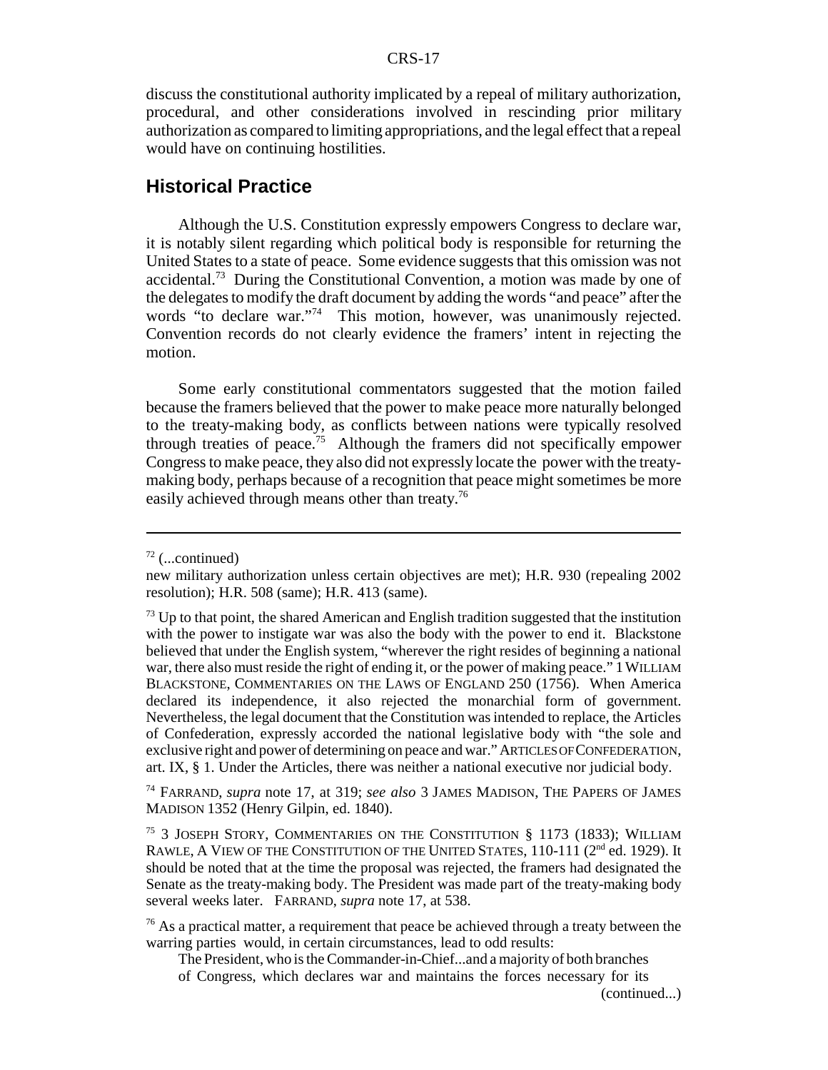discuss the constitutional authority implicated by a repeal of military authorization, procedural, and other considerations involved in rescinding prior military authorization as compared to limiting appropriations, and the legal effect that a repeal would have on continuing hostilities.

## Historical Practice

Although the U.S. Constitution expressly empowers Congress to declare war, it is notably silent regarding which political body is responsible for returning the United States to a state of peace. Some evidence suggests that this omission was not accidental.[73] During the Constitutional Convention, a motion was made by one of the delegates to modify the draft document by adding the words "and peace" after the words "to declare war."[74] This motion, however, was unanimously rejected. Convention records do not clearly evidence the framers' intent in rejecting the motion.

Some early constitutional commentators suggested that the motion failed because the framers believed that the power to make peace more naturally belonged to the treaty-making body, as conflicts between nations were typically resolved through treaties of peace.[75] Although the framers did not specifically empower Congress to make peace, they also did not expressly locate the power with the treaty-making body, perhaps because of a recognition that peace might sometimes be more easily achieved through means other than treaty.[76]

---

[72] (...continued)

new military authorization unless certain objectives are met); H.R. 930 (repealing 2002 resolution); H.R. 508 (same); H.R. 413 (same).

[73] Up to that point, the shared American and English tradition suggested that the institution with the power to instigate war was also the body with the power to end it. Blackstone believed that under the English system, "wherever the right resides of beginning a national war, there also must reside the right of ending it, or the power of making peace." 1 WILLIAM BLACKSTONE, COMMENTARIES ON THE LAWS OF ENGLAND 250 (1756). When America declared its independence, it also rejected the monarchial form of government. Nevertheless, the legal document that the Constitution was intended to replace, the Articles of Confederation, expressly accorded the national legislative body with "the sole and exclusive right and power of determining on peace and war." ARTICLES OF CONFEDERATION, art. IX, § 1. Under the Articles, there was neither a national executive nor judicial body.

[74] FARRAND, *supra* note 17, at 319; *see also* 3 JAMES MADISON, THE PAPERS OF JAMES MADISON 1352 (Henry Gilpin, ed. 1840).

[75] 3 JOSEPH STORY, COMMENTARIES ON THE CONSTITUTION § 1173 (1833); WILLIAM RAWLE, A VIEW OF THE CONSTITUTION OF THE UNITED STATES, 110-111 (2nd ed. 1929). It should be noted that at the time the proposal was rejected, the framers had designated the Senate as the treaty-making body. The President was made part of the treaty-making body several weeks later. FARRAND, *supra* note 17, at 538.

[76] As a practical matter, a requirement that peace be achieved through a treaty between the warring parties would, in certain circumstances, lead to odd results:

> The President, who is the Commander-in-Chief...and a majority of both branches of Congress, which declares war and maintains the forces necessary for its

(continued...)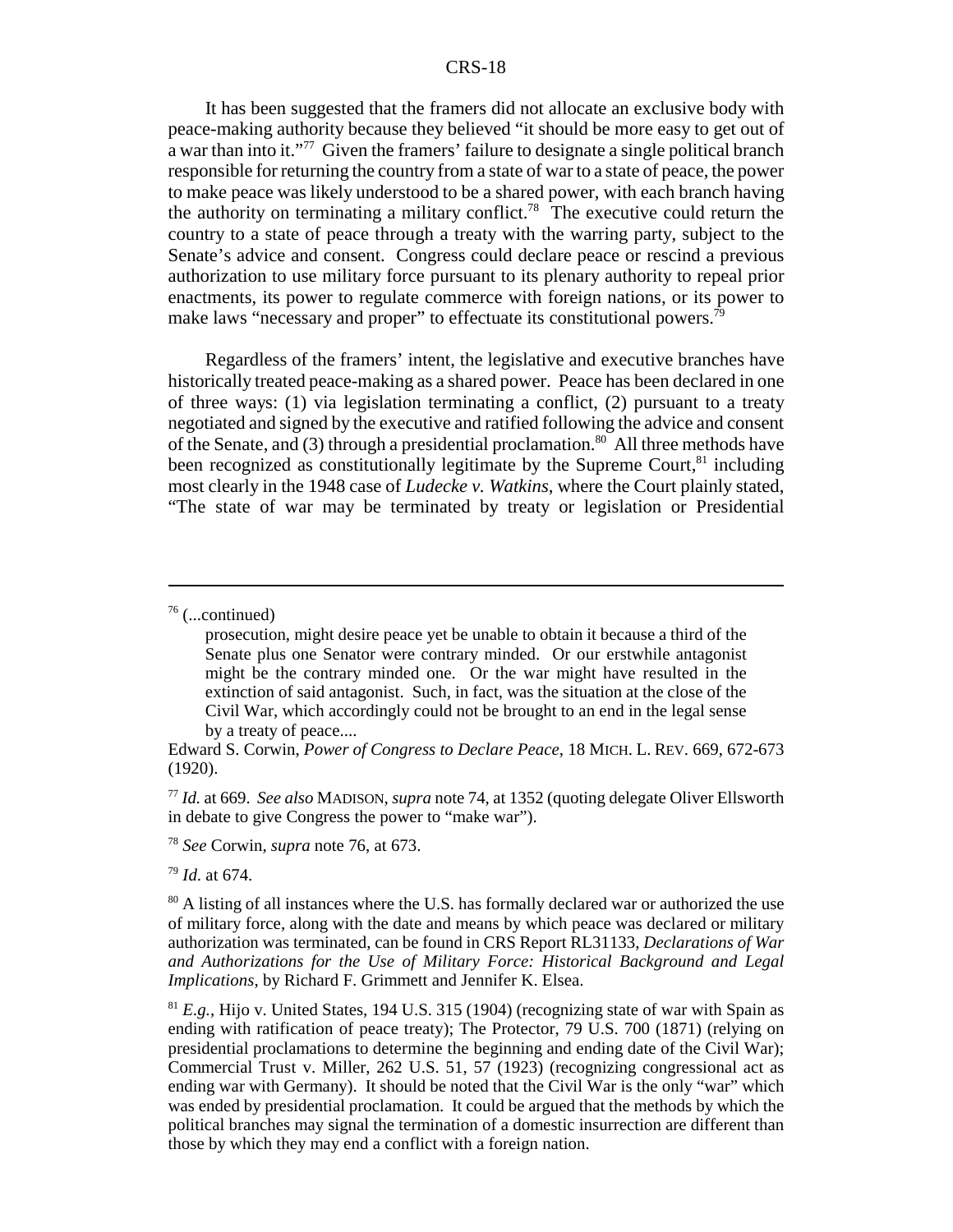It has been suggested that the framers did not allocate an exclusive body with peace-making authority because they believed "it should be more easy to get out of a war than into it."[77] Given the framers' failure to designate a single political branch responsible for returning the country from a state of war to a state of peace, the power to make peace was likely understood to be a shared power, with each branch having the authority on terminating a military conflict.[78] The executive could return the country to a state of peace through a treaty with the warring party, subject to the Senate's advice and consent. Congress could declare peace or rescind a previous authorization to use military force pursuant to its plenary authority to repeal prior enactments, its power to regulate commerce with foreign nations, or its power to make laws "necessary and proper" to effectuate its constitutional powers.[79]

Regardless of the framers' intent, the legislative and executive branches have historically treated peace-making as a shared power. Peace has been declared in one of three ways: (1) via legislation terminating a conflict, (2) pursuant to a treaty negotiated and signed by the executive and ratified following the advice and consent of the Senate, and (3) through a presidential proclamation.[80] All three methods have been recognized as constitutionally legitimate by the Supreme Court,[81] including most clearly in the 1948 case of *Ludecke v. Watkins*, where the Court plainly stated, "The state of war may be terminated by treaty or legislation or Presidential

---

[76] (...continued)

> prosecution, might desire peace yet be unable to obtain it because a third of the Senate plus one Senator were contrary minded. Or our erstwhile antagonist might be the contrary minded one. Or the war might have resulted in the extinction of said antagonist. Such, in fact, was the situation at the close of the Civil War, which accordingly could not be brought to an end in the legal sense by a treaty of peace....

Edward S. Corwin, *Power of Congress to Declare Peace*, 18 MICH. L. REV. 669, 672-673 (1920).

[77] *Id.* at 669. *See also* MADISON, *supra* note 74, at 1352 (quoting delegate Oliver Ellsworth in debate to give Congress the power to "make war").

[78] *See* Corwin, *supra* note 76, at 673.

[79] *Id.* at 674.

[80] A listing of all instances where the U.S. has formally declared war or authorized the use of military force, along with the date and means by which peace was declared or military authorization was terminated, can be found in CRS Report RL31133, *Declarations of War and Authorizations for the Use of Military Force: Historical Background and Legal Implications*, by Richard F. Grimmett and Jennifer K. Elsea.

[81] *E.g.*, Hijo v. United States, 194 U.S. 315 (1904) (recognizing state of war with Spain as ending with ratification of peace treaty); The Protector, 79 U.S. 700 (1871) (relying on presidential proclamations to determine the beginning and ending date of the Civil War); Commercial Trust v. Miller, 262 U.S. 51, 57 (1923) (recognizing congressional act as ending war with Germany). It should be noted that the Civil War is the only "war" which was ended by presidential proclamation. It could be argued that the methods by which the political branches may signal the termination of a domestic insurrection are different than those by which they may end a conflict with a foreign nation.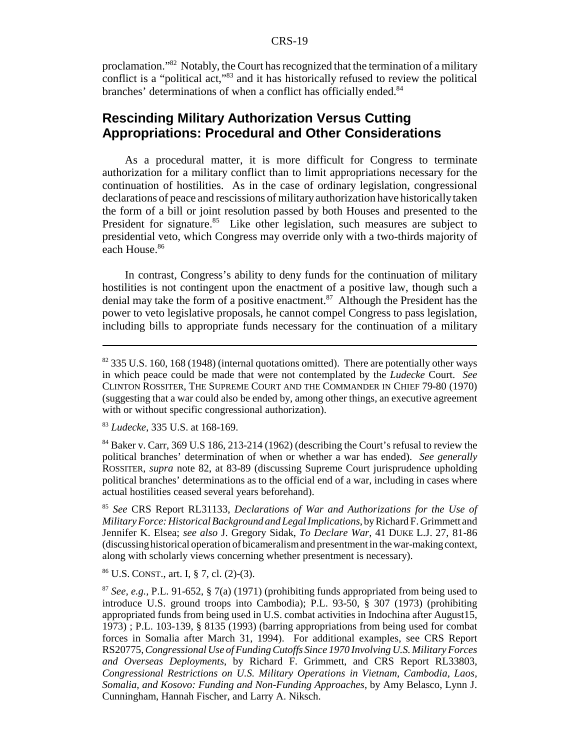proclamation."[82] Notably, the Court has recognized that the termination of a military conflict is a "political act,"[83] and it has historically refused to review the political branches' determinations of when a conflict has officially ended.[84]

## Rescinding Military Authorization Versus Cutting Appropriations: Procedural and Other Considerations

As a procedural matter, it is more difficult for Congress to terminate authorization for a military conflict than to limit appropriations necessary for the continuation of hostilities. As in the case of ordinary legislation, congressional declarations of peace and rescissions of military authorization have historically taken the form of a bill or joint resolution passed by both Houses and presented to the President for signature.[85] Like other legislation, such measures are subject to presidential veto, which Congress may override only with a two-thirds majority of each House.[86]

In contrast, Congress's ability to deny funds for the continuation of military hostilities is not contingent upon the enactment of a positive law, though such a denial may take the form of a positive enactment.[87] Although the President has the power to veto legislative proposals, he cannot compel Congress to pass legislation, including bills to appropriate funds necessary for the continuation of a military

---

[82] 335 U.S. 160, 168 (1948) (internal quotations omitted). There are potentially other ways in which peace could be made that were not contemplated by the *Ludecke* Court. *See* CLINTON ROSSITER, THE SUPREME COURT AND THE COMMANDER IN CHIEF 79-80 (1970) (suggesting that a war could also be ended by, among other things, an executive agreement with or without specific congressional authorization).

[83] *Ludecke*, 335 U.S. at 168-169.

[84] Baker v. Carr, 369 U.S 186, 213-214 (1962) (describing the Court's refusal to review the political branches' determination of when or whether a war has ended). *See generally* ROSSITER, *supra* note 82, at 83-89 (discussing Supreme Court jurisprudence upholding political branches' determinations as to the official end of a war, including in cases where actual hostilities ceased several years beforehand).

[85] *See* CRS Report RL31133, *Declarations of War and Authorizations for the Use of Military Force: Historical Background and Legal Implications*, by Richard F. Grimmett and Jennifer K. Elsea; *see also* J. Gregory Sidak, *To Declare War*, 41 DUKE L.J. 27, 81-86 (discussing historical operation of bicameralism and presentment in the war-making context, along with scholarly views concerning whether presentment is necessary).

[86] U.S. CONST., art. I, § 7, cl. (2)-(3).

[87] *See, e.g.*, P.L. 91-652, § 7(a) (1971) (prohibiting funds appropriated from being used to introduce U.S. ground troops into Cambodia); P.L. 93-50, § 307 (1973) (prohibiting appropriated funds from being used in U.S. combat activities in Indochina after August15, 1973) ; P.L. 103-139, § 8135 (1993) (barring appropriations from being used for combat forces in Somalia after March 31, 1994). For additional examples, see CRS Report RS20775, *Congressional Use of Funding Cutoffs Since 1970 Involving U.S. Military Forces and Overseas Deployments*, by Richard F. Grimmett, and CRS Report RL33803, *Congressional Restrictions on U.S. Military Operations in Vietnam, Cambodia, Laos, Somalia, and Kosovo: Funding and Non-Funding Approaches*, by Amy Belasco, Lynn J. Cunningham, Hannah Fischer, and Larry A. Niksch.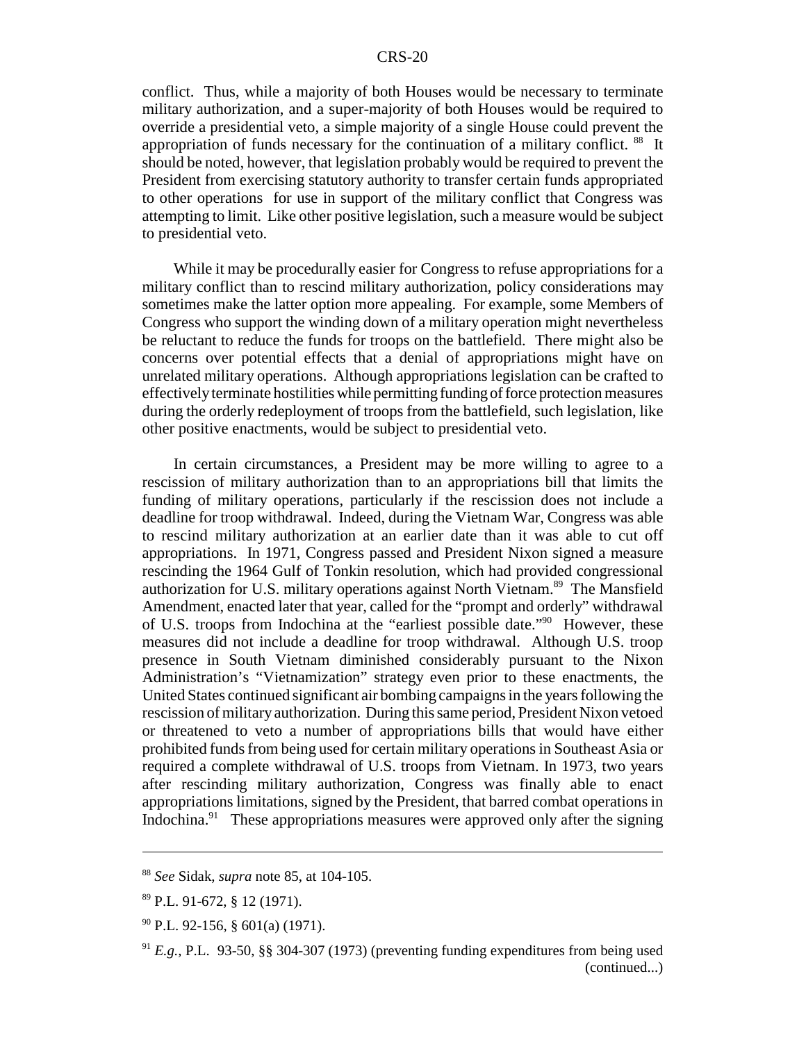conflict. Thus, while a majority of both Houses would be necessary to terminate military authorization, and a super-majority of both Houses would be required to override a presidential veto, a simple majority of a single House could prevent the appropriation of funds necessary for the continuation of a military conflict. [88] It should be noted, however, that legislation probably would be required to prevent the President from exercising statutory authority to transfer certain funds appropriated to other operations for use in support of the military conflict that Congress was attempting to limit. Like other positive legislation, such a measure would be subject to presidential veto.

While it may be procedurally easier for Congress to refuse appropriations for a military conflict than to rescind military authorization, policy considerations may sometimes make the latter option more appealing. For example, some Members of Congress who support the winding down of a military operation might nevertheless be reluctant to reduce the funds for troops on the battlefield. There might also be concerns over potential effects that a denial of appropriations might have on unrelated military operations. Although appropriations legislation can be crafted to effectively terminate hostilities while permitting funding of force protection measures during the orderly redeployment of troops from the battlefield, such legislation, like other positive enactments, would be subject to presidential veto.

In certain circumstances, a President may be more willing to agree to a rescission of military authorization than to an appropriations bill that limits the funding of military operations, particularly if the rescission does not include a deadline for troop withdrawal. Indeed, during the Vietnam War, Congress was able to rescind military authorization at an earlier date than it was able to cut off appropriations. In 1971, Congress passed and President Nixon signed a measure rescinding the 1964 Gulf of Tonkin resolution, which had provided congressional authorization for U.S. military operations against North Vietnam.[89] The Mansfield Amendment, enacted later that year, called for the "prompt and orderly" withdrawal of U.S. troops from Indochina at the "earliest possible date."[90] However, these measures did not include a deadline for troop withdrawal. Although U.S. troop presence in South Vietnam diminished considerably pursuant to the Nixon Administration's "Vietnamization" strategy even prior to these enactments, the United States continued significant air bombing campaigns in the years following the rescission of military authorization. During this same period, President Nixon vetoed or threatened to veto a number of appropriations bills that would have either prohibited funds from being used for certain military operations in Southeast Asia or required a complete withdrawal of U.S. troops from Vietnam. In 1973, two years after rescinding military authorization, Congress was finally able to enact appropriations limitations, signed by the President, that barred combat operations in Indochina.[91] These appropriations measures were approved only after the signing

---

[88] *See* Sidak, *supra* note 85, at 104-105.

[89] P.L. 91-672, § 12 (1971).

[90] P.L. 92-156, § 601(a) (1971).

[91] *E.g.*, P.L. 93-50, §§ 304-307 (1973) (preventing funding expenditures from being used (continued...)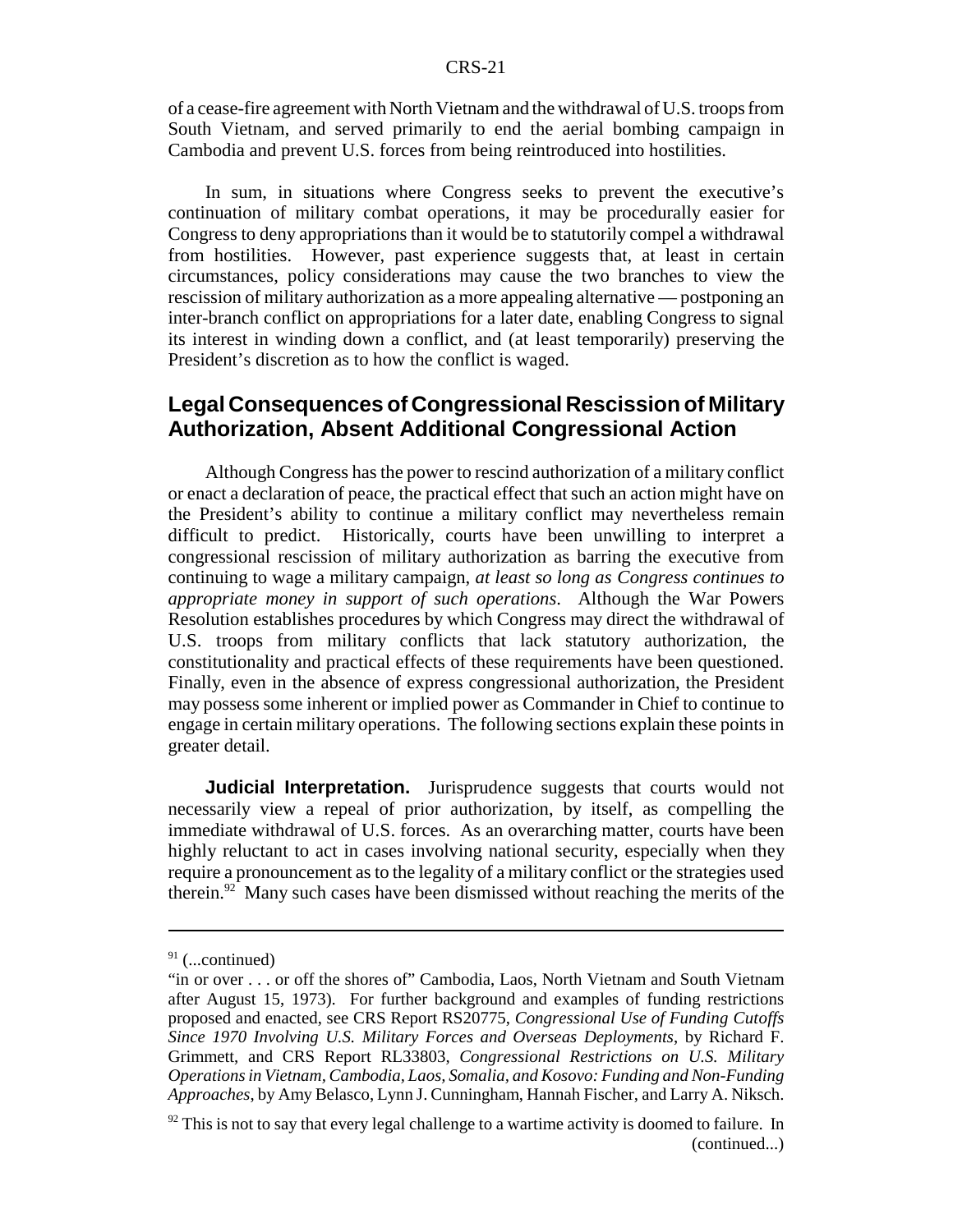of a cease-fire agreement with North Vietnam and the withdrawal of U.S. troops from South Vietnam, and served primarily to end the aerial bombing campaign in Cambodia and prevent U.S. forces from being reintroduced into hostilities.

In sum, in situations where Congress seeks to prevent the executive's continuation of military combat operations, it may be procedurally easier for Congress to deny appropriations than it would be to statutorily compel a withdrawal from hostilities. However, past experience suggests that, at least in certain circumstances, policy considerations may cause the two branches to view the rescission of military authorization as a more appealing alternative — postponing an inter-branch conflict on appropriations for a later date, enabling Congress to signal its interest in winding down a conflict, and (at least temporarily) preserving the President's discretion as to how the conflict is waged.

## Legal Consequences of Congressional Rescission of Military Authorization, Absent Additional Congressional Action

Although Congress has the power to rescind authorization of a military conflict or enact a declaration of peace, the practical effect that such an action might have on the President's ability to continue a military conflict may nevertheless remain difficult to predict. Historically, courts have been unwilling to interpret a congressional rescission of military authorization as barring the executive from continuing to wage a military campaign, *at least so long as Congress continues to appropriate money in support of such operations*. Although the War Powers Resolution establishes procedures by which Congress may direct the withdrawal of U.S. troops from military conflicts that lack statutory authorization, the constitutionality and practical effects of these requirements have been questioned. Finally, even in the absence of express congressional authorization, the President may possess some inherent or implied power as Commander in Chief to continue to engage in certain military operations. The following sections explain these points in greater detail.

**Judicial Interpretation.** Jurisprudence suggests that courts would not necessarily view a repeal of prior authorization, by itself, as compelling the immediate withdrawal of U.S. forces. As an overarching matter, courts have been highly reluctant to act in cases involving national security, especially when they require a pronouncement as to the legality of a military conflict or the strategies used therein.[92] Many such cases have been dismissed without reaching the merits of the

---

[91] (...continued)
"in or over . . . or off the shores of" Cambodia, Laos, North Vietnam and South Vietnam after August 15, 1973). For further background and examples of funding restrictions proposed and enacted, see CRS Report RS20775, *Congressional Use of Funding Cutoffs Since 1970 Involving U.S. Military Forces and Overseas Deployments*, by Richard F. Grimmett, and CRS Report RL33803, *Congressional Restrictions on U.S. Military Operations in Vietnam, Cambodia, Laos, Somalia, and Kosovo: Funding and Non-Funding Approaches*, by Amy Belasco, Lynn J. Cunningham, Hannah Fischer, and Larry A. Niksch.

[92] This is not to say that every legal challenge to a wartime activity is doomed to failure. In (continued...)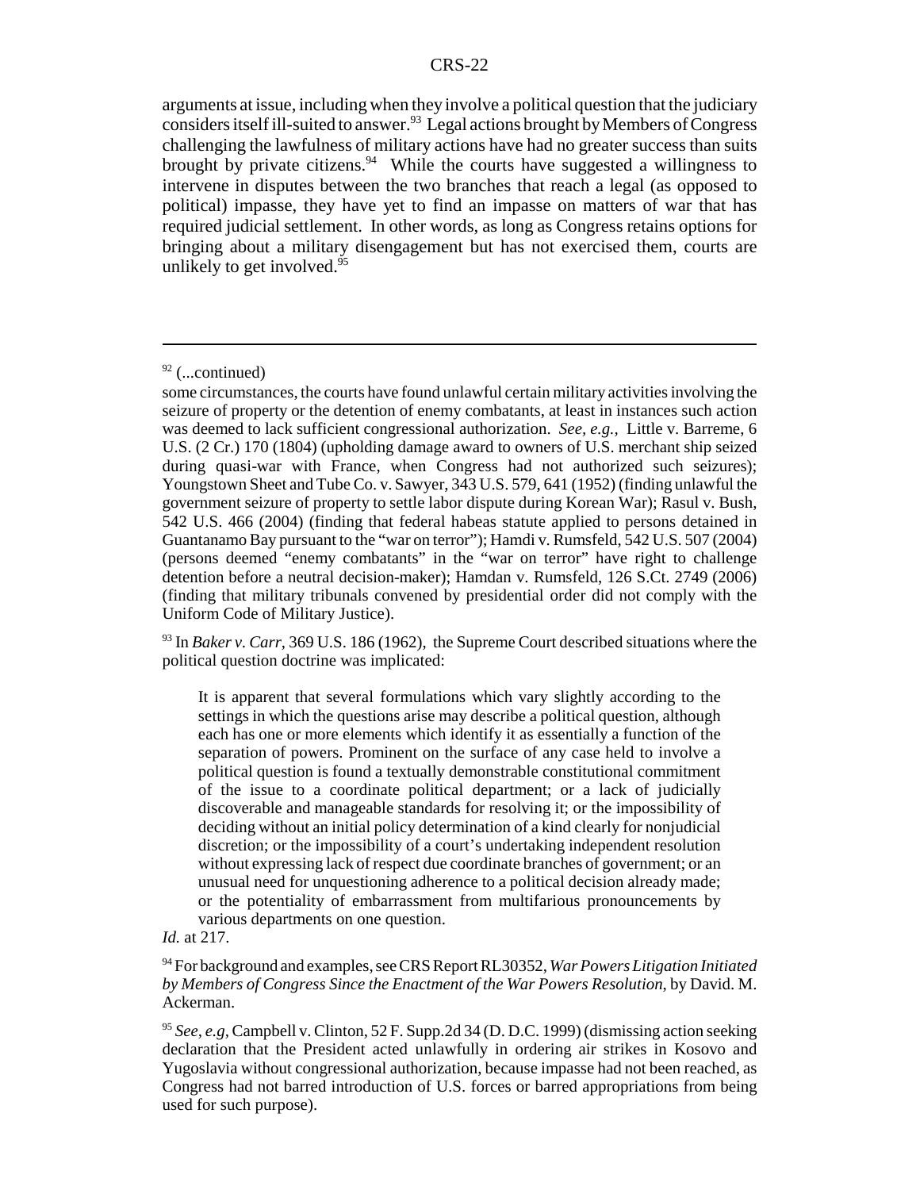arguments at issue, including when they involve a political question that the judiciary considers itself ill-suited to answer.[93] Legal actions brought by Members of Congress challenging the lawfulness of military actions have had no greater success than suits brought by private citizens.[94] While the courts have suggested a willingness to intervene in disputes between the two branches that reach a legal (as opposed to political) impasse, they have yet to find an impasse on matters of war that has required judicial settlement. In other words, as long as Congress retains options for bringing about a military disengagement but has not exercised them, courts are unlikely to get involved.[95]

---

[92] (...continued)

some circumstances, the courts have found unlawful certain military activities involving the seizure of property or the detention of enemy combatants, at least in instances such action was deemed to lack sufficient congressional authorization. *See, e.g.,* Little v. Barreme, 6 U.S. (2 Cr.) 170 (1804) (upholding damage award to owners of U.S. merchant ship seized during quasi-war with France, when Congress had not authorized such seizures); Youngstown Sheet and Tube Co. v. Sawyer, 343 U.S. 579, 641 (1952) (finding unlawful the government seizure of property to settle labor dispute during Korean War); Rasul v. Bush, 542 U.S. 466 (2004) (finding that federal habeas statute applied to persons detained in Guantanamo Bay pursuant to the "war on terror"); Hamdi v. Rumsfeld, 542 U.S. 507 (2004) (persons deemed "enemy combatants" in the "war on terror" have right to challenge detention before a neutral decision-maker); Hamdan v. Rumsfeld, 126 S.Ct. 2749 (2006) (finding that military tribunals convened by presidential order did not comply with the Uniform Code of Military Justice).

[93] In *Baker v. Carr*, 369 U.S. 186 (1962), the Supreme Court described situations where the political question doctrine was implicated:

> It is apparent that several formulations which vary slightly according to the settings in which the questions arise may describe a political question, although each has one or more elements which identify it as essentially a function of the separation of powers. Prominent on the surface of any case held to involve a political question is found a textually demonstrable constitutional commitment of the issue to a coordinate political department; or a lack of judicially discoverable and manageable standards for resolving it; or the impossibility of deciding without an initial policy determination of a kind clearly for nonjudicial discretion; or the impossibility of a court's undertaking independent resolution without expressing lack of respect due coordinate branches of government; or an unusual need for unquestioning adherence to a political decision already made; or the potentiality of embarrassment from multifarious pronouncements by various departments on one question.

*Id.* at 217.

[94] For background and examples, see CRS Report RL30352, *War Powers Litigation Initiated by Members of Congress Since the Enactment of the War Powers Resolution*, by David. M. Ackerman.

[95] *See, e.g*, Campbell v. Clinton, 52 F. Supp.2d 34 (D. D.C. 1999) (dismissing action seeking declaration that the President acted unlawfully in ordering air strikes in Kosovo and Yugoslavia without congressional authorization, because impasse had not been reached, as Congress had not barred introduction of U.S. forces or barred appropriations from being used for such purpose).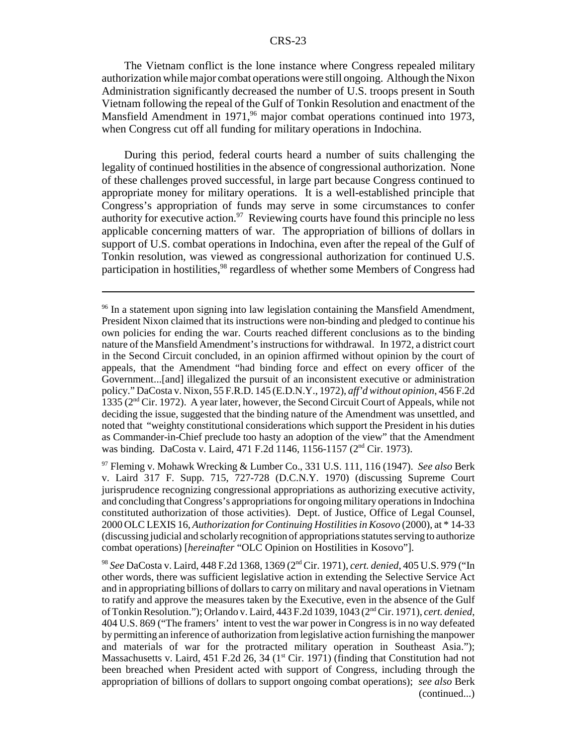The Vietnam conflict is the lone instance where Congress repealed military authorization while major combat operations were still ongoing. Although the Nixon Administration significantly decreased the number of U.S. troops present in South Vietnam following the repeal of the Gulf of Tonkin Resolution and enactment of the Mansfield Amendment in 1971,[96] major combat operations continued into 1973, when Congress cut off all funding for military operations in Indochina.

During this period, federal courts heard a number of suits challenging the legality of continued hostilities in the absence of congressional authorization. None of these challenges proved successful, in large part because Congress continued to appropriate money for military operations. It is a well-established principle that Congress's appropriation of funds may serve in some circumstances to confer authority for executive action.[97] Reviewing courts have found this principle no less applicable concerning matters of war. The appropriation of billions of dollars in support of U.S. combat operations in Indochina, even after the repeal of the Gulf of Tonkin resolution, was viewed as congressional authorization for continued U.S. participation in hostilities,[98] regardless of whether some Members of Congress had

---

[96] In a statement upon signing into law legislation containing the Mansfield Amendment, President Nixon claimed that its instructions were non-binding and pledged to continue his own policies for ending the war. Courts reached different conclusions as to the binding nature of the Mansfield Amendment's instructions for withdrawal. In 1972, a district court in the Second Circuit concluded, in an opinion affirmed without opinion by the court of appeals, that the Amendment "had binding force and effect on every officer of the Government...[and] illegalized the pursuit of an inconsistent executive or administration policy." DaCosta v. Nixon, 55 F.R.D. 145 (E.D.N.Y., 1972), *aff'd without opinion*, 456 F.2d 1335 (2nd Cir. 1972). A year later, however, the Second Circuit Court of Appeals, while not deciding the issue, suggested that the binding nature of the Amendment was unsettled, and noted that "weighty constitutional considerations which support the President in his duties as Commander-in-Chief preclude too hasty an adoption of the view" that the Amendment was binding. DaCosta v. Laird, 471 F.2d 1146, 1156-1157 (2nd Cir. 1973).

[97] Fleming v. Mohawk Wrecking & Lumber Co., 331 U.S. 111, 116 (1947). *See also* Berk v. Laird 317 F. Supp. 715, 727-728 (D.C.N.Y. 1970) (discussing Supreme Court jurisprudence recognizing congressional appropriations as authorizing executive activity, and concluding that Congress's appropriations for ongoing military operations in Indochina constituted authorization of those activities). Dept. of Justice, Office of Legal Counsel, 2000 OLC LEXIS 16, *Authorization for Continuing Hostilities in Kosovo* (2000), at * 14-33 (discussing judicial and scholarly recognition of appropriations statutes serving to authorize combat operations) [*hereinafter* "OLC Opinion on Hostilities in Kosovo"].

[98] *See* DaCosta v. Laird, 448 F.2d 1368, 1369 (2nd Cir. 1971), *cert. denied*, 405 U.S. 979 ("In other words, there was sufficient legislative action in extending the Selective Service Act and in appropriating billions of dollars to carry on military and naval operations in Vietnam to ratify and approve the measures taken by the Executive, even in the absence of the Gulf of Tonkin Resolution."); Orlando v. Laird, 443 F.2d 1039, 1043 (2nd Cir. 1971), *cert. denied*, 404 U.S. 869 ("The framers' intent to vest the war power in Congress is in no way defeated by permitting an inference of authorization from legislative action furnishing the manpower and materials of war for the protracted military operation in Southeast Asia."); Massachusetts v. Laird, 451 F.2d 26, 34 (1st Cir. 1971) (finding that Constitution had not been breached when President acted with support of Congress, including through the appropriation of billions of dollars to support ongoing combat operations); *see also* Berk (continued...)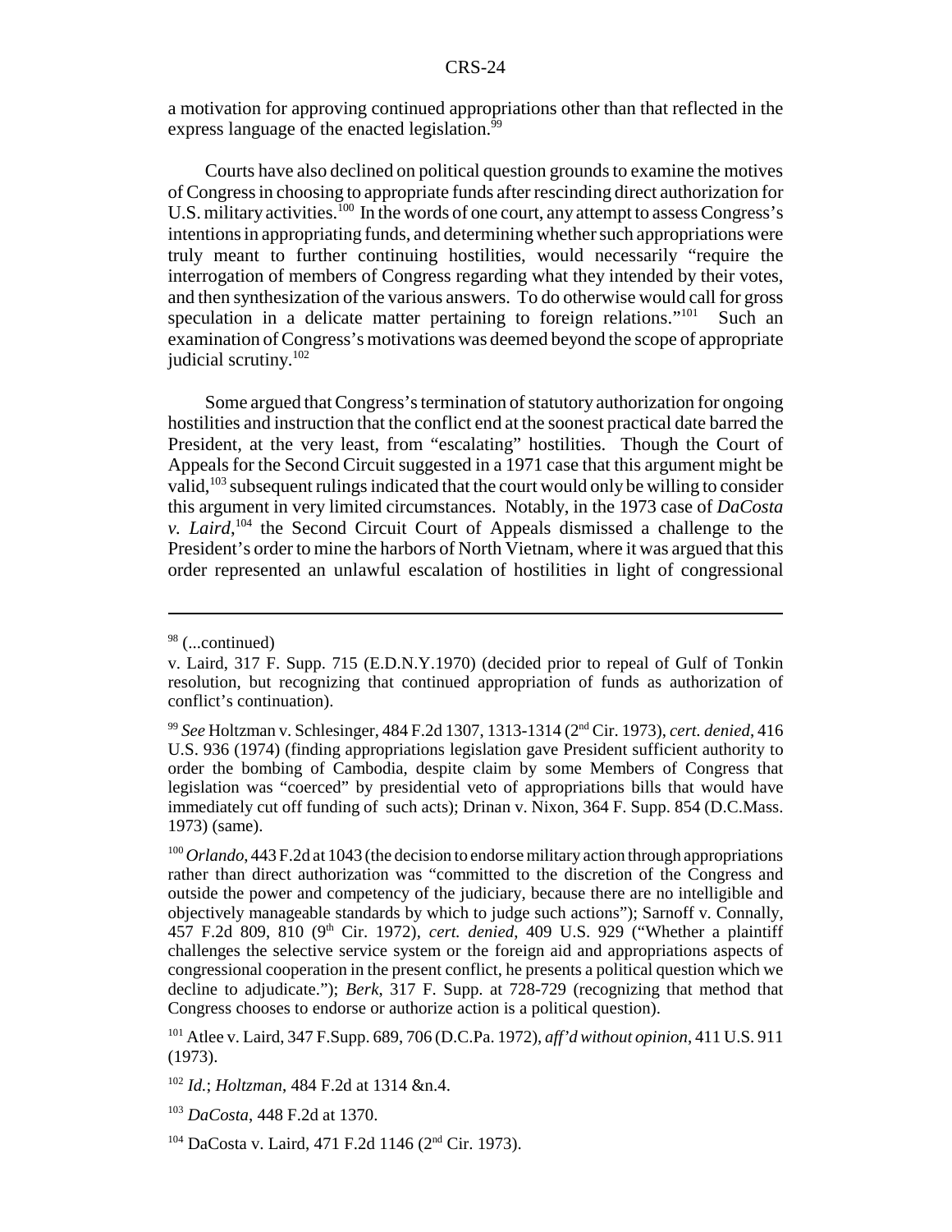a motivation for approving continued appropriations other than that reflected in the express language of the enacted legislation.[99]

Courts have also declined on political question grounds to examine the motives of Congress in choosing to appropriate funds after rescinding direct authorization for U.S. military activities.[100] In the words of one court, any attempt to assess Congress's intentions in appropriating funds, and determining whether such appropriations were truly meant to further continuing hostilities, would necessarily "require the interrogation of members of Congress regarding what they intended by their votes, and then synthesization of the various answers. To do otherwise would call for gross speculation in a delicate matter pertaining to foreign relations."[101] Such an examination of Congress's motivations was deemed beyond the scope of appropriate judicial scrutiny.[102]

Some argued that Congress's termination of statutory authorization for ongoing hostilities and instruction that the conflict end at the soonest practical date barred the President, at the very least, from "escalating" hostilities. Though the Court of Appeals for the Second Circuit suggested in a 1971 case that this argument might be valid,[103] subsequent rulings indicated that the court would only be willing to consider this argument in very limited circumstances. Notably, in the 1973 case of *DaCosta v. Laird*,[104] the Second Circuit Court of Appeals dismissed a challenge to the President's order to mine the harbors of North Vietnam, where it was argued that this order represented an unlawful escalation of hostilities in light of congressional

---

[98] (...continued)
v. Laird, 317 F. Supp. 715 (E.D.N.Y.1970) (decided prior to repeal of Gulf of Tonkin resolution, but recognizing that continued appropriation of funds as authorization of conflict's continuation).

[99] *See* Holtzman v. Schlesinger, 484 F.2d 1307, 1313-1314 (2nd Cir. 1973), *cert. denied*, 416 U.S. 936 (1974) (finding appropriations legislation gave President sufficient authority to order the bombing of Cambodia, despite claim by some Members of Congress that legislation was "coerced" by presidential veto of appropriations bills that would have immediately cut off funding of such acts); Drinan v. Nixon, 364 F. Supp. 854 (D.C.Mass. 1973) (same).

[100] *Orlando*, 443 F.2d at 1043 (the decision to endorse military action through appropriations rather than direct authorization was "committed to the discretion of the Congress and outside the power and competency of the judiciary, because there are no intelligible and objectively manageable standards by which to judge such actions"); Sarnoff v. Connally, 457 F.2d 809, 810 (9th Cir. 1972), *cert. denied*, 409 U.S. 929 ("Whether a plaintiff challenges the selective service system or the foreign aid and appropriations aspects of congressional cooperation in the present conflict, he presents a political question which we decline to adjudicate."); *Berk*, 317 F. Supp. at 728-729 (recognizing that method that Congress chooses to endorse or authorize action is a political question).

[101] Atlee v. Laird, 347 F.Supp. 689, 706 (D.C.Pa. 1972), *aff'd without opinion*, 411 U.S. 911 (1973).

[102] *Id.*; *Holtzman*, 484 F.2d at 1314 &n.4.

[103] *DaCosta*, 448 F.2d at 1370.

[104] DaCosta v. Laird, 471 F.2d 1146 (2nd Cir. 1973).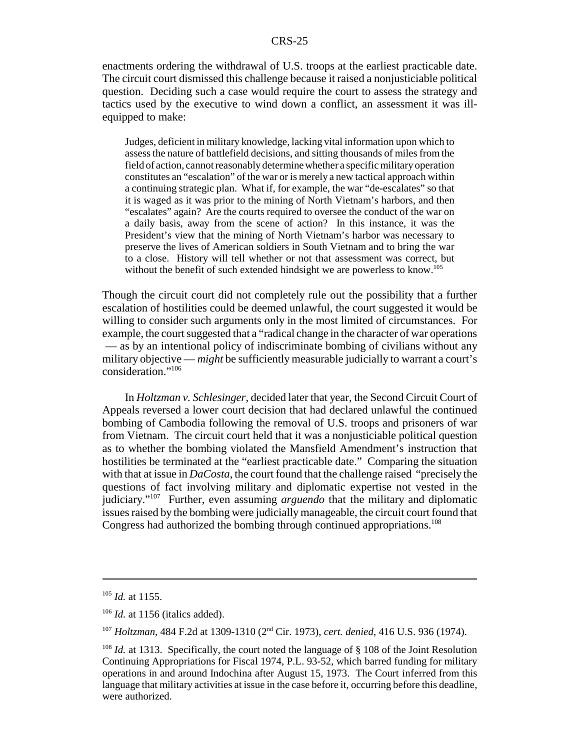enactments ordering the withdrawal of U.S. troops at the earliest practicable date. The circuit court dismissed this challenge because it raised a nonjusticiable political question. Deciding such a case would require the court to assess the strategy and tactics used by the executive to wind down a conflict, an assessment it was ill-equipped to make:

> Judges, deficient in military knowledge, lacking vital information upon which to assess the nature of battlefield decisions, and sitting thousands of miles from the field of action, cannot reasonably determine whether a specific military operation constitutes an "escalation" of the war or is merely a new tactical approach within a continuing strategic plan. What if, for example, the war "de-escalates" so that it is waged as it was prior to the mining of North Vietnam's harbors, and then "escalates" again? Are the courts required to oversee the conduct of the war on a daily basis, away from the scene of action? In this instance, it was the President's view that the mining of North Vietnam's harbor was necessary to preserve the lives of American soldiers in South Vietnam and to bring the war to a close. History will tell whether or not that assessment was correct, but without the benefit of such extended hindsight we are powerless to know.[105]

Though the circuit court did not completely rule out the possibility that a further escalation of hostilities could be deemed unlawful, the court suggested it would be willing to consider such arguments only in the most limited of circumstances. For example, the court suggested that a "radical change in the character of war operations — as by an intentional policy of indiscriminate bombing of civilians without any military objective — *might* be sufficiently measurable judicially to warrant a court's consideration."[106]

In *Holtzman v. Schlesinger*, decided later that year, the Second Circuit Court of Appeals reversed a lower court decision that had declared unlawful the continued bombing of Cambodia following the removal of U.S. troops and prisoners of war from Vietnam. The circuit court held that it was a nonjusticiable political question as to whether the bombing violated the Mansfield Amendment's instruction that hostilities be terminated at the "earliest practicable date." Comparing the situation with that at issue in *DaCosta*, the court found that the challenge raised "precisely the questions of fact involving military and diplomatic expertise not vested in the judiciary."[107] Further, even assuming *arguendo* that the military and diplomatic issues raised by the bombing were judicially manageable, the circuit court found that Congress had authorized the bombing through continued appropriations.[108]

---

[105] *Id.* at 1155.

[106] *Id.* at 1156 (italics added).

[107] *Holtzman*, 484 F.2d at 1309-1310 (2nd Cir. 1973), *cert. denied*, 416 U.S. 936 (1974).

[108] *Id.* at 1313. Specifically, the court noted the language of § 108 of the Joint Resolution Continuing Appropriations for Fiscal 1974, P.L. 93-52, which barred funding for military operations in and around Indochina after August 15, 1973. The Court inferred from this language that military activities at issue in the case before it, occurring before this deadline, were authorized.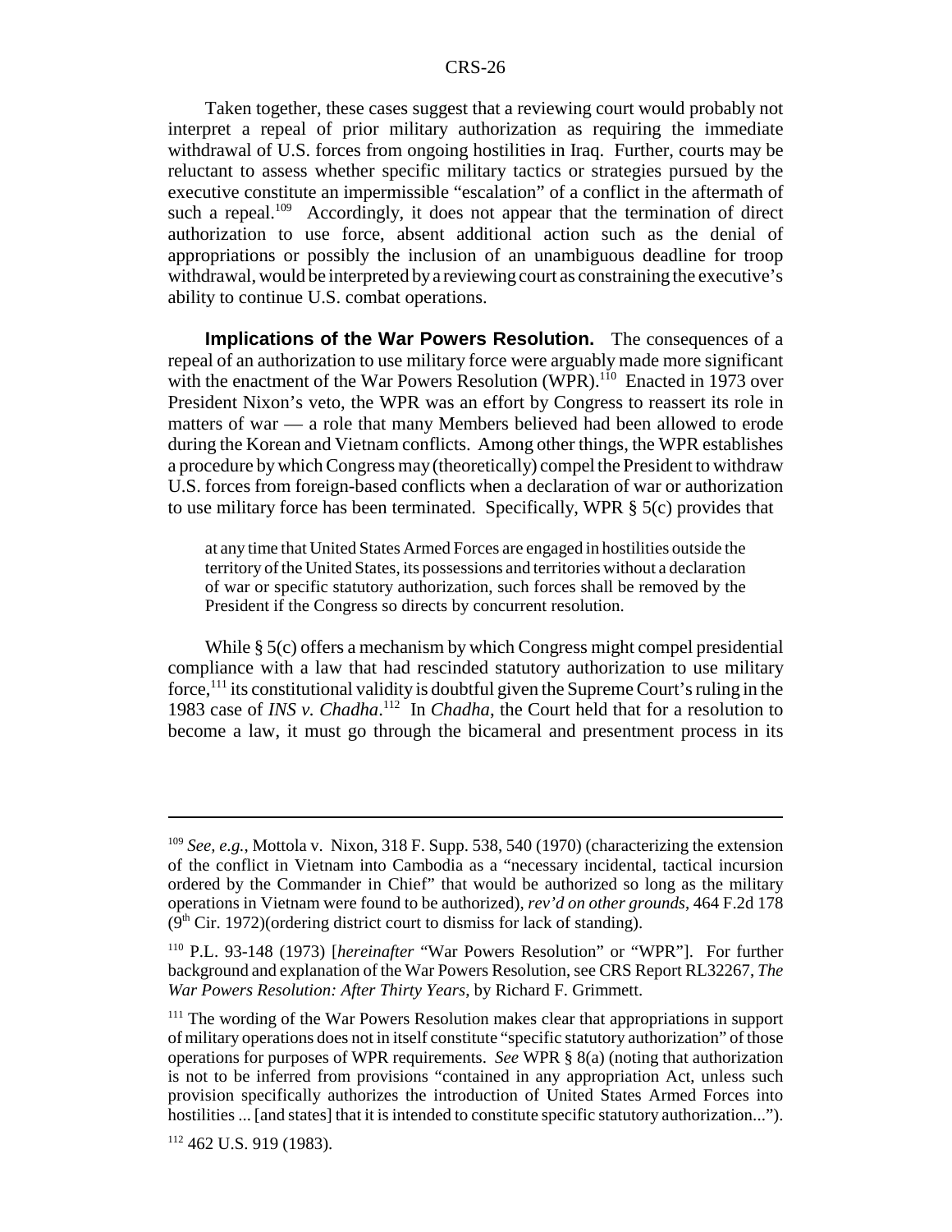Taken together, these cases suggest that a reviewing court would probably not interpret a repeal of prior military authorization as requiring the immediate withdrawal of U.S. forces from ongoing hostilities in Iraq. Further, courts may be reluctant to assess whether specific military tactics or strategies pursued by the executive constitute an impermissible "escalation" of a conflict in the aftermath of such a repeal.[109] Accordingly, it does not appear that the termination of direct authorization to use force, absent additional action such as the denial of appropriations or possibly the inclusion of an unambiguous deadline for troop withdrawal, would be interpreted by a reviewing court as constraining the executive's ability to continue U.S. combat operations.

**Implications of the War Powers Resolution.** The consequences of a repeal of an authorization to use military force were arguably made more significant with the enactment of the War Powers Resolution (WPR).[110] Enacted in 1973 over President Nixon's veto, the WPR was an effort by Congress to reassert its role in matters of war — a role that many Members believed had been allowed to erode during the Korean and Vietnam conflicts. Among other things, the WPR establishes a procedure by which Congress may (theoretically) compel the President to withdraw U.S. forces from foreign-based conflicts when a declaration of war or authorization to use military force has been terminated. Specifically, WPR § 5(c) provides that

> at any time that United States Armed Forces are engaged in hostilities outside the territory of the United States, its possessions and territories without a declaration of war or specific statutory authorization, such forces shall be removed by the President if the Congress so directs by concurrent resolution.

While § 5(c) offers a mechanism by which Congress might compel presidential compliance with a law that had rescinded statutory authorization to use military force,[111] its constitutional validity is doubtful given the Supreme Court's ruling in the 1983 case of *INS v. Chadha*.[112] In *Chadha*, the Court held that for a resolution to become a law, it must go through the bicameral and presentment process in its

---

[109] *See, e.g.,* Mottola v. Nixon, 318 F. Supp. 538, 540 (1970) (characterizing the extension of the conflict in Vietnam into Cambodia as a "necessary incidental, tactical incursion ordered by the Commander in Chief" that would be authorized so long as the military operations in Vietnam were found to be authorized), *rev'd on other grounds*, 464 F.2d 178 (9th Cir. 1972)(ordering district court to dismiss for lack of standing).

[110] P.L. 93-148 (1973) [*hereinafter* "War Powers Resolution" or "WPR"]. For further background and explanation of the War Powers Resolution, see CRS Report RL32267, *The War Powers Resolution: After Thirty Years*, by Richard F. Grimmett.

[111] The wording of the War Powers Resolution makes clear that appropriations in support of military operations does not in itself constitute "specific statutory authorization" of those operations for purposes of WPR requirements. *See* WPR § 8(a) (noting that authorization is not to be inferred from provisions "contained in any appropriation Act, unless such provision specifically authorizes the introduction of United States Armed Forces into hostilities ... [and states] that it is intended to constitute specific statutory authorization...").

[112] 462 U.S. 919 (1983).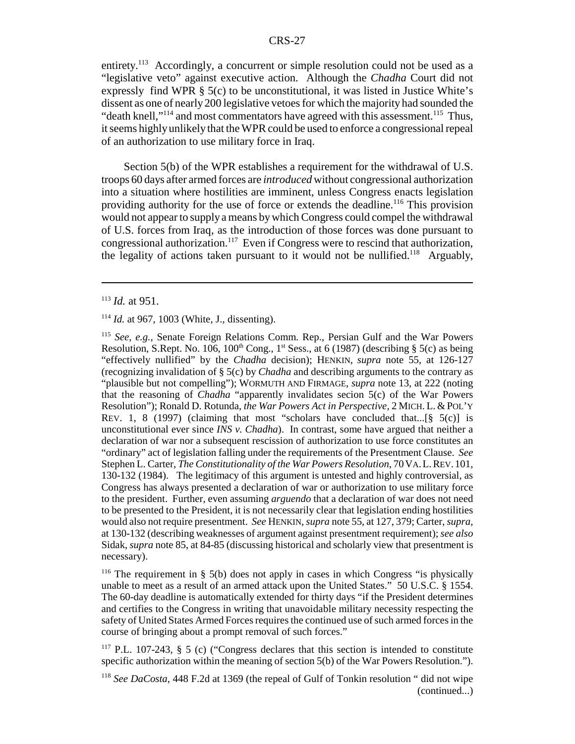entirety.[113] Accordingly, a concurrent or simple resolution could not be used as a "legislative veto" against executive action. Although the *Chadha* Court did not expressly find WPR § 5(c) to be unconstitutional, it was listed in Justice White's dissent as one of nearly 200 legislative vetoes for which the majority had sounded the "death knell,"[114] and most commentators have agreed with this assessment.[115] Thus, it seems highly unlikely that the WPR could be used to enforce a congressional repeal of an authorization to use military force in Iraq.

Section 5(b) of the WPR establishes a requirement for the withdrawal of U.S. troops 60 days after armed forces are *introduced* without congressional authorization into a situation where hostilities are imminent, unless Congress enacts legislation providing authority for the use of force or extends the deadline.[116] This provision would not appear to supply a means by which Congress could compel the withdrawal of U.S. forces from Iraq, as the introduction of those forces was done pursuant to congressional authorization.[117] Even if Congress were to rescind that authorization, the legality of actions taken pursuant to it would not be nullified.[118] Arguably,

---

[113] *Id.* at 951.

[114] *Id.* at 967, 1003 (White, J., dissenting).

[115] *See, e.g.*, Senate Foreign Relations Comm. Rep., Persian Gulf and the War Powers Resolution, S.Rept. No. 106, 100th Cong., 1st Sess., at 6 (1987) (describing § 5(c) as being "effectively nullified" by the *Chadha* decision); HENKIN, *supra* note 55, at 126-127 (recognizing invalidation of § 5(c) by *Chadha* and describing arguments to the contrary as "plausible but not compelling"); WORMUTH AND FIRMAGE, *supra* note 13, at 222 (noting that the reasoning of *Chadha* "apparently invalidates secion 5(c) of the War Powers Resolution"); Ronald D. Rotunda, *the War Powers Act in Perspective*, 2 MICH. L. & POL'Y REV. 1, 8 (1997) (claiming that most "scholars have concluded that...[§ 5(c)] is unconstitutional ever since *INS v. Chadha*). In contrast, some have argued that neither a declaration of war nor a subsequent rescission of authorization to use force constitutes an "ordinary" act of legislation falling under the requirements of the Presentment Clause. *See* Stephen L. Carter, *The Constitutionality of the War Powers Resolution*, 70 VA. L. REV. 101, 130-132 (1984). The legitimacy of this argument is untested and highly controversial, as Congress has always presented a declaration of war or authorization to use military force to the president. Further, even assuming *arguendo* that a declaration of war does not need to be presented to the President, it is not necessarily clear that legislation ending hostilities would also not require presentment. *See* HENKIN, *supra* note 55, at 127, 379; Carter, *supra*, at 130-132 (describing weaknesses of argument against presentment requirement); *see also* Sidak, *supra* note 85, at 84-85 (discussing historical and scholarly view that presentment is necessary).

[116] The requirement in § 5(b) does not apply in cases in which Congress "is physically unable to meet as a result of an armed attack upon the United States." 50 U.S.C. § 1554. The 60-day deadline is automatically extended for thirty days "if the President determines and certifies to the Congress in writing that unavoidable military necessity respecting the safety of United States Armed Forces requires the continued use of such armed forces in the course of bringing about a prompt removal of such forces."

[117] P.L. 107-243, § 5 (c) ("Congress declares that this section is intended to constitute specific authorization within the meaning of section 5(b) of the War Powers Resolution.").

[118] *See DaCosta*, 448 F.2d at 1369 (the repeal of Gulf of Tonkin resolution " did not wipe (continued...)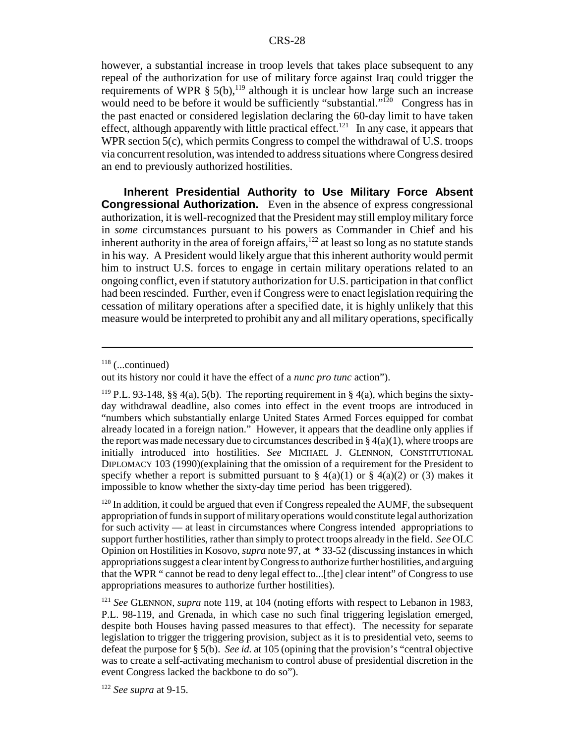however, a substantial increase in troop levels that takes place subsequent to any repeal of the authorization for use of military force against Iraq could trigger the requirements of WPR § 5(b),[119] although it is unclear how large such an increase would need to be before it would be sufficiently "substantial."[120] Congress has in the past enacted or considered legislation declaring the 60-day limit to have taken effect, although apparently with little practical effect.[121] In any case, it appears that WPR section 5(c), which permits Congress to compel the withdrawal of U.S. troops via concurrent resolution, was intended to address situations where Congress desired an end to previously authorized hostilities.

**Inherent Presidential Authority to Use Military Force Absent Congressional Authorization.** Even in the absence of express congressional authorization, it is well-recognized that the President may still employ military force in *some* circumstances pursuant to his powers as Commander in Chief and his inherent authority in the area of foreign affairs,[122] at least so long as no statute stands in his way. A President would likely argue that this inherent authority would permit him to instruct U.S. forces to engage in certain military operations related to an ongoing conflict, even if statutory authorization for U.S. participation in that conflict had been rescinded. Further, even if Congress were to enact legislation requiring the cessation of military operations after a specified date, it is highly unlikely that this measure would be interpreted to prohibit any and all military operations, specifically

---

[118] (...continued)

out its history nor could it have the effect of a *nunc pro tunc* action").

[119] P.L. 93-148, §§ 4(a), 5(b). The reporting requirement in § 4(a), which begins the sixty-day withdrawal deadline, also comes into effect in the event troops are introduced in "numbers which substantially enlarge United States Armed Forces equipped for combat already located in a foreign nation." However, it appears that the deadline only applies if the report was made necessary due to circumstances described in § 4(a)(1), where troops are initially introduced into hostilities. *See* MICHAEL J. GLENNON, CONSTITUTIONAL DIPLOMACY 103 (1990)(explaining that the omission of a requirement for the President to specify whether a report is submitted pursuant to § 4(a)(1) or § 4(a)(2) or (3) makes it impossible to know whether the sixty-day time period has been triggered).

[120] In addition, it could be argued that even if Congress repealed the AUMF, the subsequent appropriation of funds in support of military operations would constitute legal authorization for such activity — at least in circumstances where Congress intended appropriations to support further hostilities, rather than simply to protect troops already in the field. *See* OLC Opinion on Hostilities in Kosovo, *supra* note 97, at * 33-52 (discussing instances in which appropriations suggest a clear intent by Congress to authorize further hostilities, and arguing that the WPR " cannot be read to deny legal effect to...[the] clear intent" of Congress to use appropriations measures to authorize further hostilities).

[121] *See* GLENNON, *supra* note 119, at 104 (noting efforts with respect to Lebanon in 1983, P.L. 98-119, and Grenada, in which case no such final triggering legislation emerged, despite both Houses having passed measures to that effect). The necessity for separate legislation to trigger the triggering provision, subject as it is to presidential veto, seems to defeat the purpose for § 5(b). *See id.* at 105 (opining that the provision's "central objective was to create a self-activating mechanism to control abuse of presidential discretion in the event Congress lacked the backbone to do so").

[122] *See supra* at 9-15.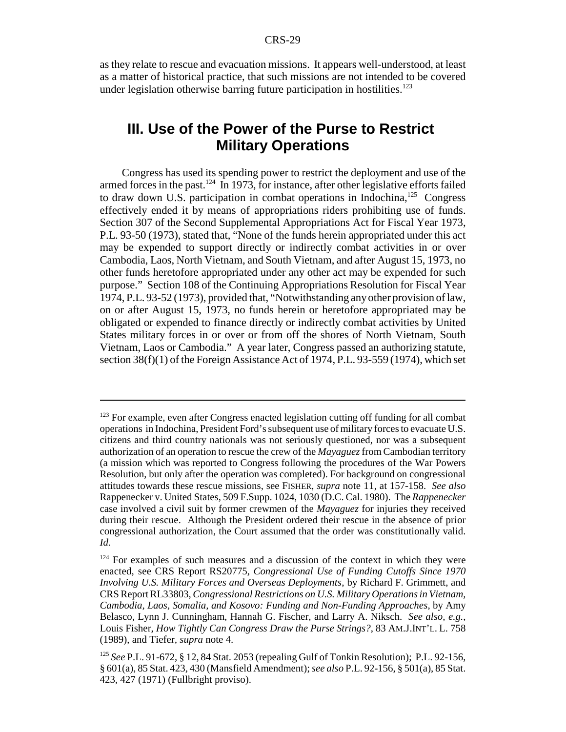as they relate to rescue and evacuation missions. It appears well-understood, at least as a matter of historical practice, that such missions are not intended to be covered under legislation otherwise barring future participation in hostilities.[123]

## III. Use of the Power of the Purse to Restrict Military Operations

Congress has used its spending power to restrict the deployment and use of the armed forces in the past.[124] In 1973, for instance, after other legislative efforts failed to draw down U.S. participation in combat operations in Indochina,[125] Congress effectively ended it by means of appropriations riders prohibiting use of funds. Section 307 of the Second Supplemental Appropriations Act for Fiscal Year 1973, P.L. 93-50 (1973), stated that, "None of the funds herein appropriated under this act may be expended to support directly or indirectly combat activities in or over Cambodia, Laos, North Vietnam, and South Vietnam, and after August 15, 1973, no other funds heretofore appropriated under any other act may be expended for such purpose." Section 108 of the Continuing Appropriations Resolution for Fiscal Year 1974, P.L. 93-52 (1973), provided that, "Notwithstanding any other provision of law, on or after August 15, 1973, no funds herein or heretofore appropriated may be obligated or expended to finance directly or indirectly combat activities by United States military forces in or over or from off the shores of North Vietnam, South Vietnam, Laos or Cambodia." A year later, Congress passed an authorizing statute, section 38(f)(1) of the Foreign Assistance Act of 1974, P.L. 93-559 (1974), which set

---

[123] For example, even after Congress enacted legislation cutting off funding for all combat operations in Indochina, President Ford's subsequent use of military forces to evacuate U.S. citizens and third country nationals was not seriously questioned, nor was a subsequent authorization of an operation to rescue the crew of the *Mayaguez* from Cambodian territory (a mission which was reported to Congress following the procedures of the War Powers Resolution, but only after the operation was completed). For background on congressional attitudes towards these rescue missions, see FISHER, *supra* note 11, at 157-158. *See also* Rappenecker v. United States, 509 F.Supp. 1024, 1030 (D.C. Cal. 1980). The *Rappenecker* case involved a civil suit by former crewmen of the *Mayaguez* for injuries they received during their rescue. Although the President ordered their rescue in the absence of prior congressional authorization, the Court assumed that the order was constitutionally valid. *Id.*

[124] For examples of such measures and a discussion of the context in which they were enacted, see CRS Report RS20775, *Congressional Use of Funding Cutoffs Since 1970 Involving U.S. Military Forces and Overseas Deployments*, by Richard F. Grimmett, and CRS Report RL33803, *Congressional Restrictions on U.S. Military Operations in Vietnam, Cambodia, Laos, Somalia, and Kosovo: Funding and Non-Funding Approaches*, by Amy Belasco, Lynn J. Cunningham, Hannah G. Fischer, and Larry A. Niksch. *See also, e.g.*, Louis Fisher, *How Tightly Can Congress Draw the Purse Strings?*, 83 AM.J.INT'L. L. 758 (1989), and Tiefer, *supra* note 4.

[125] *See* P.L. 91-672, § 12, 84 Stat. 2053 (repealing Gulf of Tonkin Resolution); P.L. 92-156, § 601(a), 85 Stat. 423, 430 (Mansfield Amendment); *see also* P.L. 92-156, § 501(a), 85 Stat. 423, 427 (1971) (Fullbright proviso).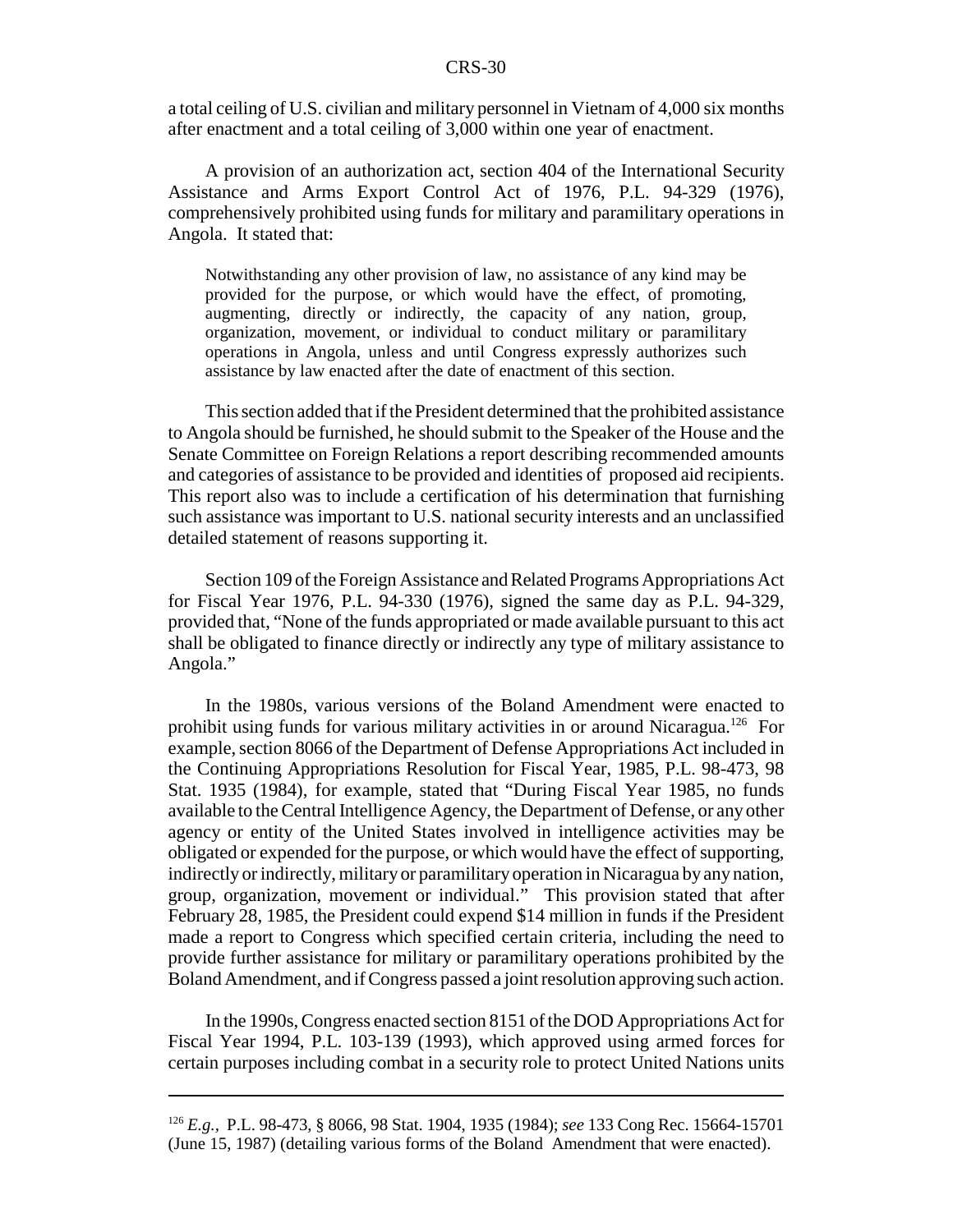a total ceiling of U.S. civilian and military personnel in Vietnam of 4,000 six months after enactment and a total ceiling of 3,000 within one year of enactment.

A provision of an authorization act, section 404 of the International Security Assistance and Arms Export Control Act of 1976, P.L. 94-329 (1976), comprehensively prohibited using funds for military and paramilitary operations in Angola. It stated that:

> Notwithstanding any other provision of law, no assistance of any kind may be provided for the purpose, or which would have the effect, of promoting, augmenting, directly or indirectly, the capacity of any nation, group, organization, movement, or individual to conduct military or paramilitary operations in Angola, unless and until Congress expressly authorizes such assistance by law enacted after the date of enactment of this section.

This section added that if the President determined that the prohibited assistance to Angola should be furnished, he should submit to the Speaker of the House and the Senate Committee on Foreign Relations a report describing recommended amounts and categories of assistance to be provided and identities of proposed aid recipients. This report also was to include a certification of his determination that furnishing such assistance was important to U.S. national security interests and an unclassified detailed statement of reasons supporting it.

Section 109 of the Foreign Assistance and Related Programs Appropriations Act for Fiscal Year 1976, P.L. 94-330 (1976), signed the same day as P.L. 94-329, provided that, "None of the funds appropriated or made available pursuant to this act shall be obligated to finance directly or indirectly any type of military assistance to Angola."

In the 1980s, various versions of the Boland Amendment were enacted to prohibit using funds for various military activities in or around Nicaragua.[126] For example, section 8066 of the Department of Defense Appropriations Act included in the Continuing Appropriations Resolution for Fiscal Year, 1985, P.L. 98-473, 98 Stat. 1935 (1984), for example, stated that "During Fiscal Year 1985, no funds available to the Central Intelligence Agency, the Department of Defense, or any other agency or entity of the United States involved in intelligence activities may be obligated or expended for the purpose, or which would have the effect of supporting, indirectly or indirectly, military or paramilitary operation in Nicaragua by any nation, group, organization, movement or individual." This provision stated that after February 28, 1985, the President could expend $14 million in funds if the President made a report to Congress which specified certain criteria, including the need to provide further assistance for military or paramilitary operations prohibited by the Boland Amendment, and if Congress passed a joint resolution approving such action.

In the 1990s, Congress enacted section 8151 of the DOD Appropriations Act for Fiscal Year 1994, P.L. 103-139 (1993), which approved using armed forces for certain purposes including combat in a security role to protect United Nations units

---

[126] *E.g.*, P.L. 98-473, § 8066, 98 Stat. 1904, 1935 (1984); *see* 133 Cong Rec. 15664-15701 (June 15, 1987) (detailing various forms of the Boland Amendment that were enacted).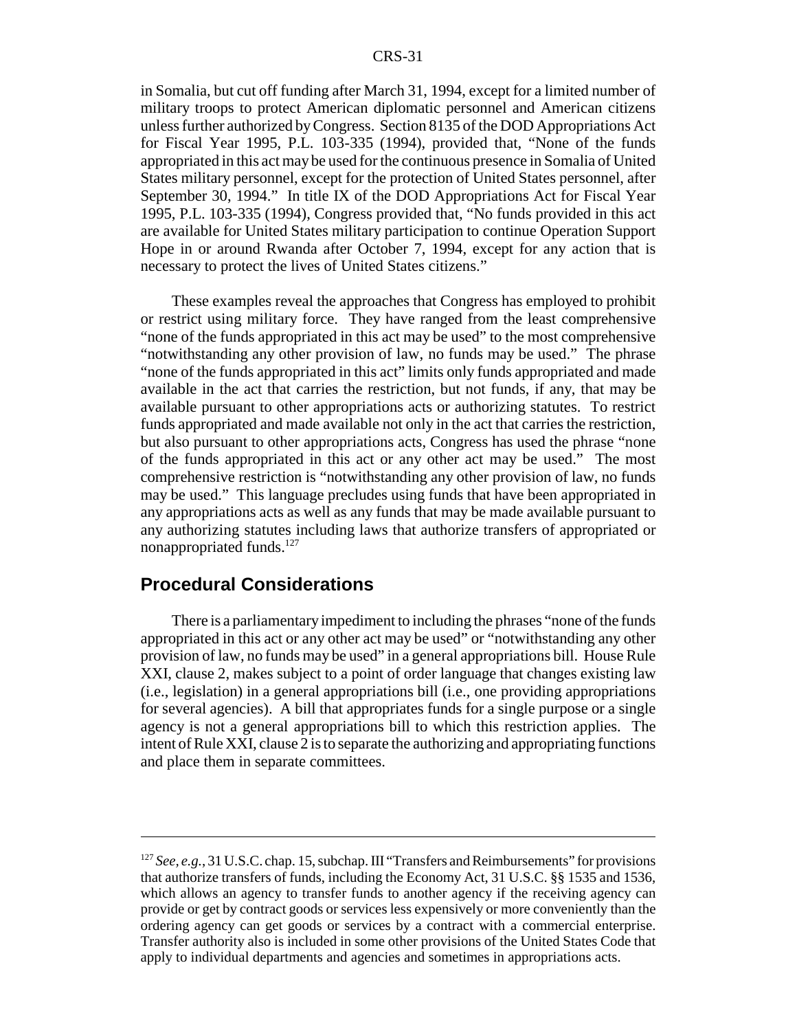in Somalia, but cut off funding after March 31, 1994, except for a limited number of military troops to protect American diplomatic personnel and American citizens unless further authorized by Congress. Section 8135 of the DOD Appropriations Act for Fiscal Year 1995, P.L. 103-335 (1994), provided that, "None of the funds appropriated in this act may be used for the continuous presence in Somalia of United States military personnel, except for the protection of United States personnel, after September 30, 1994." In title IX of the DOD Appropriations Act for Fiscal Year 1995, P.L. 103-335 (1994), Congress provided that, "No funds provided in this act are available for United States military participation to continue Operation Support Hope in or around Rwanda after October 7, 1994, except for any action that is necessary to protect the lives of United States citizens."

These examples reveal the approaches that Congress has employed to prohibit or restrict using military force. They have ranged from the least comprehensive "none of the funds appropriated in this act may be used" to the most comprehensive "notwithstanding any other provision of law, no funds may be used." The phrase "none of the funds appropriated in this act" limits only funds appropriated and made available in the act that carries the restriction, but not funds, if any, that may be available pursuant to other appropriations acts or authorizing statutes. To restrict funds appropriated and made available not only in the act that carries the restriction, but also pursuant to other appropriations acts, Congress has used the phrase "none of the funds appropriated in this act or any other act may be used." The most comprehensive restriction is "notwithstanding any other provision of law, no funds may be used." This language precludes using funds that have been appropriated in any appropriations acts as well as any funds that may be made available pursuant to any authorizing statutes including laws that authorize transfers of appropriated or nonappropriated funds.[127]

## Procedural Considerations

There is a parliamentary impediment to including the phrases "none of the funds appropriated in this act or any other act may be used" or "notwithstanding any other provision of law, no funds may be used" in a general appropriations bill. House Rule XXI, clause 2, makes subject to a point of order language that changes existing law (i.e., legislation) in a general appropriations bill (i.e., one providing appropriations for several agencies). A bill that appropriates funds for a single purpose or a single agency is not a general appropriations bill to which this restriction applies. The intent of Rule XXI, clause 2 is to separate the authorizing and appropriating functions and place them in separate committees.

---

[127] *See, e.g.*, 31 U.S.C. chap. 15, subchap. III "Transfers and Reimbursements" for provisions that authorize transfers of funds, including the Economy Act, 31 U.S.C. §§ 1535 and 1536, which allows an agency to transfer funds to another agency if the receiving agency can provide or get by contract goods or services less expensively or more conveniently than the ordering agency can get goods or services by a contract with a commercial enterprise. Transfer authority also is included in some other provisions of the United States Code that apply to individual departments and agencies and sometimes in appropriations acts.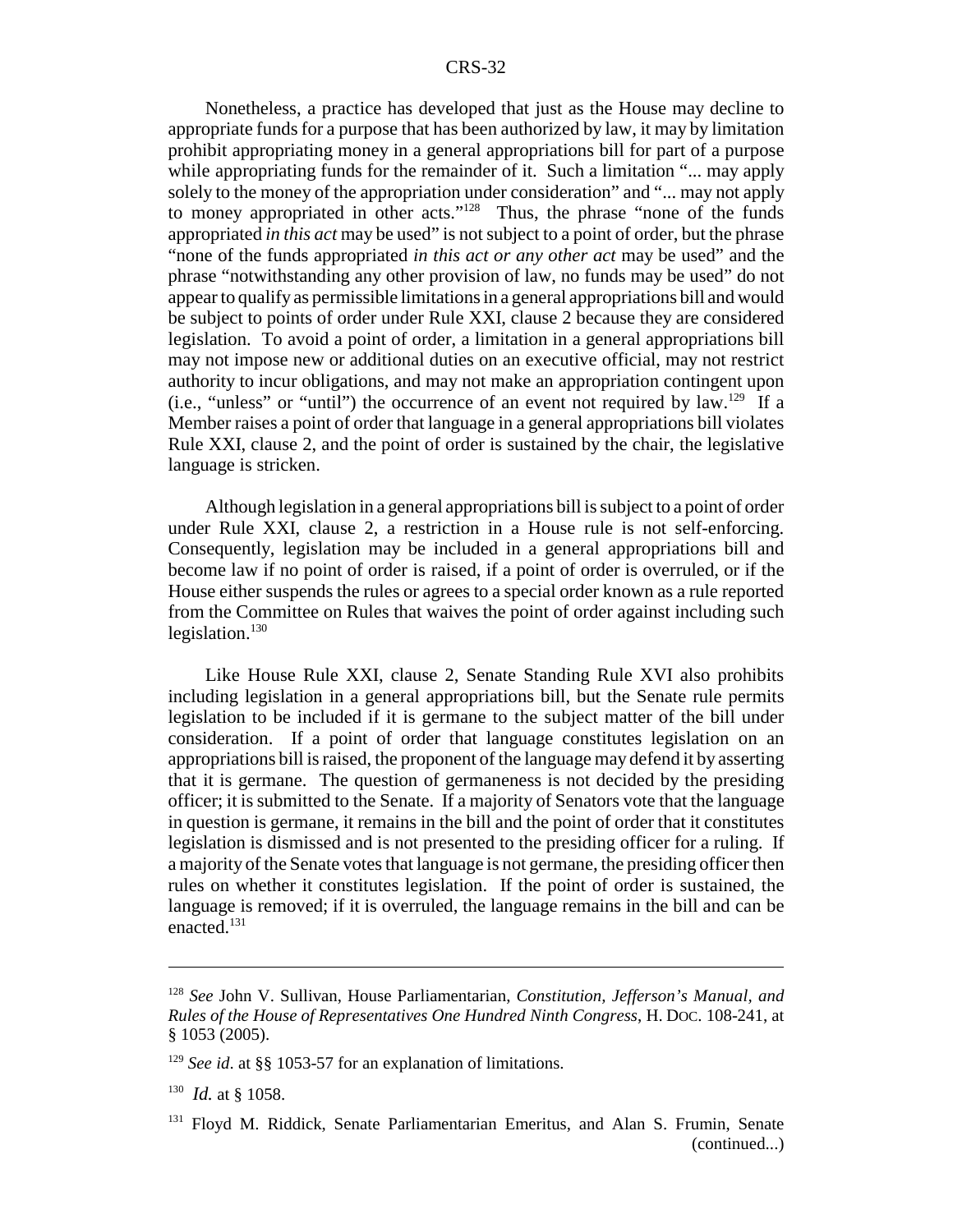Nonetheless, a practice has developed that just as the House may decline to appropriate funds for a purpose that has been authorized by law, it may by limitation prohibit appropriating money in a general appropriations bill for part of a purpose while appropriating funds for the remainder of it. Such a limitation "... may apply solely to the money of the appropriation under consideration" and "... may not apply to money appropriated in other acts."[128] Thus, the phrase "none of the funds appropriated *in this act* may be used" is not subject to a point of order, but the phrase "none of the funds appropriated *in this act or any other act* may be used" and the phrase "notwithstanding any other provision of law, no funds may be used" do not appear to qualify as permissible limitations in a general appropriations bill and would be subject to points of order under Rule XXI, clause 2 because they are considered legislation. To avoid a point of order, a limitation in a general appropriations bill may not impose new or additional duties on an executive official, may not restrict authority to incur obligations, and may not make an appropriation contingent upon (i.e., "unless" or "until") the occurrence of an event not required by law.[129] If a Member raises a point of order that language in a general appropriations bill violates Rule XXI, clause 2, and the point of order is sustained by the chair, the legislative language is stricken.

Although legislation in a general appropriations bill is subject to a point of order under Rule XXI, clause 2, a restriction in a House rule is not self-enforcing. Consequently, legislation may be included in a general appropriations bill and become law if no point of order is raised, if a point of order is overruled, or if the House either suspends the rules or agrees to a special order known as a rule reported from the Committee on Rules that waives the point of order against including such legislation.[130]

Like House Rule XXI, clause 2, Senate Standing Rule XVI also prohibits including legislation in a general appropriations bill, but the Senate rule permits legislation to be included if it is germane to the subject matter of the bill under consideration. If a point of order that language constitutes legislation on an appropriations bill is raised, the proponent of the language may defend it by asserting that it is germane. The question of germaneness is not decided by the presiding officer; it is submitted to the Senate. If a majority of Senators vote that the language in question is germane, it remains in the bill and the point of order that it constitutes legislation is dismissed and is not presented to the presiding officer for a ruling. If a majority of the Senate votes that language is not germane, the presiding officer then rules on whether it constitutes legislation. If the point of order is sustained, the language is removed; if it is overruled, the language remains in the bill and can be enacted.[131]

---

[128] *See* John V. Sullivan, House Parliamentarian, *Constitution, Jefferson's Manual, and Rules of the House of Representatives One Hundred Ninth Congress*, H. DOC. 108-241, at § 1053 (2005).

[129] *See id.* at §§ 1053-57 for an explanation of limitations.

[130] *Id.* at § 1058.

[131] Floyd M. Riddick, Senate Parliamentarian Emeritus, and Alan S. Frumin, Senate (continued...)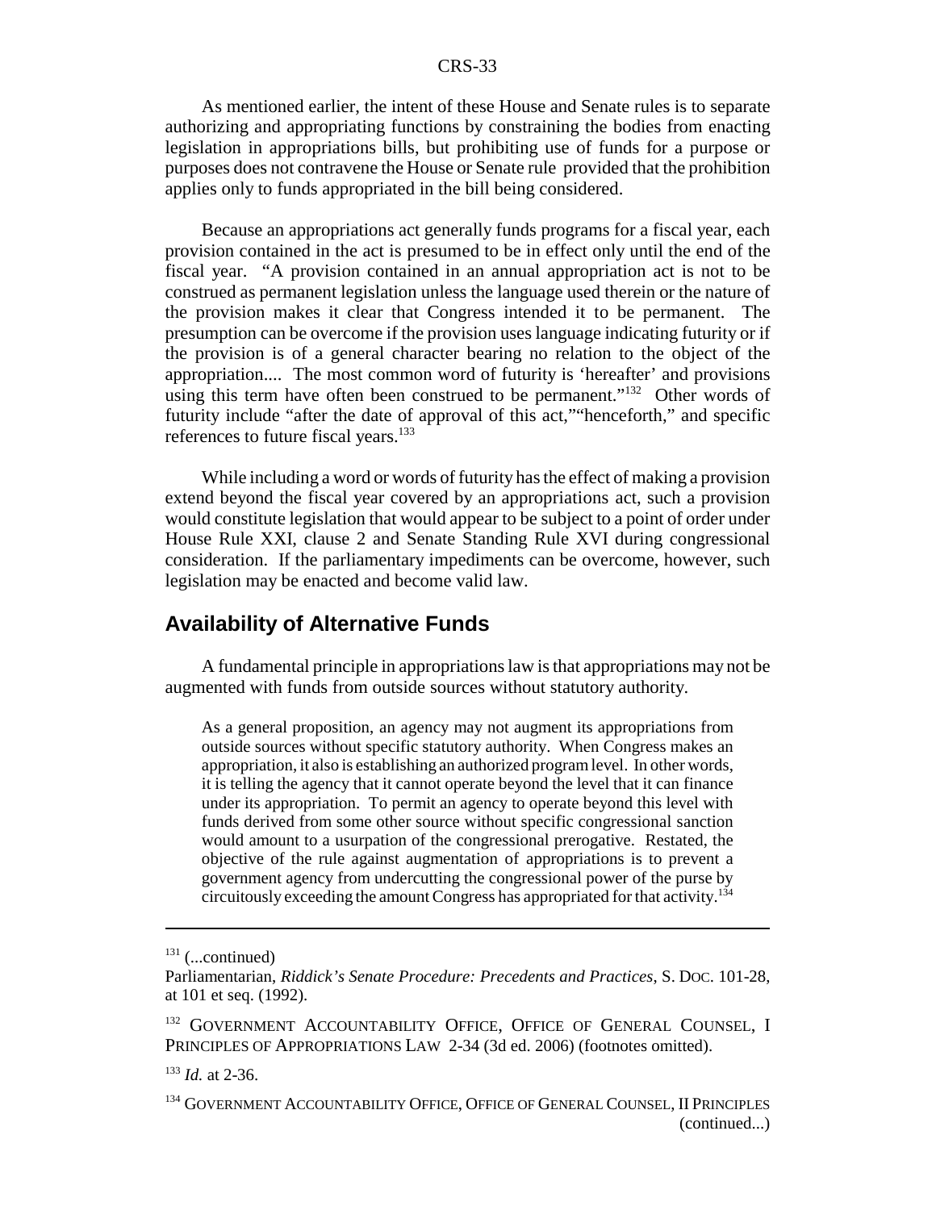As mentioned earlier, the intent of these House and Senate rules is to separate authorizing and appropriating functions by constraining the bodies from enacting legislation in appropriations bills, but prohibiting use of funds for a purpose or purposes does not contravene the House or Senate rule provided that the prohibition applies only to funds appropriated in the bill being considered.

Because an appropriations act generally funds programs for a fiscal year, each provision contained in the act is presumed to be in effect only until the end of the fiscal year. "A provision contained in an annual appropriation act is not to be construed as permanent legislation unless the language used therein or the nature of the provision makes it clear that Congress intended it to be permanent. The presumption can be overcome if the provision uses language indicating futurity or if the provision is of a general character bearing no relation to the object of the appropriation.... The most common word of futurity is 'hereafter' and provisions using this term have often been construed to be permanent."[132] Other words of futurity include "after the date of approval of this act,""henceforth," and specific references to future fiscal years.[133]

While including a word or words of futurity has the effect of making a provision extend beyond the fiscal year covered by an appropriations act, such a provision would constitute legislation that would appear to be subject to a point of order under House Rule XXI, clause 2 and Senate Standing Rule XVI during congressional consideration. If the parliamentary impediments can be overcome, however, such legislation may be enacted and become valid law.

## Availability of Alternative Funds

A fundamental principle in appropriations law is that appropriations may not be augmented with funds from outside sources without statutory authority.

> As a general proposition, an agency may not augment its appropriations from outside sources without specific statutory authority. When Congress makes an appropriation, it also is establishing an authorized program level. In other words, it is telling the agency that it cannot operate beyond the level that it can finance under its appropriation. To permit an agency to operate beyond this level with funds derived from some other source without specific congressional sanction would amount to a usurpation of the congressional prerogative. Restated, the objective of the rule against augmentation of appropriations is to prevent a government agency from undercutting the congressional power of the purse by circuitously exceeding the amount Congress has appropriated for that activity.[134]

---

[131] (...continued)
Parliamentarian, *Riddick's Senate Procedure: Precedents and Practices*, S. Doc. 101-28, at 101 et seq. (1992).

[132] Government Accountability Office, Office of General Counsel, I Principles of Appropriations Law 2-34 (3d ed. 2006) (footnotes omitted).

[133] *Id.* at 2-36.

[134] Government Accountability Office, Office of General Counsel, II Principles (continued...)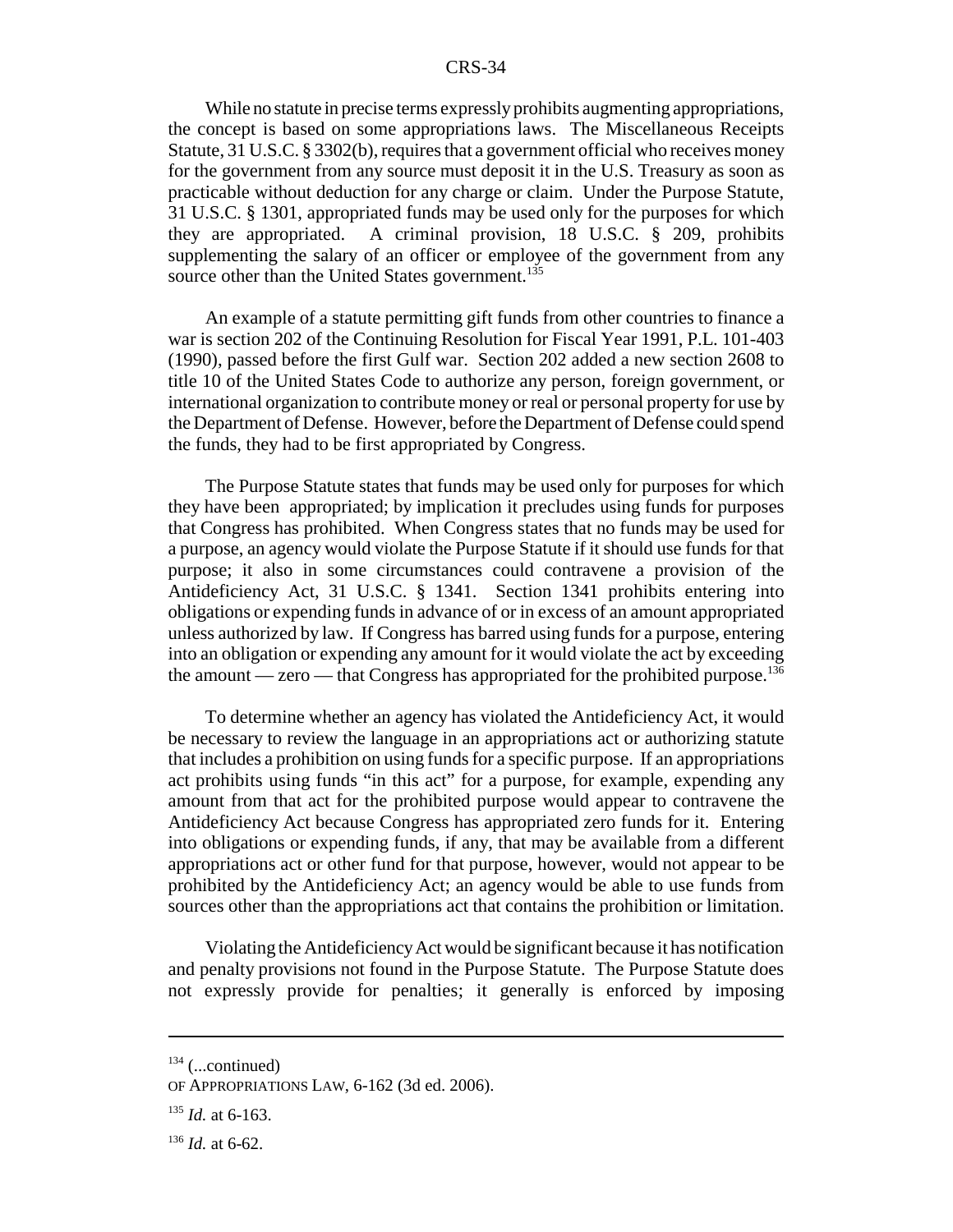While no statute in precise terms expressly prohibits augmenting appropriations, the concept is based on some appropriations laws. The Miscellaneous Receipts Statute, 31 U.S.C. § 3302(b), requires that a government official who receives money for the government from any source must deposit it in the U.S. Treasury as soon as practicable without deduction for any charge or claim. Under the Purpose Statute, 31 U.S.C. § 1301, appropriated funds may be used only for the purposes for which they are appropriated. A criminal provision, 18 U.S.C. § 209, prohibits supplementing the salary of an officer or employee of the government from any source other than the United States government.[135]

An example of a statute permitting gift funds from other countries to finance a war is section 202 of the Continuing Resolution for Fiscal Year 1991, P.L. 101-403 (1990), passed before the first Gulf war. Section 202 added a new section 2608 to title 10 of the United States Code to authorize any person, foreign government, or international organization to contribute money or real or personal property for use by the Department of Defense. However, before the Department of Defense could spend the funds, they had to be first appropriated by Congress.

The Purpose Statute states that funds may be used only for purposes for which they have been appropriated; by implication it precludes using funds for purposes that Congress has prohibited. When Congress states that no funds may be used for a purpose, an agency would violate the Purpose Statute if it should use funds for that purpose; it also in some circumstances could contravene a provision of the Antideficiency Act, 31 U.S.C. § 1341. Section 1341 prohibits entering into obligations or expending funds in advance of or in excess of an amount appropriated unless authorized by law. If Congress has barred using funds for a purpose, entering into an obligation or expending any amount for it would violate the act by exceeding the amount — zero — that Congress has appropriated for the prohibited purpose.[136]

To determine whether an agency has violated the Antideficiency Act, it would be necessary to review the language in an appropriations act or authorizing statute that includes a prohibition on using funds for a specific purpose. If an appropriations act prohibits using funds "in this act" for a purpose, for example, expending any amount from that act for the prohibited purpose would appear to contravene the Antideficiency Act because Congress has appropriated zero funds for it. Entering into obligations or expending funds, if any, that may be available from a different appropriations act or other fund for that purpose, however, would not appear to be prohibited by the Antideficiency Act; an agency would be able to use funds from sources other than the appropriations act that contains the prohibition or limitation.

Violating the Antideficiency Act would be significant because it has notification and penalty provisions not found in the Purpose Statute. The Purpose Statute does not expressly provide for penalties; it generally is enforced by imposing

---

[134] (...continued) OF APPROPRIATIONS LAW, 6-162 (3d ed. 2006).

[135] *Id.* at 6-163.

[136] *Id.* at 6-62.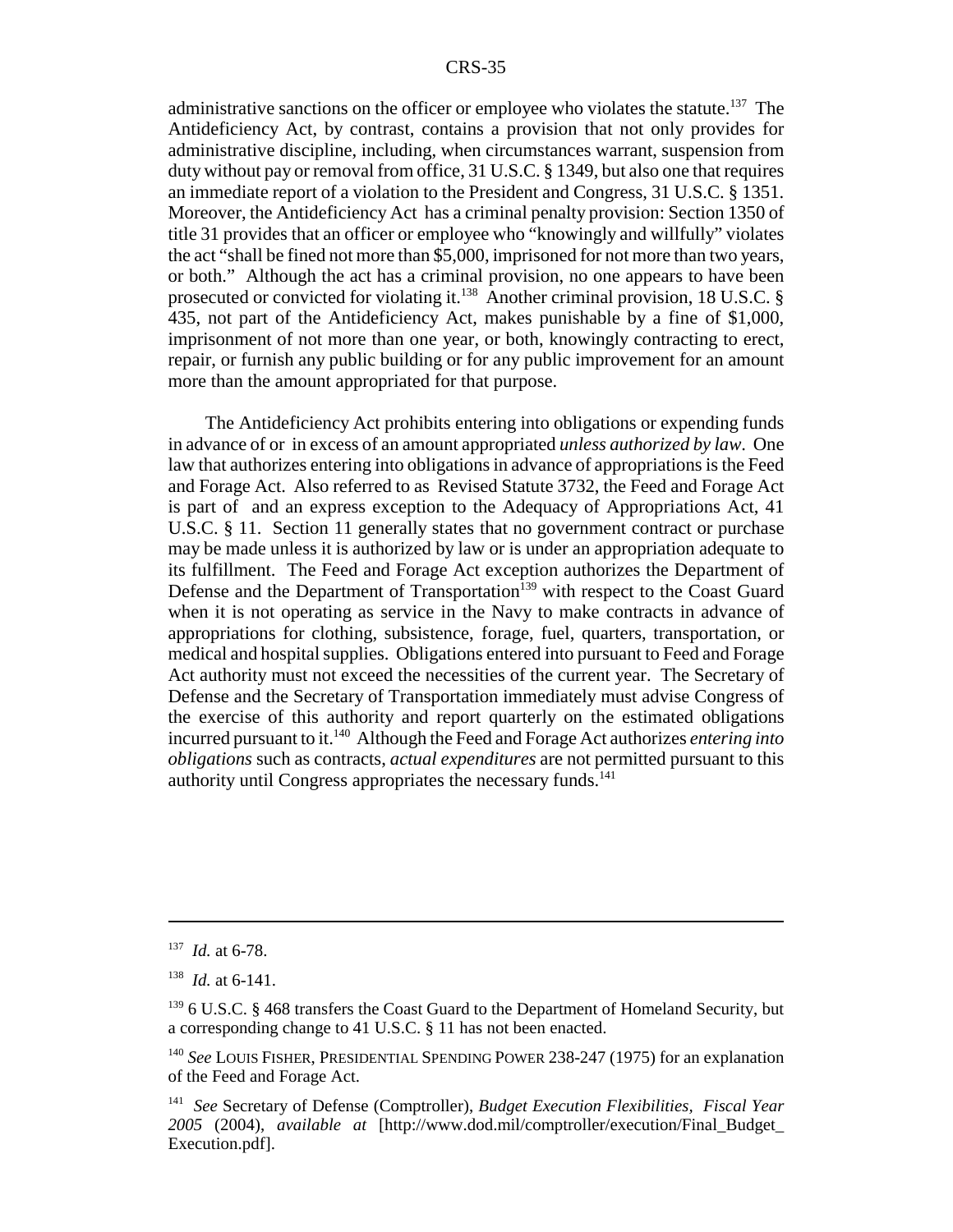administrative sanctions on the officer or employee who violates the statute.[137] The Antideficiency Act, by contrast, contains a provision that not only provides for administrative discipline, including, when circumstances warrant, suspension from duty without pay or removal from office, 31 U.S.C. § 1349, but also one that requires an immediate report of a violation to the President and Congress, 31 U.S.C. § 1351. Moreover, the Antideficiency Act has a criminal penalty provision: Section 1350 of title 31 provides that an officer or employee who "knowingly and willfully" violates the act "shall be fined not more than $5,000, imprisoned for not more than two years, or both." Although the act has a criminal provision, no one appears to have been prosecuted or convicted for violating it.[138] Another criminal provision, 18 U.S.C. § 435, not part of the Antideficiency Act, makes punishable by a fine of $1,000, imprisonment of not more than one year, or both, knowingly contracting to erect, repair, or furnish any public building or for any public improvement for an amount more than the amount appropriated for that purpose.

The Antideficiency Act prohibits entering into obligations or expending funds in advance of or in excess of an amount appropriated *unless authorized by law*. One law that authorizes entering into obligations in advance of appropriations is the Feed and Forage Act. Also referred to as Revised Statute 3732, the Feed and Forage Act is part of and an express exception to the Adequacy of Appropriations Act, 41 U.S.C. § 11. Section 11 generally states that no government contract or purchase may be made unless it is authorized by law or is under an appropriation adequate to its fulfillment. The Feed and Forage Act exception authorizes the Department of Defense and the Department of Transportation[139] with respect to the Coast Guard when it is not operating as service in the Navy to make contracts in advance of appropriations for clothing, subsistence, forage, fuel, quarters, transportation, or medical and hospital supplies. Obligations entered into pursuant to Feed and Forage Act authority must not exceed the necessities of the current year. The Secretary of Defense and the Secretary of Transportation immediately must advise Congress of the exercise of this authority and report quarterly on the estimated obligations incurred pursuant to it.[140] Although the Feed and Forage Act authorizes *entering into obligations* such as contracts, *actual expenditures* are not permitted pursuant to this authority until Congress appropriates the necessary funds.[141]

---

[137] *Id.* at 6-78.

[138] *Id.* at 6-141.

[139] 6 U.S.C. § 468 transfers the Coast Guard to the Department of Homeland Security, but a corresponding change to 41 U.S.C. § 11 has not been enacted.

[140] *See* LOUIS FISHER, PRESIDENTIAL SPENDING POWER 238-247 (1975) for an explanation of the Feed and Forage Act.

[141] *See* Secretary of Defense (Comptroller), *Budget Execution Flexibilities, Fiscal Year 2005* (2004), *available at* [http://www.dod.mil/comptroller/execution/Final_Budget_Execution.pdf].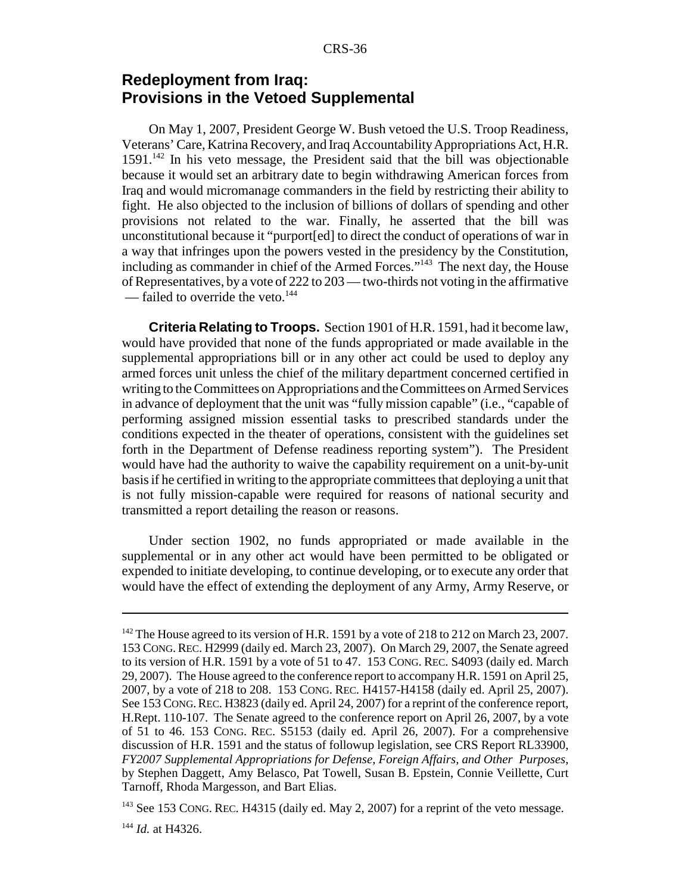## Redeployment from Iraq: Provisions in the Vetoed Supplemental

On May 1, 2007, President George W. Bush vetoed the U.S. Troop Readiness, Veterans' Care, Katrina Recovery, and Iraq Accountability Appropriations Act, H.R. 1591.[142] In his veto message, the President said that the bill was objectionable because it would set an arbitrary date to begin withdrawing American forces from Iraq and would micromanage commanders in the field by restricting their ability to fight. He also objected to the inclusion of billions of dollars of spending and other provisions not related to the war. Finally, he asserted that the bill was unconstitutional because it "purport[ed] to direct the conduct of operations of war in a way that infringes upon the powers vested in the presidency by the Constitution, including as commander in chief of the Armed Forces."[143] The next day, the House of Representatives, by a vote of 222 to 203 — two-thirds not voting in the affirmative — failed to override the veto.[144]

**Criteria Relating to Troops.** Section 1901 of H.R. 1591, had it become law, would have provided that none of the funds appropriated or made available in the supplemental appropriations bill or in any other act could be used to deploy any armed forces unit unless the chief of the military department concerned certified in writing to the Committees on Appropriations and the Committees on Armed Services in advance of deployment that the unit was "fully mission capable" (i.e., "capable of performing assigned mission essential tasks to prescribed standards under the conditions expected in the theater of operations, consistent with the guidelines set forth in the Department of Defense readiness reporting system"). The President would have had the authority to waive the capability requirement on a unit-by-unit basis if he certified in writing to the appropriate committees that deploying a unit that is not fully mission-capable were required for reasons of national security and transmitted a report detailing the reason or reasons.

Under section 1902, no funds appropriated or made available in the supplemental or in any other act would have been permitted to be obligated or expended to initiate developing, to continue developing, or to execute any order that would have the effect of extending the deployment of any Army, Army Reserve, or

---

[142] The House agreed to its version of H.R. 1591 by a vote of 218 to 212 on March 23, 2007. 153 CONG. REC. H2999 (daily ed. March 23, 2007). On March 29, 2007, the Senate agreed to its version of H.R. 1591 by a vote of 51 to 47. 153 CONG. REC. S4093 (daily ed. March 29, 2007). The House agreed to the conference report to accompany H.R. 1591 on April 25, 2007, by a vote of 218 to 208. 153 CONG. REC. H4157-H4158 (daily ed. April 25, 2007). See 153 CONG. REC. H3823 (daily ed. April 24, 2007) for a reprint of the conference report, H.Rept. 110-107. The Senate agreed to the conference report on April 26, 2007, by a vote of 51 to 46. 153 CONG. REC. S5153 (daily ed. April 26, 2007). For a comprehensive discussion of H.R. 1591 and the status of followup legislation, see CRS Report RL33900, *FY2007 Supplemental Appropriations for Defense, Foreign Affairs, and Other Purposes*, by Stephen Daggett, Amy Belasco, Pat Towell, Susan B. Epstein, Connie Veillette, Curt Tarnoff, Rhoda Margesson, and Bart Elias.

[143] See 153 CONG. REC. H4315 (daily ed. May 2, 2007) for a reprint of the veto message.

[144] *Id.* at H4326.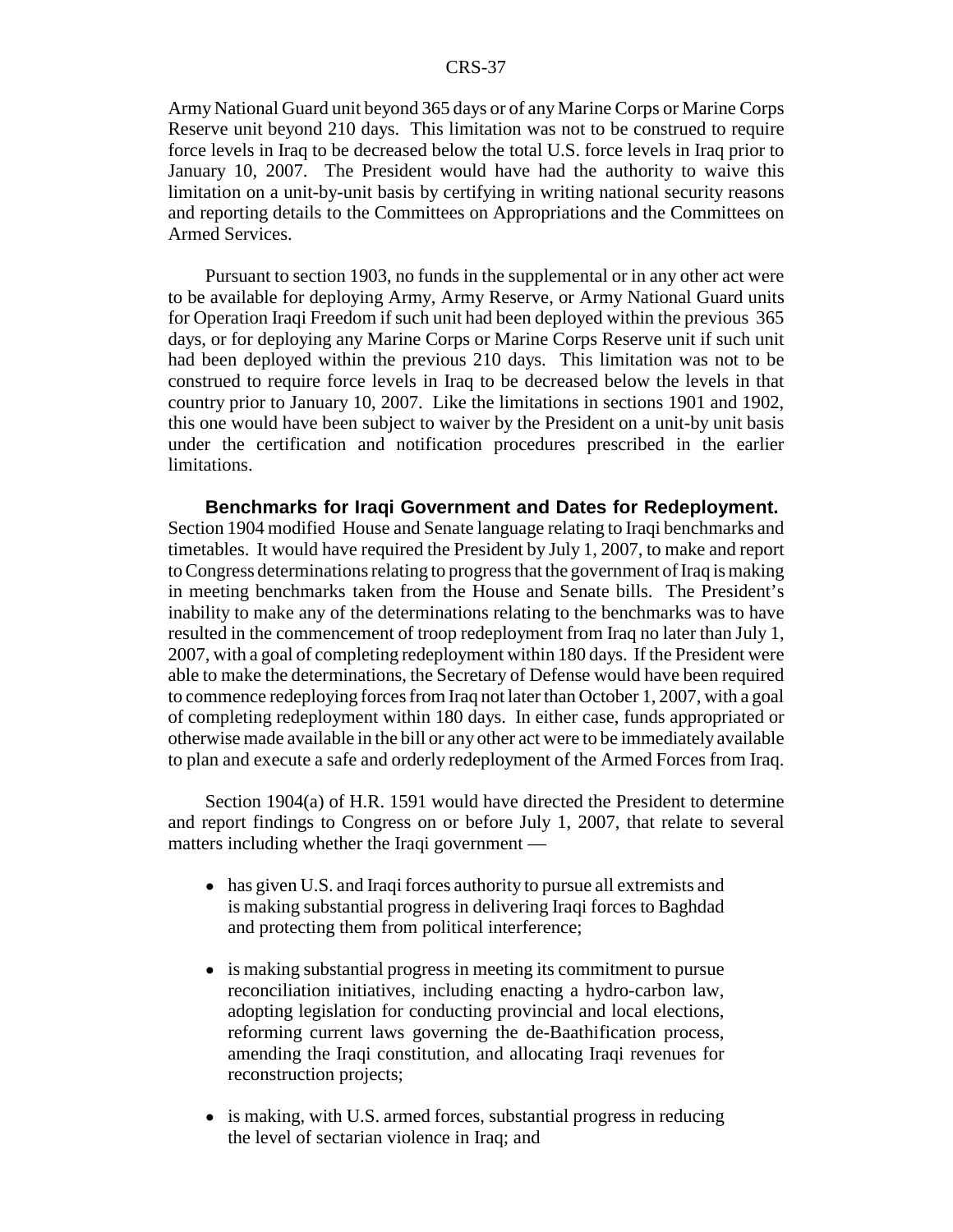Army National Guard unit beyond 365 days or of any Marine Corps or Marine Corps Reserve unit beyond 210 days. This limitation was not to be construed to require force levels in Iraq to be decreased below the total U.S. force levels in Iraq prior to January 10, 2007. The President would have had the authority to waive this limitation on a unit-by-unit basis by certifying in writing national security reasons and reporting details to the Committees on Appropriations and the Committees on Armed Services.

Pursuant to section 1903, no funds in the supplemental or in any other act were to be available for deploying Army, Army Reserve, or Army National Guard units for Operation Iraqi Freedom if such unit had been deployed within the previous 365 days, or for deploying any Marine Corps or Marine Corps Reserve unit if such unit had been deployed within the previous 210 days. This limitation was not to be construed to require force levels in Iraq to be decreased below the levels in that country prior to January 10, 2007. Like the limitations in sections 1901 and 1902, this one would have been subject to waiver by the President on a unit-by unit basis under the certification and notification procedures prescribed in the earlier limitations.

**Benchmarks for Iraqi Government and Dates for Redeployment.** Section 1904 modified House and Senate language relating to Iraqi benchmarks and timetables. It would have required the President by July 1, 2007, to make and report to Congress determinations relating to progress that the government of Iraq is making in meeting benchmarks taken from the House and Senate bills. The President's inability to make any of the determinations relating to the benchmarks was to have resulted in the commencement of troop redeployment from Iraq no later than July 1, 2007, with a goal of completing redeployment within 180 days. If the President were able to make the determinations, the Secretary of Defense would have been required to commence redeploying forces from Iraq not later than October 1, 2007, with a goal of completing redeployment within 180 days. In either case, funds appropriated or otherwise made available in the bill or any other act were to be immediately available to plan and execute a safe and orderly redeployment of the Armed Forces from Iraq.

Section 1904(a) of H.R. 1591 would have directed the President to determine and report findings to Congress on or before July 1, 2007, that relate to several matters including whether the Iraqi government —

- has given U.S. and Iraqi forces authority to pursue all extremists and is making substantial progress in delivering Iraqi forces to Baghdad and protecting them from political interference;
- is making substantial progress in meeting its commitment to pursue reconciliation initiatives, including enacting a hydro-carbon law, adopting legislation for conducting provincial and local elections, reforming current laws governing the de-Baathification process, amending the Iraqi constitution, and allocating Iraqi revenues for reconstruction projects;
- is making, with U.S. armed forces, substantial progress in reducing the level of sectarian violence in Iraq; and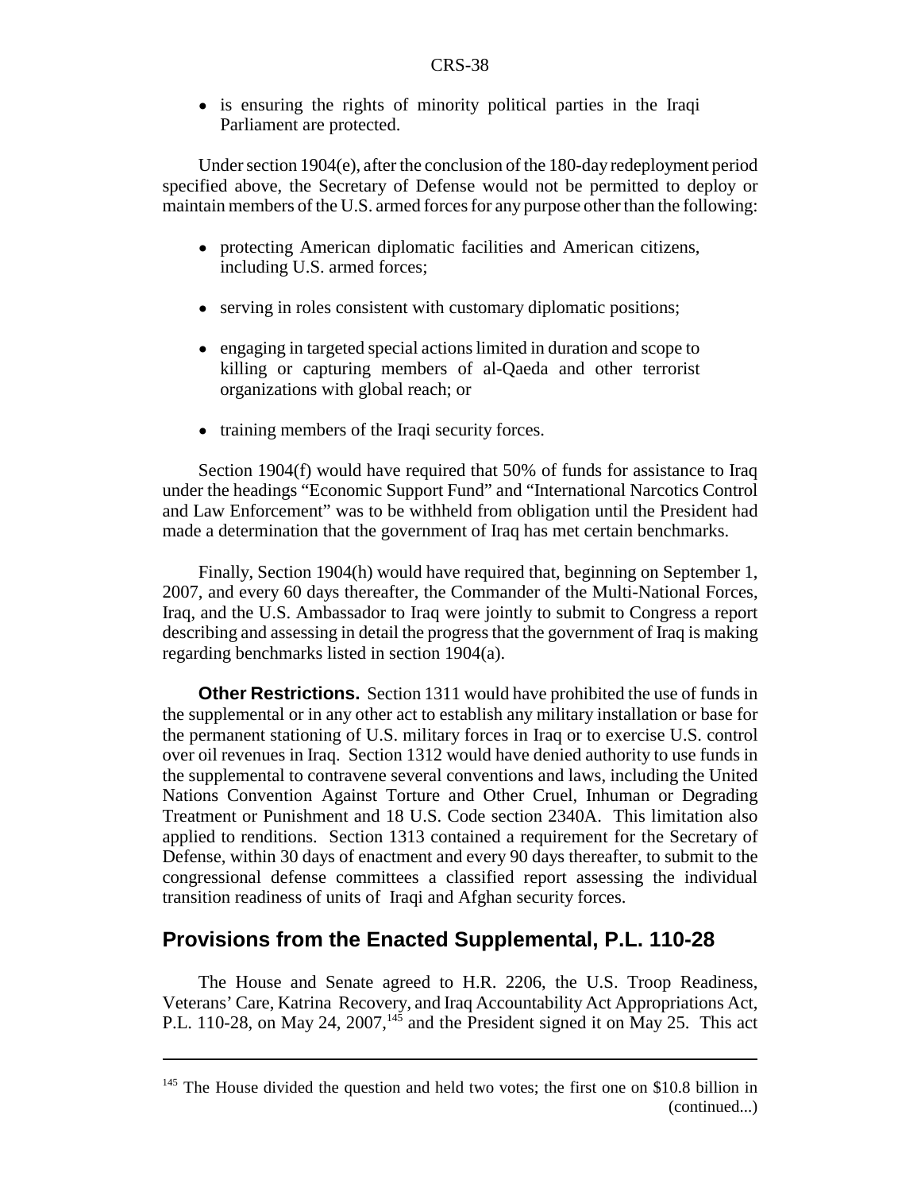- is ensuring the rights of minority political parties in the Iraqi Parliament are protected.

Under section 1904(e), after the conclusion of the 180-day redeployment period specified above, the Secretary of Defense would not be permitted to deploy or maintain members of the U.S. armed forces for any purpose other than the following:

- protecting American diplomatic facilities and American citizens, including U.S. armed forces;
- serving in roles consistent with customary diplomatic positions;
- engaging in targeted special actions limited in duration and scope to killing or capturing members of al-Qaeda and other terrorist organizations with global reach; or
- training members of the Iraqi security forces.

Section 1904(f) would have required that 50% of funds for assistance to Iraq under the headings "Economic Support Fund" and "International Narcotics Control and Law Enforcement" was to be withheld from obligation until the President had made a determination that the government of Iraq has met certain benchmarks.

Finally, Section 1904(h) would have required that, beginning on September 1, 2007, and every 60 days thereafter, the Commander of the Multi-National Forces, Iraq, and the U.S. Ambassador to Iraq were jointly to submit to Congress a report describing and assessing in detail the progress that the government of Iraq is making regarding benchmarks listed in section 1904(a).

**Other Restrictions.** Section 1311 would have prohibited the use of funds in the supplemental or in any other act to establish any military installation or base for the permanent stationing of U.S. military forces in Iraq or to exercise U.S. control over oil revenues in Iraq. Section 1312 would have denied authority to use funds in the supplemental to contravene several conventions and laws, including the United Nations Convention Against Torture and Other Cruel, Inhuman or Degrading Treatment or Punishment and 18 U.S. Code section 2340A. This limitation also applied to renditions. Section 1313 contained a requirement for the Secretary of Defense, within 30 days of enactment and every 90 days thereafter, to submit to the congressional defense committees a classified report assessing the individual transition readiness of units of Iraqi and Afghan security forces.

## Provisions from the Enacted Supplemental, P.L. 110-28

The House and Senate agreed to H.R. 2206, the U.S. Troop Readiness, Veterans' Care, Katrina Recovery, and Iraq Accountability Act Appropriations Act, P.L. 110-28, on May 24, 2007,[145] and the President signed it on May 25. This act

[145] The House divided the question and held two votes; the first one on $10.8 billion in (continued...)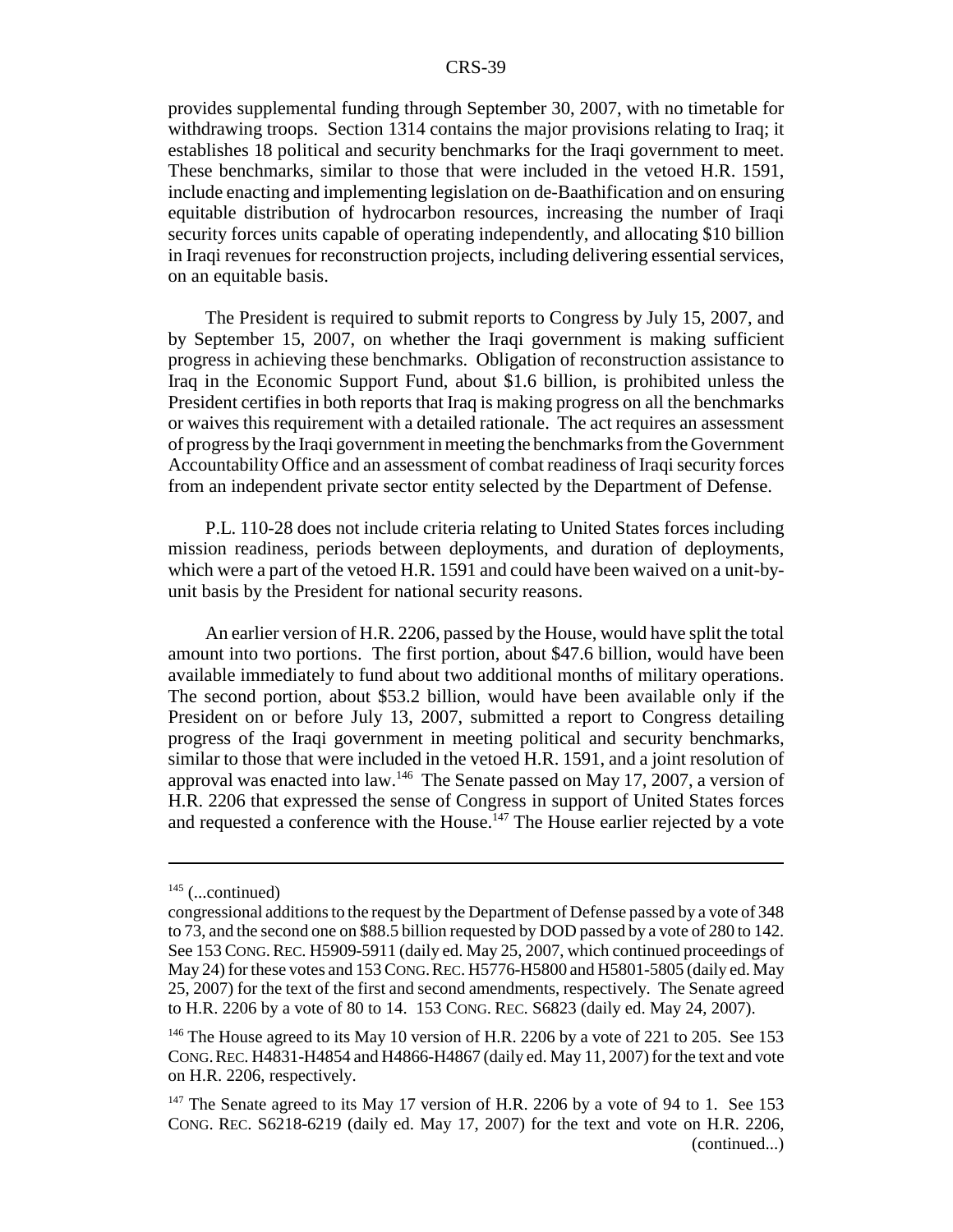provides supplemental funding through September 30, 2007, with no timetable for withdrawing troops. Section 1314 contains the major provisions relating to Iraq; it establishes 18 political and security benchmarks for the Iraqi government to meet. These benchmarks, similar to those that were included in the vetoed H.R. 1591, include enacting and implementing legislation on de-Baathification and on ensuring equitable distribution of hydrocarbon resources, increasing the number of Iraqi security forces units capable of operating independently, and allocating \$10 billion in Iraqi revenues for reconstruction projects, including delivering essential services, on an equitable basis.

The President is required to submit reports to Congress by July 15, 2007, and by September 15, 2007, on whether the Iraqi government is making sufficient progress in achieving these benchmarks. Obligation of reconstruction assistance to Iraq in the Economic Support Fund, about \$1.6 billion, is prohibited unless the President certifies in both reports that Iraq is making progress on all the benchmarks or waives this requirement with a detailed rationale. The act requires an assessment of progress by the Iraqi government in meeting the benchmarks from the Government Accountability Office and an assessment of combat readiness of Iraqi security forces from an independent private sector entity selected by the Department of Defense.

P.L. 110-28 does not include criteria relating to United States forces including mission readiness, periods between deployments, and duration of deployments, which were a part of the vetoed H.R. 1591 and could have been waived on a unit-by-unit basis by the President for national security reasons.

An earlier version of H.R. 2206, passed by the House, would have split the total amount into two portions. The first portion, about \$47.6 billion, would have been available immediately to fund about two additional months of military operations. The second portion, about \$53.2 billion, would have been available only if the President on or before July 13, 2007, submitted a report to Congress detailing progress of the Iraqi government in meeting political and security benchmarks, similar to those that were included in the vetoed H.R. 1591, and a joint resolution of approval was enacted into law.[146] The Senate passed on May 17, 2007, a version of H.R. 2206 that expressed the sense of Congress in support of United States forces and requested a conference with the House.[147] The House earlier rejected by a vote

---

[145] (...continued)
congressional additions to the request by the Department of Defense passed by a vote of 348 to 73, and the second one on \$88.5 billion requested by DOD passed by a vote of 280 to 142. See 153 CONG. REC. H5909-5911 (daily ed. May 25, 2007, which continued proceedings of May 24) for these votes and 153 CONG. REC. H5776-H5800 and H5801-5805 (daily ed. May 25, 2007) for the text of the first and second amendments, respectively. The Senate agreed to H.R. 2206 by a vote of 80 to 14. 153 CONG. REC. S6823 (daily ed. May 24, 2007).

[146] The House agreed to its May 10 version of H.R. 2206 by a vote of 221 to 205. See 153 CONG. REC. H4831-H4854 and H4866-H4867 (daily ed. May 11, 2007) for the text and vote on H.R. 2206, respectively.

[147] The Senate agreed to its May 17 version of H.R. 2206 by a vote of 94 to 1. See 153 CONG. REC. S6218-6219 (daily ed. May 17, 2007) for the text and vote on H.R. 2206, (continued...)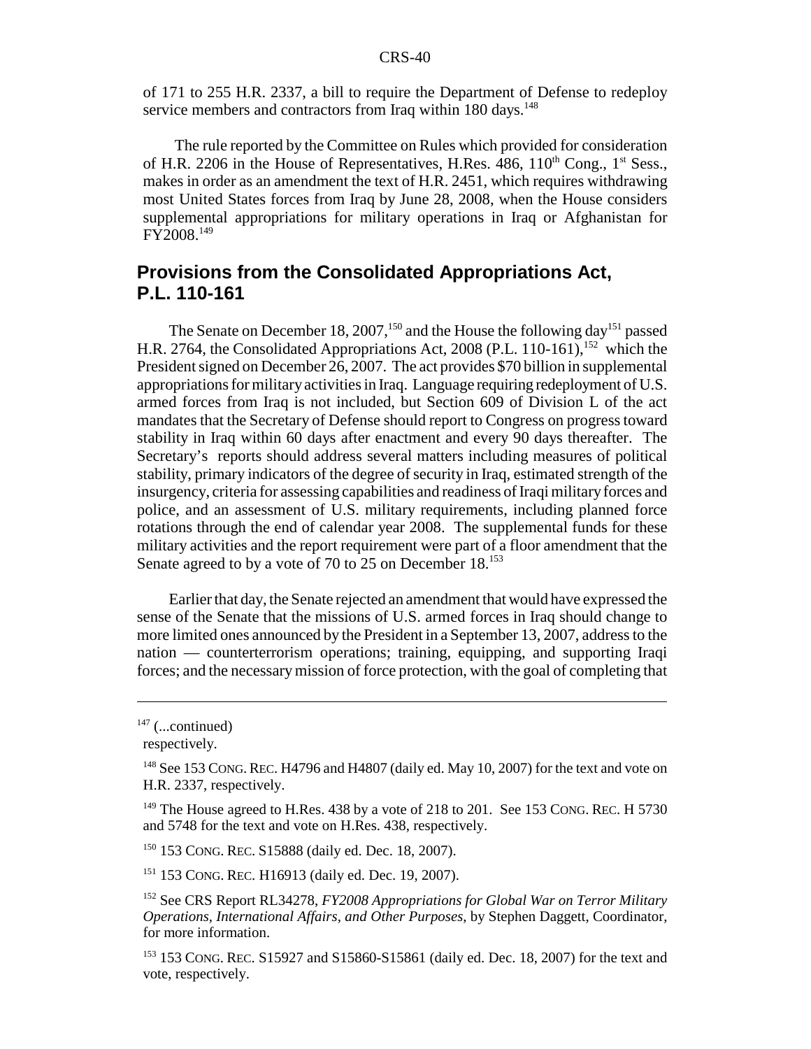of 171 to 255 H.R. 2337, a bill to require the Department of Defense to redeploy service members and contractors from Iraq within 180 days.[148]

The rule reported by the Committee on Rules which provided for consideration of H.R. 2206 in the House of Representatives, H.Res. 486, 110th Cong., 1st Sess., makes in order as an amendment the text of H.R. 2451, which requires withdrawing most United States forces from Iraq by June 28, 2008, when the House considers supplemental appropriations for military operations in Iraq or Afghanistan for FY2008.[149]

## Provisions from the Consolidated Appropriations Act, P.L. 110-161

The Senate on December 18, 2007,[150] and the House the following day[151] passed H.R. 2764, the Consolidated Appropriations Act, 2008 (P.L. 110-161),[152] which the President signed on December 26, 2007. The act provides $70 billion in supplemental appropriations for military activities in Iraq. Language requiring redeployment of U.S. armed forces from Iraq is not included, but Section 609 of Division L of the act mandates that the Secretary of Defense should report to Congress on progress toward stability in Iraq within 60 days after enactment and every 90 days thereafter. The Secretary's reports should address several matters including measures of political stability, primary indicators of the degree of security in Iraq, estimated strength of the insurgency, criteria for assessing capabilities and readiness of Iraqi military forces and police, and an assessment of U.S. military requirements, including planned force rotations through the end of calendar year 2008. The supplemental funds for these military activities and the report requirement were part of a floor amendment that the Senate agreed to by a vote of 70 to 25 on December 18.[153]

Earlier that day, the Senate rejected an amendment that would have expressed the sense of the Senate that the missions of U.S. armed forces in Iraq should change to more limited ones announced by the President in a September 13, 2007, address to the nation — counterterrorism operations; training, equipping, and supporting Iraqi forces; and the necessary mission of force protection, with the goal of completing that

---

[147] (...continued) respectively.

[148] See 153 Cong. Rec. H4796 and H4807 (daily ed. May 10, 2007) for the text and vote on H.R. 2337, respectively.

[149] The House agreed to H.Res. 438 by a vote of 218 to 201. See 153 Cong. Rec. H 5730 and 5748 for the text and vote on H.Res. 438, respectively.

[150] 153 Cong. Rec. S15888 (daily ed. Dec. 18, 2007).

[151] 153 Cong. Rec. H16913 (daily ed. Dec. 19, 2007).

[152] See CRS Report RL34278, *FY2008 Appropriations for Global War on Terror Military Operations, International Affairs, and Other Purposes*, by Stephen Daggett, Coordinator, for more information.

[153] 153 Cong. Rec. S15927 and S15860-S15861 (daily ed. Dec. 18, 2007) for the text and vote, respectively.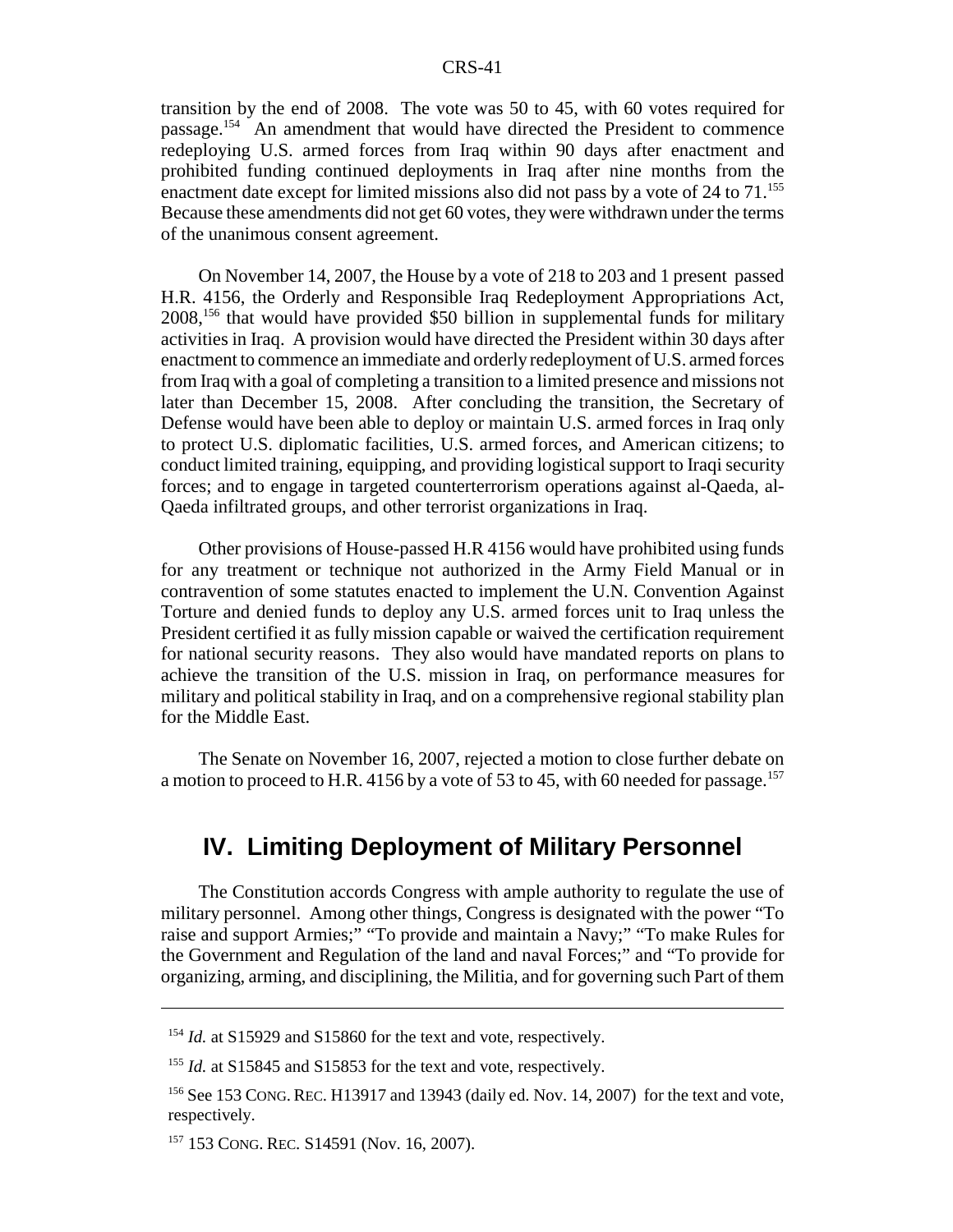transition by the end of 2008. The vote was 50 to 45, with 60 votes required for passage.[154] An amendment that would have directed the President to commence redeploying U.S. armed forces from Iraq within 90 days after enactment and prohibited funding continued deployments in Iraq after nine months from the enactment date except for limited missions also did not pass by a vote of 24 to 71.[155] Because these amendments did not get 60 votes, they were withdrawn under the terms of the unanimous consent agreement.

On November 14, 2007, the House by a vote of 218 to 203 and 1 present passed H.R. 4156, the Orderly and Responsible Iraq Redeployment Appropriations Act, 2008,[156] that would have provided $50 billion in supplemental funds for military activities in Iraq. A provision would have directed the President within 30 days after enactment to commence an immediate and orderly redeployment of U.S. armed forces from Iraq with a goal of completing a transition to a limited presence and missions not later than December 15, 2008. After concluding the transition, the Secretary of Defense would have been able to deploy or maintain U.S. armed forces in Iraq only to protect U.S. diplomatic facilities, U.S. armed forces, and American citizens; to conduct limited training, equipping, and providing logistical support to Iraqi security forces; and to engage in targeted counterterrorism operations against al-Qaeda, al-Qaeda infiltrated groups, and other terrorist organizations in Iraq.

Other provisions of House-passed H.R 4156 would have prohibited using funds for any treatment or technique not authorized in the Army Field Manual or in contravention of some statutes enacted to implement the U.N. Convention Against Torture and denied funds to deploy any U.S. armed forces unit to Iraq unless the President certified it as fully mission capable or waived the certification requirement for national security reasons. They also would have mandated reports on plans to achieve the transition of the U.S. mission in Iraq, on performance measures for military and political stability in Iraq, and on a comprehensive regional stability plan for the Middle East.

The Senate on November 16, 2007, rejected a motion to close further debate on a motion to proceed to H.R. 4156 by a vote of 53 to 45, with 60 needed for passage.[157]

## IV. Limiting Deployment of Military Personnel

The Constitution accords Congress with ample authority to regulate the use of military personnel. Among other things, Congress is designated with the power "To raise and support Armies;" "To provide and maintain a Navy;" "To make Rules for the Government and Regulation of the land and naval Forces;" and "To provide for organizing, arming, and disciplining, the Militia, and for governing such Part of them

---

[154] *Id.* at S15929 and S15860 for the text and vote, respectively.

[155] *Id.* at S15845 and S15853 for the text and vote, respectively.

[156] See 153 CONG. REC. H13917 and 13943 (daily ed. Nov. 14, 2007) for the text and vote, respectively.

[157] 153 CONG. REC. S14591 (Nov. 16, 2007).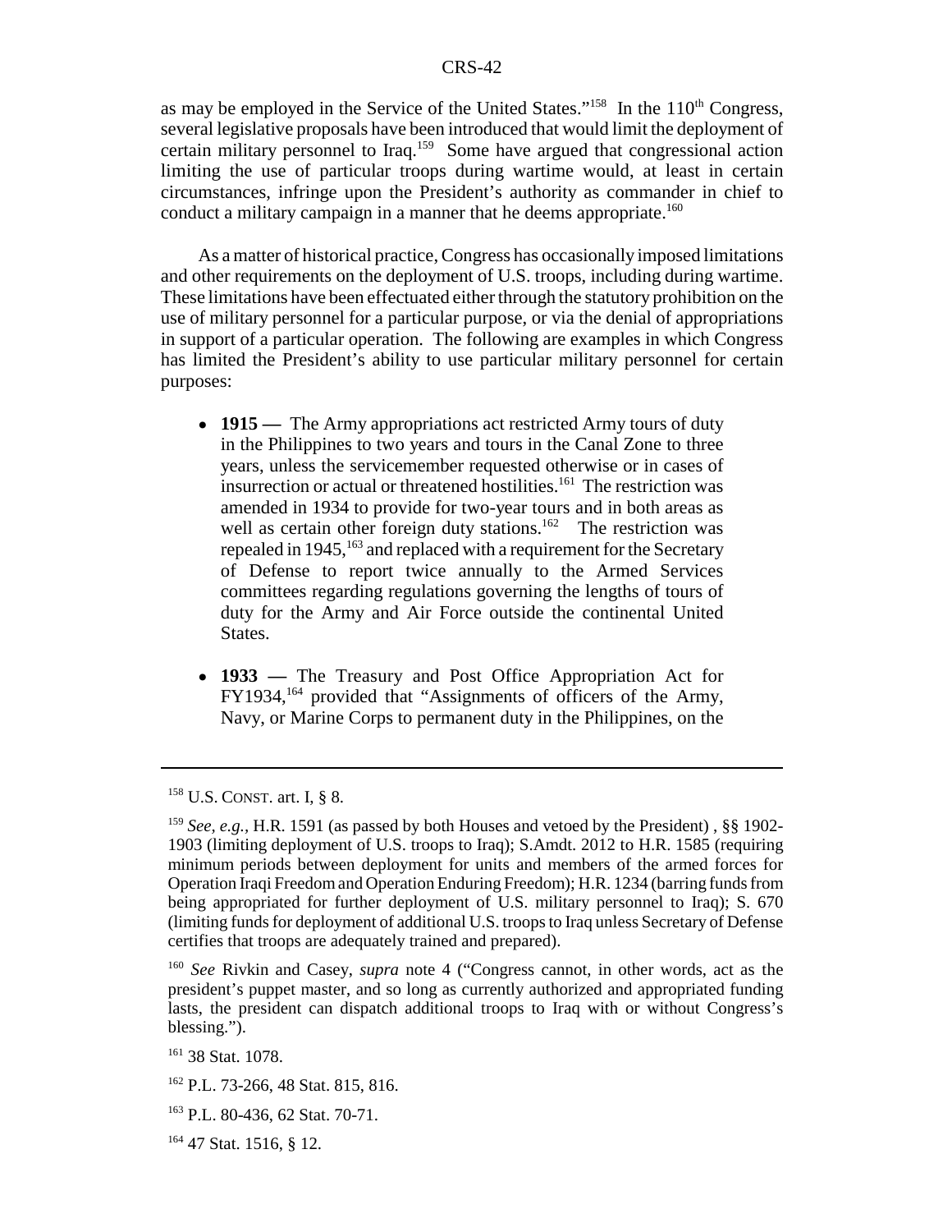as may be employed in the Service of the United States."[158] In the 110th Congress, several legislative proposals have been introduced that would limit the deployment of certain military personnel to Iraq.[159] Some have argued that congressional action limiting the use of particular troops during wartime would, at least in certain circumstances, infringe upon the President's authority as commander in chief to conduct a military campaign in a manner that he deems appropriate.[160]

As a matter of historical practice, Congress has occasionally imposed limitations and other requirements on the deployment of U.S. troops, including during wartime. These limitations have been effectuated either through the statutory prohibition on the use of military personnel for a particular purpose, or via the denial of appropriations in support of a particular operation. The following are examples in which Congress has limited the President's ability to use particular military personnel for certain purposes:

- **1915 —** The Army appropriations act restricted Army tours of duty in the Philippines to two years and tours in the Canal Zone to three years, unless the servicemember requested otherwise or in cases of insurrection or actual or threatened hostilities.[161] The restriction was amended in 1934 to provide for two-year tours and in both areas as well as certain other foreign duty stations.[162] The restriction was repealed in 1945,[163] and replaced with a requirement for the Secretary of Defense to report twice annually to the Armed Services committees regarding regulations governing the lengths of tours of duty for the Army and Air Force outside the continental United States.

- **1933 —** The Treasury and Post Office Appropriation Act for FY1934,[164] provided that "Assignments of officers of the Army, Navy, or Marine Corps to permanent duty in the Philippines, on the

---

[158] U.S. CONST. art. I, § 8.

[159] *See, e.g.,* H.R. 1591 (as passed by both Houses and vetoed by the President) , §§ 1902-1903 (limiting deployment of U.S. troops to Iraq); S.Amdt. 2012 to H.R. 1585 (requiring minimum periods between deployment for units and members of the armed forces for Operation Iraqi Freedom and Operation Enduring Freedom); H.R. 1234 (barring funds from being appropriated for further deployment of U.S. military personnel to Iraq); S. 670 (limiting funds for deployment of additional U.S. troops to Iraq unless Secretary of Defense certifies that troops are adequately trained and prepared).

[160] *See* Rivkin and Casey, *supra* note 4 ("Congress cannot, in other words, act as the president's puppet master, and so long as currently authorized and appropriated funding lasts, the president can dispatch additional troops to Iraq with or without Congress's blessing.").

[161] 38 Stat. 1078.

[162] P.L. 73-266, 48 Stat. 815, 816.

[163] P.L. 80-436, 62 Stat. 70-71.

[164] 47 Stat. 1516, § 12.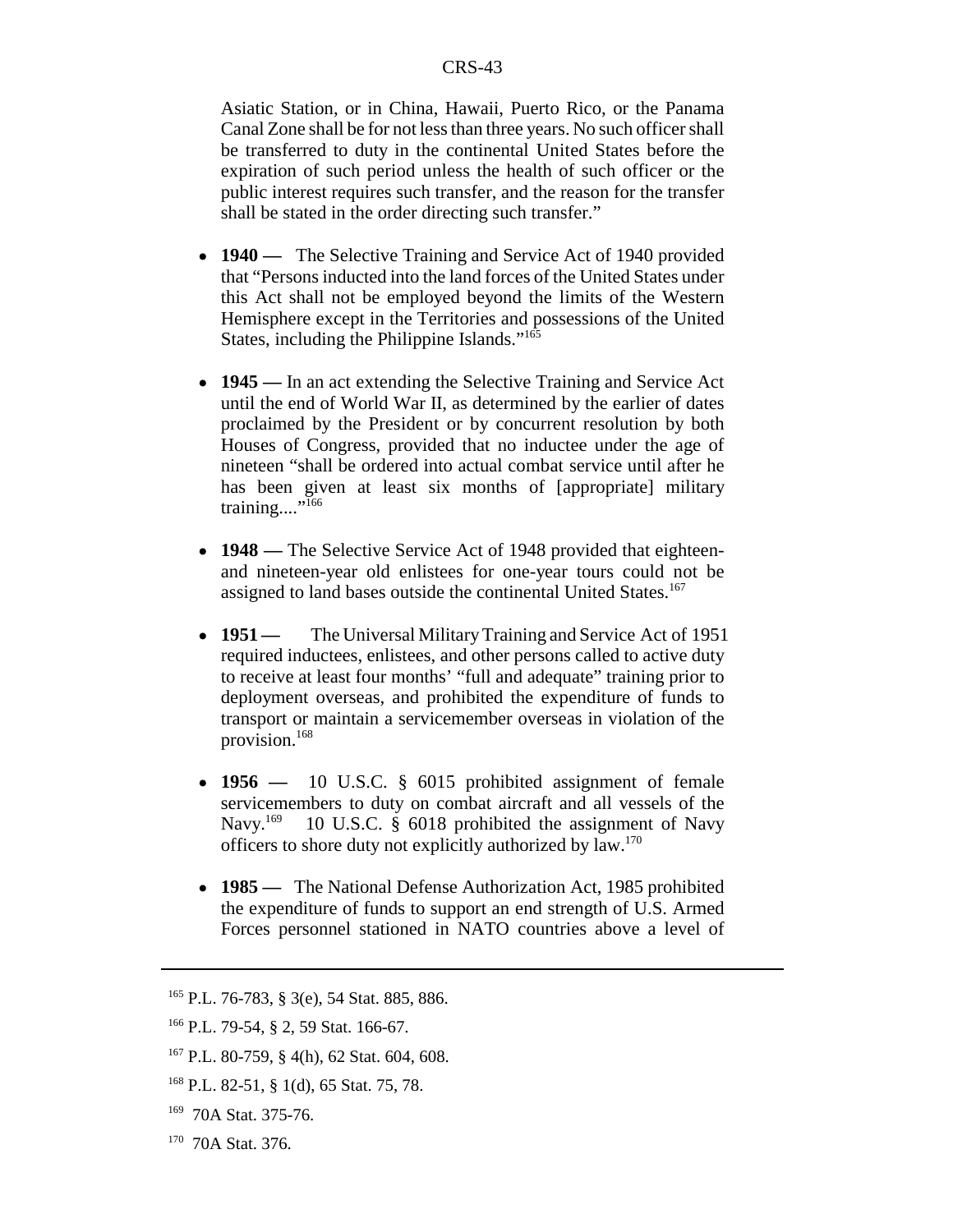Asiatic Station, or in China, Hawaii, Puerto Rico, or the Panama Canal Zone shall be for not less than three years. No such officer shall be transferred to duty in the continental United States before the expiration of such period unless the health of such officer or the public interest requires such transfer, and the reason for the transfer shall be stated in the order directing such transfer."

- **1940 —** The Selective Training and Service Act of 1940 provided that "Persons inducted into the land forces of the United States under this Act shall not be employed beyond the limits of the Western Hemisphere except in the Territories and possessions of the United States, including the Philippine Islands."[165]

- **1945 —** In an act extending the Selective Training and Service Act until the end of World War II, as determined by the earlier of dates proclaimed by the President or by concurrent resolution by both Houses of Congress, provided that no inductee under the age of nineteen "shall be ordered into actual combat service until after he has been given at least six months of [appropriate] military training...."[166]

- **1948 —** The Selective Service Act of 1948 provided that eighteen- and nineteen-year old enlistees for one-year tours could not be assigned to land bases outside the continental United States.[167]

- **1951 —** The Universal Military Training and Service Act of 1951 required inductees, enlistees, and other persons called to active duty to receive at least four months' "full and adequate" training prior to deployment overseas, and prohibited the expenditure of funds to transport or maintain a servicemember overseas in violation of the provision.[168]

- **1956 —** 10 U.S.C. § 6015 prohibited assignment of female servicemembers to duty on combat aircraft and all vessels of the Navy.[169] 10 U.S.C. § 6018 prohibited the assignment of Navy officers to shore duty not explicitly authorized by law.[170]

- **1985 —** The National Defense Authorization Act, 1985 prohibited the expenditure of funds to support an end strength of U.S. Armed Forces personnel stationed in NATO countries above a level of

---

[165] P.L. 76-783, § 3(e), 54 Stat. 885, 886.

[166] P.L. 79-54, § 2, 59 Stat. 166-67.

[167] P.L. 80-759, § 4(h), 62 Stat. 604, 608.

[168] P.L. 82-51, § 1(d), 65 Stat. 75, 78.

[169] 70A Stat. 375-76.

[170] 70A Stat. 376.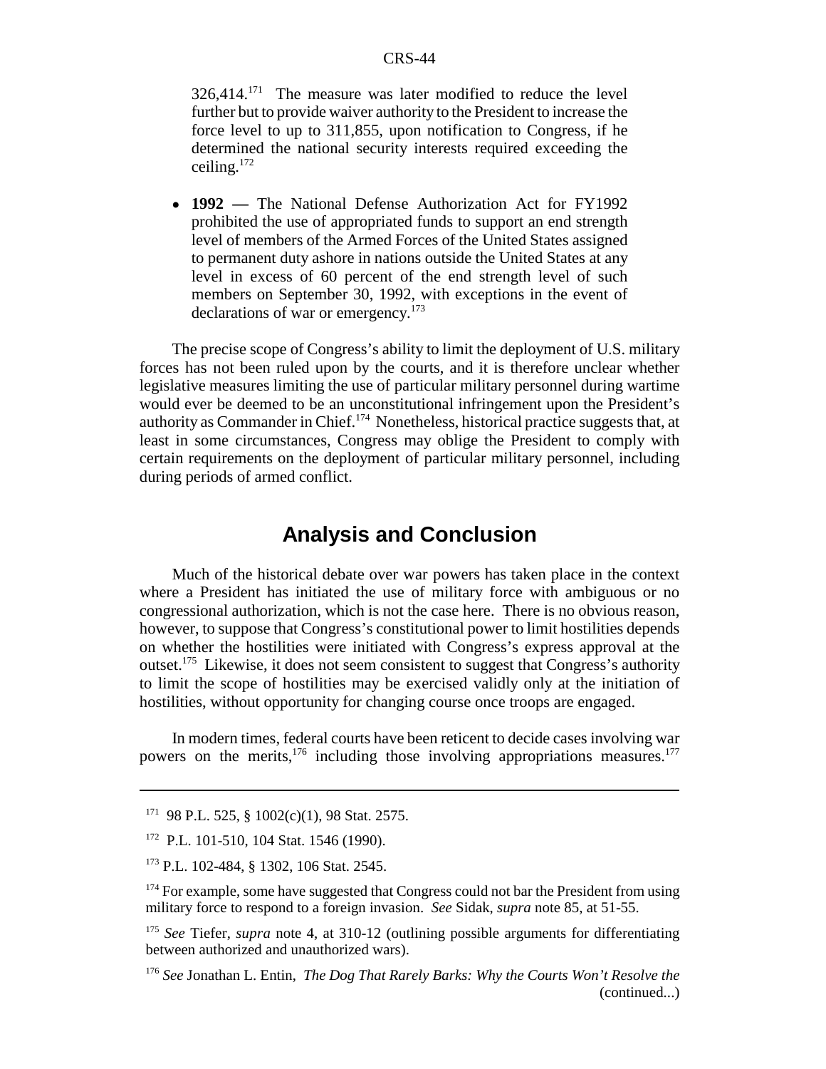326,414.[171] The measure was later modified to reduce the level further but to provide waiver authority to the President to increase the force level to up to 311,855, upon notification to Congress, if he determined the national security interests required exceeding the ceiling.[172]

- **1992 —** The National Defense Authorization Act for FY1992 prohibited the use of appropriated funds to support an end strength level of members of the Armed Forces of the United States assigned to permanent duty ashore in nations outside the United States at any level in excess of 60 percent of the end strength level of such members on September 30, 1992, with exceptions in the event of declarations of war or emergency.[173]

The precise scope of Congress's ability to limit the deployment of U.S. military forces has not been ruled upon by the courts, and it is therefore unclear whether legislative measures limiting the use of particular military personnel during wartime would ever be deemed to be an unconstitutional infringement upon the President's authority as Commander in Chief.[174] Nonetheless, historical practice suggests that, at least in some circumstances, Congress may oblige the President to comply with certain requirements on the deployment of particular military personnel, including during periods of armed conflict.

## Analysis and Conclusion

Much of the historical debate over war powers has taken place in the context where a President has initiated the use of military force with ambiguous or no congressional authorization, which is not the case here. There is no obvious reason, however, to suppose that Congress's constitutional power to limit hostilities depends on whether the hostilities were initiated with Congress's express approval at the outset.[175] Likewise, it does not seem consistent to suggest that Congress's authority to limit the scope of hostilities may be exercised validly only at the initiation of hostilities, without opportunity for changing course once troops are engaged.

In modern times, federal courts have been reticent to decide cases involving war powers on the merits,[176] including those involving appropriations measures.[177]

---

[171] 98 P.L. 525, § 1002(c)(1), 98 Stat. 2575.

[172] P.L. 101-510, 104 Stat. 1546 (1990).

[173] P.L. 102-484, § 1302, 106 Stat. 2545.

[174] For example, some have suggested that Congress could not bar the President from using military force to respond to a foreign invasion. *See* Sidak, *supra* note 85, at 51-55.

[175] *See* Tiefer, *supra* note 4, at 310-12 (outlining possible arguments for differentiating between authorized and unauthorized wars).

[176] *See* Jonathan L. Entin, *The Dog That Rarely Barks: Why the Courts Won't Resolve the* (continued...)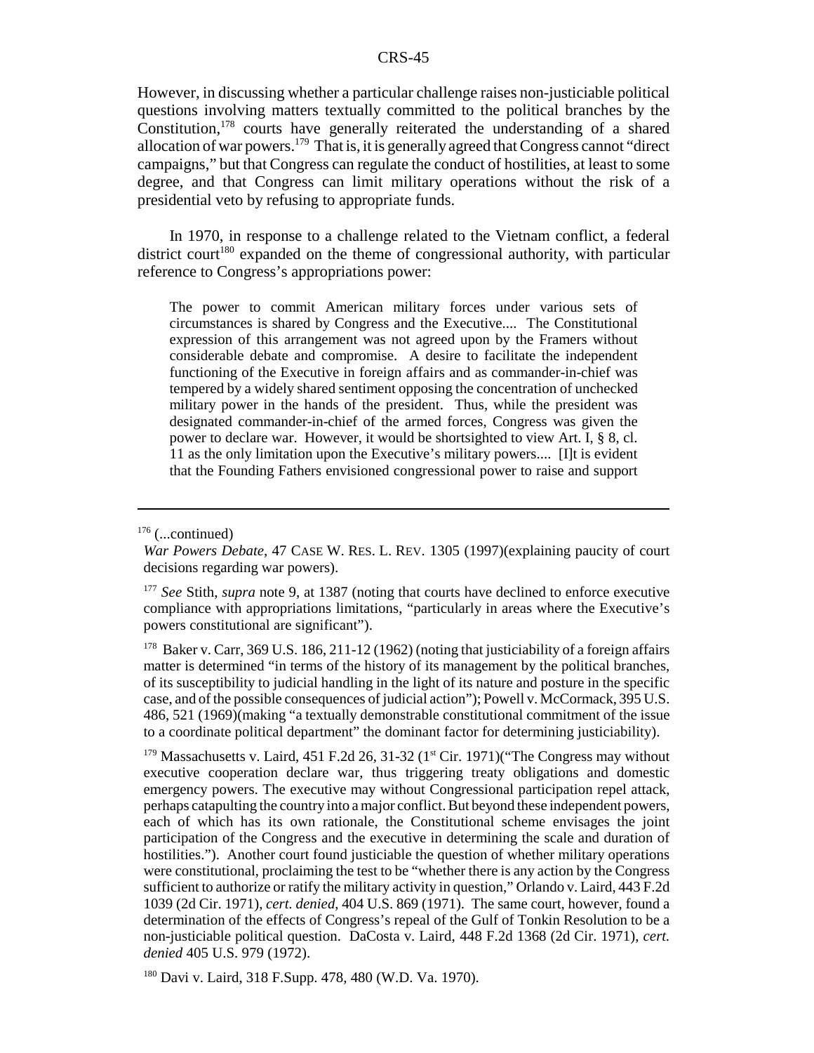However, in discussing whether a particular challenge raises non-justiciable political questions involving matters textually committed to the political branches by the Constitution,[178] courts have generally reiterated the understanding of a shared allocation of war powers.[179] That is, it is generally agreed that Congress cannot "direct campaigns," but that Congress can regulate the conduct of hostilities, at least to some degree, and that Congress can limit military operations without the risk of a presidential veto by refusing to appropriate funds.

In 1970, in response to a challenge related to the Vietnam conflict, a federal district court[180] expanded on the theme of congressional authority, with particular reference to Congress's appropriations power:

> The power to commit American military forces under various sets of circumstances is shared by Congress and the Executive.... The Constitutional expression of this arrangement was not agreed upon by the Framers without considerable debate and compromise. A desire to facilitate the independent functioning of the Executive in foreign affairs and as commander-in-chief was tempered by a widely shared sentiment opposing the concentration of unchecked military power in the hands of the president. Thus, while the president was designated commander-in-chief of the armed forces, Congress was given the power to declare war. However, it would be shortsighted to view Art. I, § 8, cl. 11 as the only limitation upon the Executive's military powers.... [I]t is evident that the Founding Fathers envisioned congressional power to raise and support

---

[176] (...continued)
*War Powers Debate*, 47 CASE W. RES. L. REV. 1305 (1997)(explaining paucity of court decisions regarding war powers).

[177] *See* Stith, *supra* note 9, at 1387 (noting that courts have declined to enforce executive compliance with appropriations limitations, "particularly in areas where the Executive's powers constitutional are significant").

[178] Baker v. Carr, 369 U.S. 186, 211-12 (1962) (noting that justiciability of a foreign affairs matter is determined "in terms of the history of its management by the political branches, of its susceptibility to judicial handling in the light of its nature and posture in the specific case, and of the possible consequences of judicial action"); Powell v. McCormack, 395 U.S. 486, 521 (1969)(making "a textually demonstrable constitutional commitment of the issue to a coordinate political department" the dominant factor for determining justiciability).

[179] Massachusetts v. Laird, 451 F.2d 26, 31-32 (1st Cir. 1971)("The Congress may without executive cooperation declare war, thus triggering treaty obligations and domestic emergency powers. The executive may without Congressional participation repel attack, perhaps catapulting the country into a major conflict. But beyond these independent powers, each of which has its own rationale, the Constitutional scheme envisages the joint participation of the Congress and the executive in determining the scale and duration of hostilities."). Another court found justiciable the question of whether military operations were constitutional, proclaiming the test to be "whether there is any action by the Congress sufficient to authorize or ratify the military activity in question," Orlando v. Laird, 443 F.2d 1039 (2d Cir. 1971), *cert. denied*, 404 U.S. 869 (1971). The same court, however, found a determination of the effects of Congress's repeal of the Gulf of Tonkin Resolution to be a non-justiciable political question. DaCosta v. Laird, 448 F.2d 1368 (2d Cir. 1971), *cert. denied* 405 U.S. 979 (1972).

[180] Davi v. Laird, 318 F.Supp. 478, 480 (W.D. Va. 1970).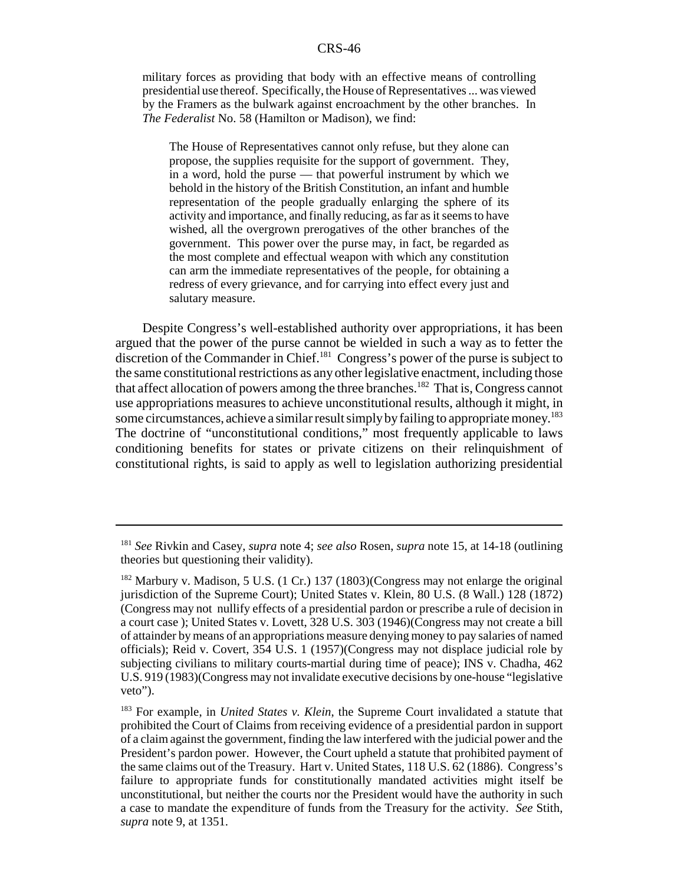military forces as providing that body with an effective means of controlling presidential use thereof. Specifically, the House of Representatives ... was viewed by the Framers as the bulwark against encroachment by the other branches. In *The Federalist* No. 58 (Hamilton or Madison), we find:

> The House of Representatives cannot only refuse, but they alone can propose, the supplies requisite for the support of government. They, in a word, hold the purse — that powerful instrument by which we behold in the history of the British Constitution, an infant and humble representation of the people gradually enlarging the sphere of its activity and importance, and finally reducing, as far as it seems to have wished, all the overgrown prerogatives of the other branches of the government. This power over the purse may, in fact, be regarded as the most complete and effectual weapon with which any constitution can arm the immediate representatives of the people, for obtaining a redress of every grievance, and for carrying into effect every just and salutary measure.

Despite Congress's well-established authority over appropriations, it has been argued that the power of the purse cannot be wielded in such a way as to fetter the discretion of the Commander in Chief.[181] Congress's power of the purse is subject to the same constitutional restrictions as any other legislative enactment, including those that affect allocation of powers among the three branches.[182] That is, Congress cannot use appropriations measures to achieve unconstitutional results, although it might, in some circumstances, achieve a similar result simply by failing to appropriate money.[183] The doctrine of "unconstitutional conditions," most frequently applicable to laws conditioning benefits for states or private citizens on their relinquishment of constitutional rights, is said to apply as well to legislation authorizing presidential

---

[181] *See* Rivkin and Casey, *supra* note 4; *see also* Rosen, *supra* note 15, at 14-18 (outlining theories but questioning their validity).

[182] Marbury v. Madison, 5 U.S. (1 Cr.) 137 (1803)(Congress may not enlarge the original jurisdiction of the Supreme Court); United States v. Klein, 80 U.S. (8 Wall.) 128 (1872) (Congress may not nullify effects of a presidential pardon or prescribe a rule of decision in a court case ); United States v. Lovett, 328 U.S. 303 (1946)(Congress may not create a bill of attainder by means of an appropriations measure denying money to pay salaries of named officials); Reid v. Covert, 354 U.S. 1 (1957)(Congress may not displace judicial role by subjecting civilians to military courts-martial during time of peace); INS v. Chadha, 462 U.S. 919 (1983)(Congress may not invalidate executive decisions by one-house "legislative veto").

[183] For example, in *United States v. Klein*, the Supreme Court invalidated a statute that prohibited the Court of Claims from receiving evidence of a presidential pardon in support of a claim against the government, finding the law interfered with the judicial power and the President's pardon power. However, the Court upheld a statute that prohibited payment of the same claims out of the Treasury. Hart v. United States, 118 U.S. 62 (1886). Congress's failure to appropriate funds for constitutionally mandated activities might itself be unconstitutional, but neither the courts nor the President would have the authority in such a case to mandate the expenditure of funds from the Treasury for the activity. *See* Stith, *supra* note 9, at 1351.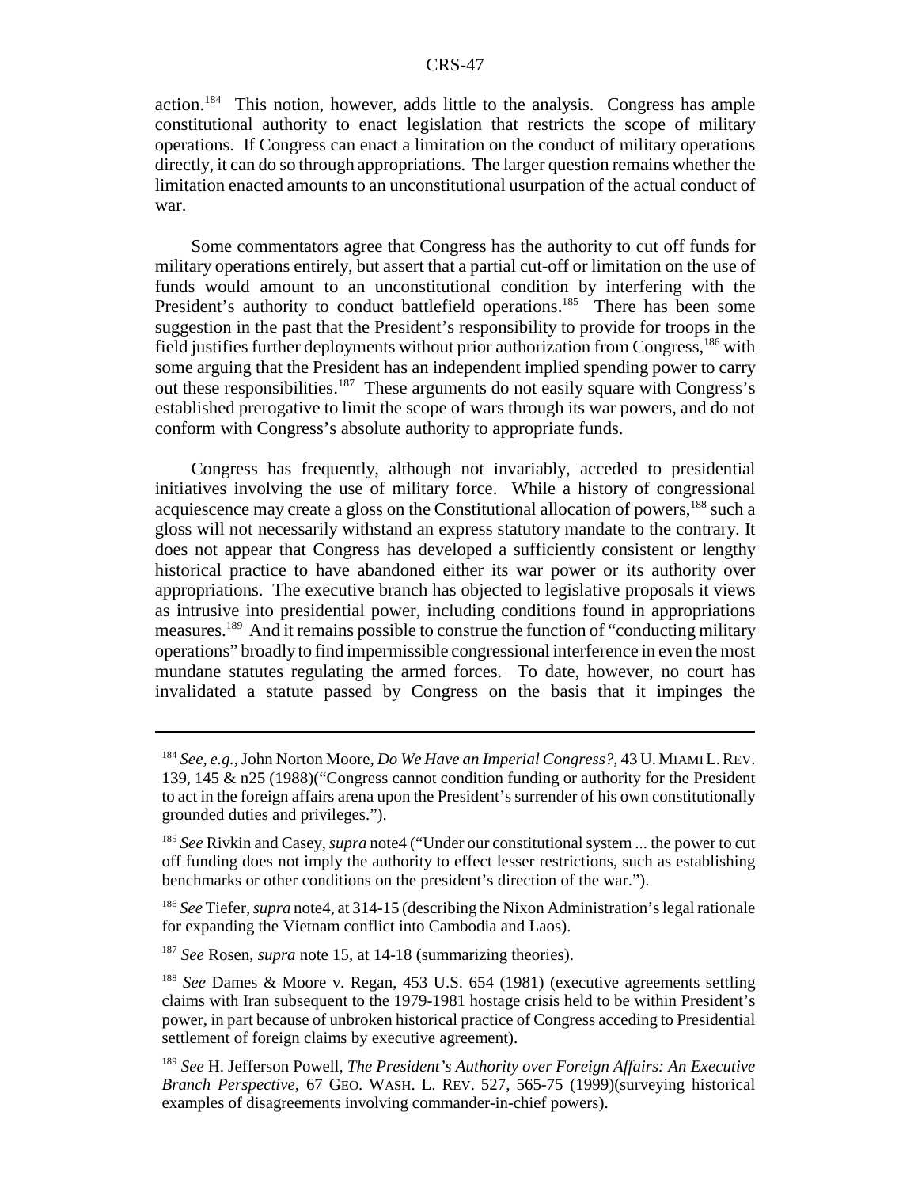action.[184] This notion, however, adds little to the analysis. Congress has ample constitutional authority to enact legislation that restricts the scope of military operations. If Congress can enact a limitation on the conduct of military operations directly, it can do so through appropriations. The larger question remains whether the limitation enacted amounts to an unconstitutional usurpation of the actual conduct of war.

Some commentators agree that Congress has the authority to cut off funds for military operations entirely, but assert that a partial cut-off or limitation on the use of funds would amount to an unconstitutional condition by interfering with the President's authority to conduct battlefield operations.[185] There has been some suggestion in the past that the President's responsibility to provide for troops in the field justifies further deployments without prior authorization from Congress,[186] with some arguing that the President has an independent implied spending power to carry out these responsibilities.[187] These arguments do not easily square with Congress's established prerogative to limit the scope of wars through its war powers, and do not conform with Congress's absolute authority to appropriate funds.

Congress has frequently, although not invariably, acceded to presidential initiatives involving the use of military force. While a history of congressional acquiescence may create a gloss on the Constitutional allocation of powers,[188] such a gloss will not necessarily withstand an express statutory mandate to the contrary. It does not appear that Congress has developed a sufficiently consistent or lengthy historical practice to have abandoned either its war power or its authority over appropriations. The executive branch has objected to legislative proposals it views as intrusive into presidential power, including conditions found in appropriations measures.[189] And it remains possible to construe the function of "conducting military operations" broadly to find impermissible congressional interference in even the most mundane statutes regulating the armed forces. To date, however, no court has invalidated a statute passed by Congress on the basis that it impinges the

---

[184] *See, e.g.*, John Norton Moore, *Do We Have an Imperial Congress?*, 43 U. MIAMI L. REV. 139, 145 & n25 (1988)("Congress cannot condition funding or authority for the President to act in the foreign affairs arena upon the President's surrender of his own constitutionally grounded duties and privileges.").

[185] *See* Rivkin and Casey, *supra* note4 ("Under our constitutional system ... the power to cut off funding does not imply the authority to effect lesser restrictions, such as establishing benchmarks or other conditions on the president's direction of the war.").

[186] *See* Tiefer, *supra* note4, at 314-15 (describing the Nixon Administration's legal rationale for expanding the Vietnam conflict into Cambodia and Laos).

[187] *See* Rosen, *supra* note 15, at 14-18 (summarizing theories).

[188] *See* Dames & Moore v. Regan, 453 U.S. 654 (1981) (executive agreements settling claims with Iran subsequent to the 1979-1981 hostage crisis held to be within President's power, in part because of unbroken historical practice of Congress acceding to Presidential settlement of foreign claims by executive agreement).

[189] *See* H. Jefferson Powell, *The President's Authority over Foreign Affairs: An Executive Branch Perspective*, 67 GEO. WASH. L. REV. 527, 565-75 (1999)(surveying historical examples of disagreements involving commander-in-chief powers).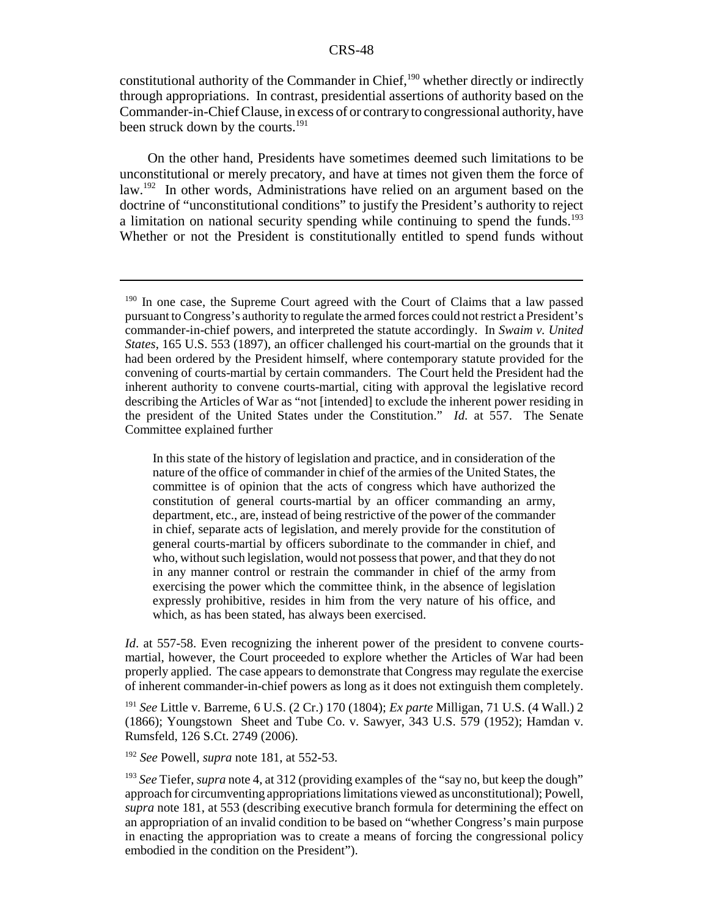constitutional authority of the Commander in Chief,[190] whether directly or indirectly through appropriations. In contrast, presidential assertions of authority based on the Commander-in-Chief Clause, in excess of or contrary to congressional authority, have been struck down by the courts.[191]

On the other hand, Presidents have sometimes deemed such limitations to be unconstitutional or merely precatory, and have at times not given them the force of law.[192] In other words, Administrations have relied on an argument based on the doctrine of "unconstitutional conditions" to justify the President's authority to reject a limitation on national security spending while continuing to spend the funds.[193] Whether or not the President is constitutionally entitled to spend funds without

---

[190] In one case, the Supreme Court agreed with the Court of Claims that a law passed pursuant to Congress's authority to regulate the armed forces could not restrict a President's commander-in-chief powers, and interpreted the statute accordingly. In *Swaim v. United States*, 165 U.S. 553 (1897), an officer challenged his court-martial on the grounds that it had been ordered by the President himself, where contemporary statute provided for the convening of courts-martial by certain commanders. The Court held the President had the inherent authority to convene courts-martial, citing with approval the legislative record describing the Articles of War as "not [intended] to exclude the inherent power residing in the president of the United States under the Constitution." *Id.* at 557. The Senate Committee explained further

> In this state of the history of legislation and practice, and in consideration of the nature of the office of commander in chief of the armies of the United States, the committee is of opinion that the acts of congress which have authorized the constitution of general courts-martial by an officer commanding an army, department, etc., are, instead of being restrictive of the power of the commander in chief, separate acts of legislation, and merely provide for the constitution of general courts-martial by officers subordinate to the commander in chief, and who, without such legislation, would not possess that power, and that they do not in any manner control or restrain the commander in chief of the army from exercising the power which the committee think, in the absence of legislation expressly prohibitive, resides in him from the very nature of his office, and which, as has been stated, has always been exercised.

*Id.* at 557-58. Even recognizing the inherent power of the president to convene courts-martial, however, the Court proceeded to explore whether the Articles of War had been properly applied. The case appears to demonstrate that Congress may regulate the exercise of inherent commander-in-chief powers as long as it does not extinguish them completely.

[191] *See* Little v. Barreme, 6 U.S. (2 Cr.) 170 (1804); *Ex parte* Milligan, 71 U.S. (4 Wall.) 2 (1866); Youngstown Sheet and Tube Co. v. Sawyer, 343 U.S. 579 (1952); Hamdan v. Rumsfeld, 126 S.Ct. 2749 (2006).

[192] *See* Powell, *supra* note 181, at 552-53.

[193] *See* Tiefer, *supra* note 4, at 312 (providing examples of the "say no, but keep the dough" approach for circumventing appropriations limitations viewed as unconstitutional); Powell, *supra* note 181, at 553 (describing executive branch formula for determining the effect on an appropriation of an invalid condition to be based on "whether Congress's main purpose in enacting the appropriation was to create a means of forcing the congressional policy embodied in the condition on the President").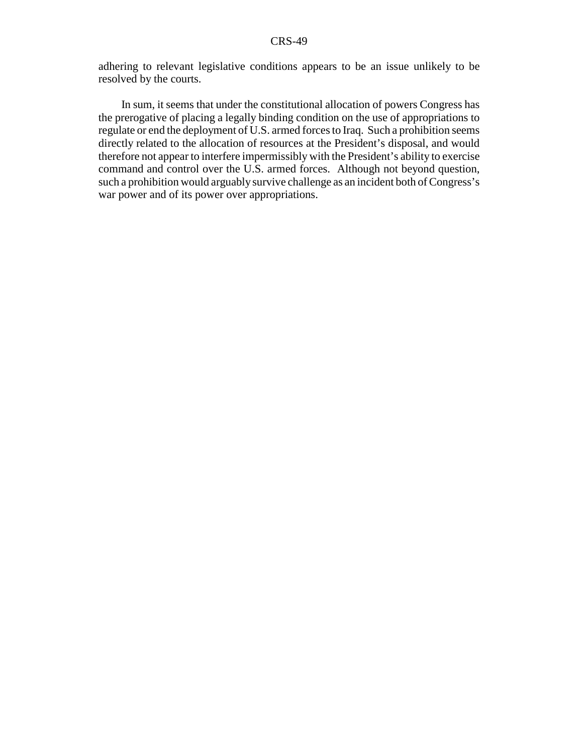adhering to relevant legislative conditions appears to be an issue unlikely to be resolved by the courts.

In sum, it seems that under the constitutional allocation of powers Congress has the prerogative of placing a legally binding condition on the use of appropriations to regulate or end the deployment of U.S. armed forces to Iraq. Such a prohibition seems directly related to the allocation of resources at the President's disposal, and would therefore not appear to interfere impermissibly with the President's ability to exercise command and control over the U.S. armed forces. Although not beyond question, such a prohibition would arguably survive challenge as an incident both of Congress's war power and of its power over appropriations.